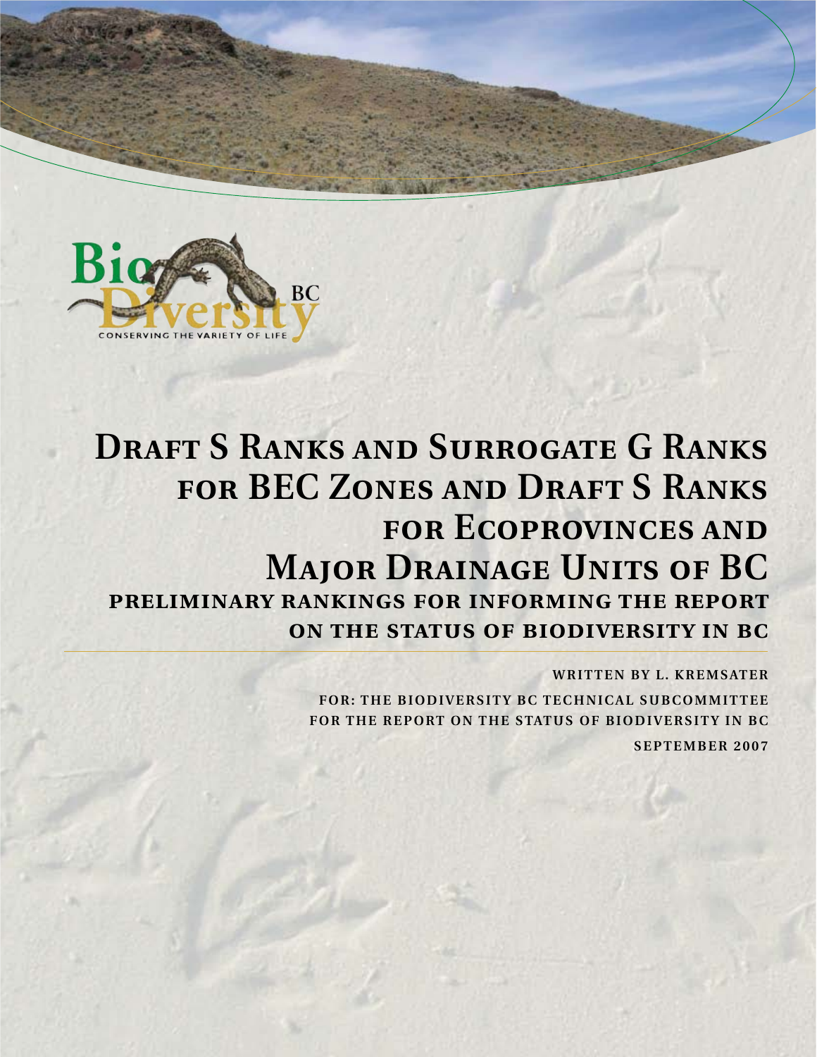Bio Diversity BC

CONSERVING THE VARIETY OF LIFE

# Draft S Ranks and Surrogate G Ranks for BEC Zones and Draft S Ranks for Ecoprovinces and Major Drainage Units of BC

## Preliminary Rankings for Informing the Report on the Status of Biodiversity in BC

WRITTEN BY L. KREMSATER

FOR: THE BIODIVERSITY BC TECHNICAL SUBCOMMITTEE FOR THE REPORT ON THE STATUS OF BIODIVERSITY IN BC

SEPTEMBER 2007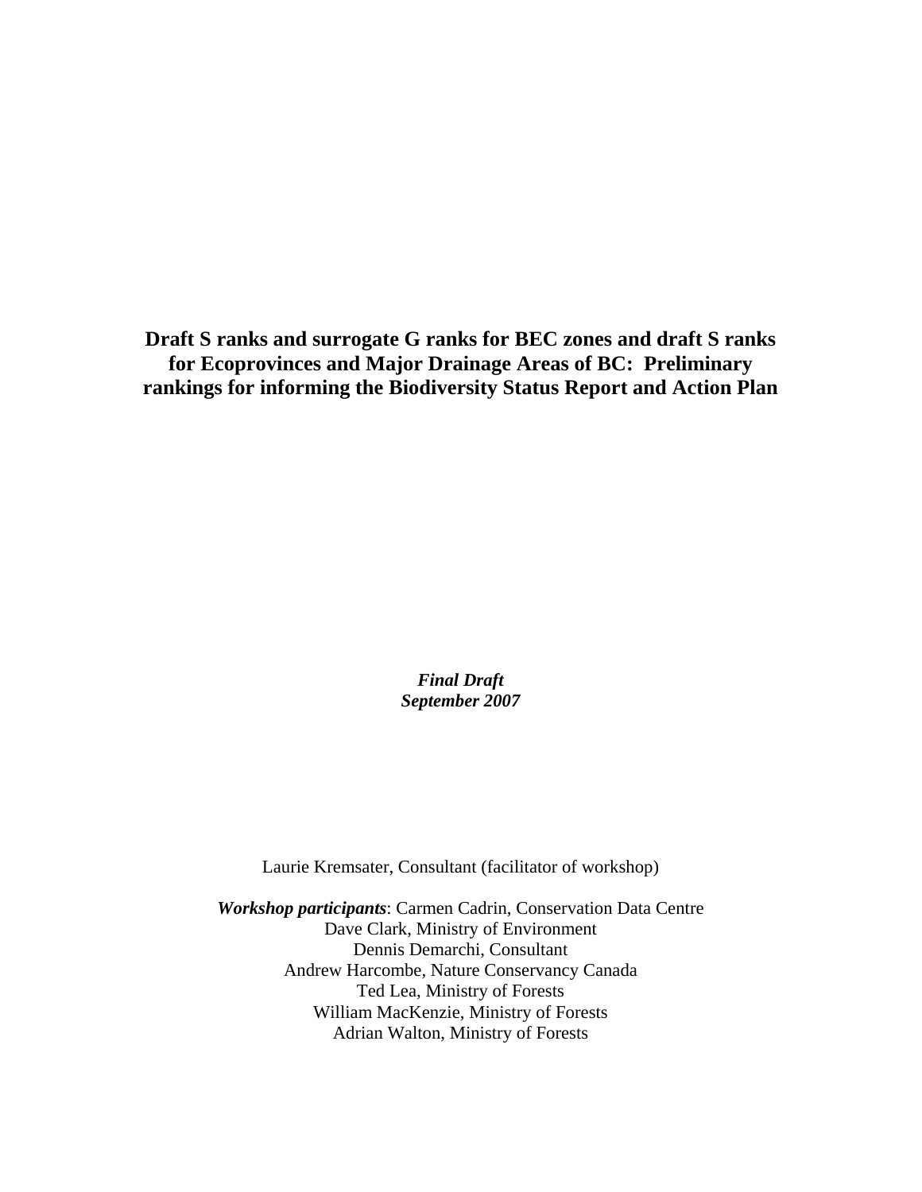# Draft S ranks and surrogate G ranks for BEC zones and draft S ranks for Ecoprovinces and Major Drainage Areas of BC: Preliminary rankings for informing the Biodiversity Status Report and Action Plan

***Final Draft***
***September 2007***

Laurie Kremsater, Consultant (facilitator of workshop)

***Workshop participants***: Carmen Cadrin, Conservation Data Centre
Dave Clark, Ministry of Environment
Dennis Demarchi, Consultant
Andrew Harcombe, Nature Conservancy Canada
Ted Lea, Ministry of Forests
William MacKenzie, Ministry of Forests
Adrian Walton, Ministry of Forests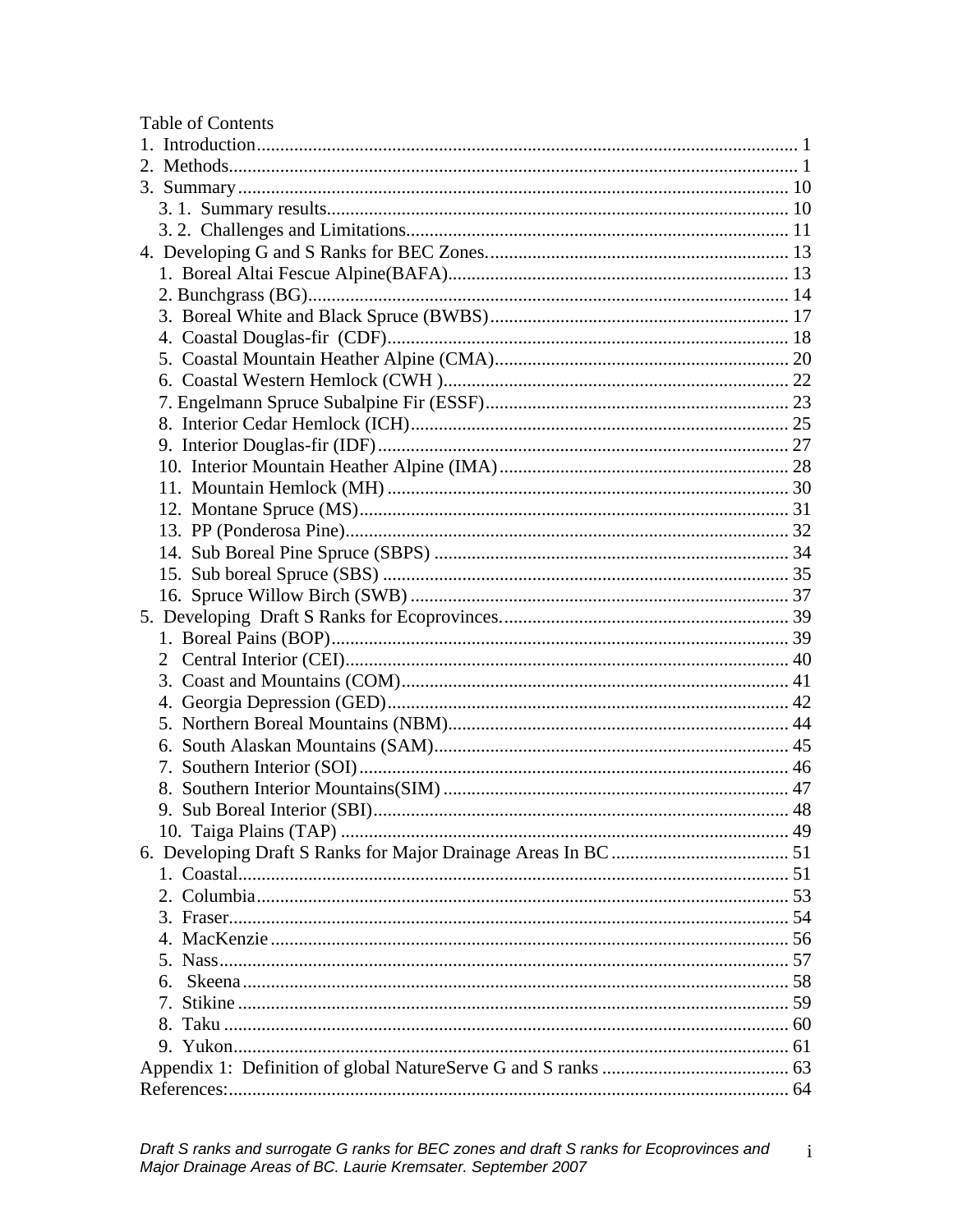Table of Contents

1. Introduction ..... 1
2. Methods ..... 1
3. Summary ..... 10
   - 3. 1. Summary results ..... 10
   - 3. 2. Challenges and Limitations ..... 11
4. Developing G and S Ranks for BEC Zones ..... 13
   - 1. Boreal Altai Fescue Alpine(BAFA) ..... 13
   - 2. Bunchgrass (BG) ..... 14
   - 3. Boreal White and Black Spruce (BWBS) ..... 17
   - 4. Coastal Douglas-fir (CDF) ..... 18
   - 5. Coastal Mountain Heather Alpine (CMA) ..... 20
   - 6. Coastal Western Hemlock (CWH ) ..... 22
   - 7. Engelmann Spruce Subalpine Fir (ESSF) ..... 23
   - 8. Interior Cedar Hemlock (ICH) ..... 25
   - 9. Interior Douglas-fir (IDF) ..... 27
   - 10. Interior Mountain Heather Alpine (IMA) ..... 28
   - 11. Mountain Hemlock (MH) ..... 30
   - 12. Montane Spruce (MS) ..... 31
   - 13. PP (Ponderosa Pine) ..... 32
   - 14. Sub Boreal Pine Spruce (SBPS) ..... 34
   - 15. Sub boreal Spruce (SBS) ..... 35
   - 16. Spruce Willow Birch (SWB) ..... 37
5. Developing Draft S Ranks for Ecoprovinces ..... 39
   - 1. Boreal Pains (BOP) ..... 39
   - 2 Central Interior (CEI) ..... 40
   - 3. Coast and Mountains (COM) ..... 41
   - 4. Georgia Depression (GED) ..... 42
   - 5. Northern Boreal Mountains (NBM) ..... 44
   - 6. South Alaskan Mountains (SAM) ..... 45
   - 7. Southern Interior (SOI) ..... 46
   - 8. Southern Interior Mountains(SIM) ..... 47
   - 9. Sub Boreal Interior (SBI) ..... 48
   - 10. Taiga Plains (TAP) ..... 49
6. Developing Draft S Ranks for Major Drainage Areas In BC ..... 51
   - 1. Coastal ..... 51
   - 2. Columbia ..... 53
   - 3. Fraser ..... 54
   - 4. MacKenzie ..... 56
   - 5. Nass ..... 57
   - 6. Skeena ..... 58
   - 7. Stikine ..... 59
   - 8. Taku ..... 60
   - 9. Yukon ..... 61

Appendix 1: Definition of global NatureServe G and S ranks ..... 63

References: ..... 64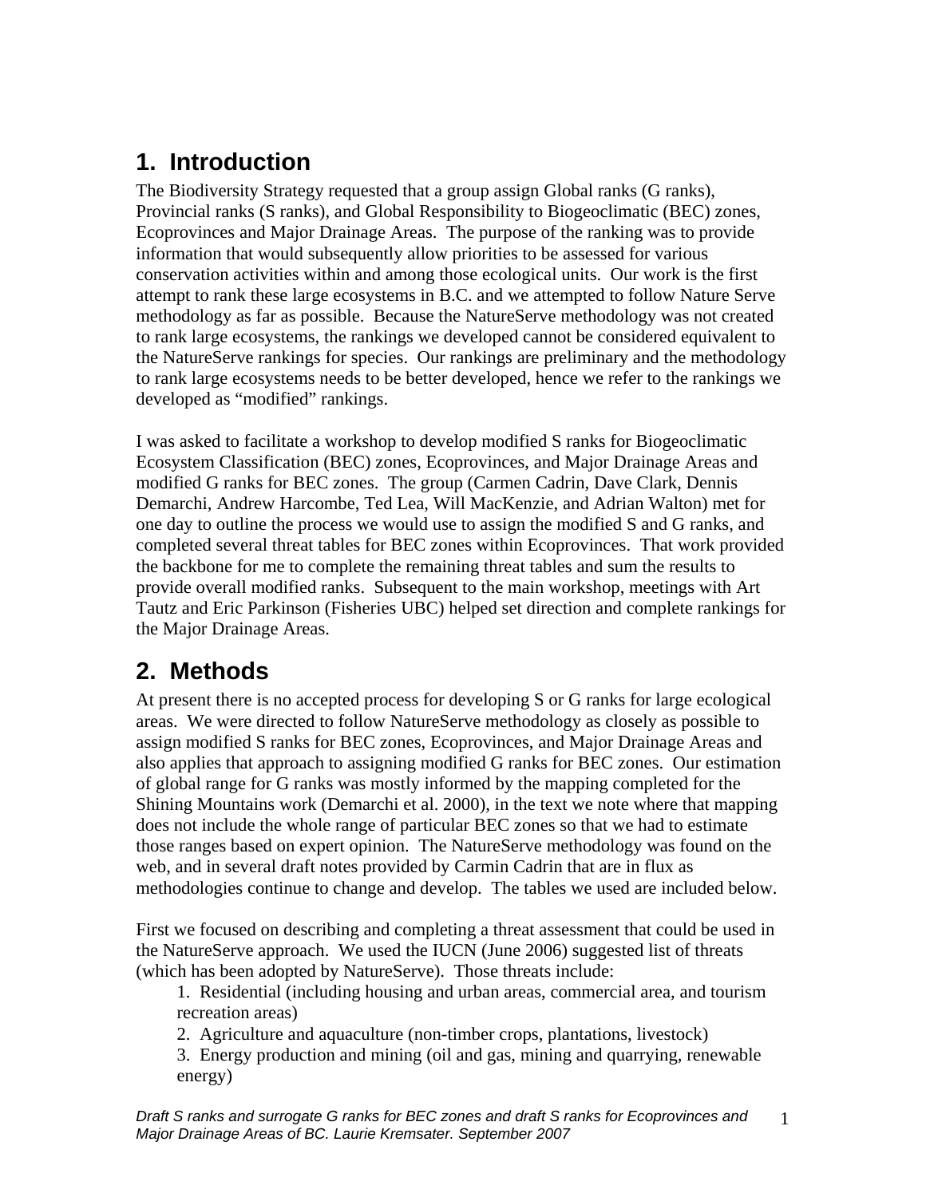# 1. Introduction

The Biodiversity Strategy requested that a group assign Global ranks (G ranks), Provincial ranks (S ranks), and Global Responsibility to Biogeoclimatic (BEC) zones, Ecoprovinces and Major Drainage Areas. The purpose of the ranking was to provide information that would subsequently allow priorities to be assessed for various conservation activities within and among those ecological units. Our work is the first attempt to rank these large ecosystems in B.C. and we attempted to follow Nature Serve methodology as far as possible. Because the NatureServe methodology was not created to rank large ecosystems, the rankings we developed cannot be considered equivalent to the NatureServe rankings for species. Our rankings are preliminary and the methodology to rank large ecosystems needs to be better developed, hence we refer to the rankings we developed as "modified" rankings.

I was asked to facilitate a workshop to develop modified S ranks for Biogeoclimatic Ecosystem Classification (BEC) zones, Ecoprovinces, and Major Drainage Areas and modified G ranks for BEC zones. The group (Carmen Cadrin, Dave Clark, Dennis Demarchi, Andrew Harcombe, Ted Lea, Will MacKenzie, and Adrian Walton) met for one day to outline the process we would use to assign the modified S and G ranks, and completed several threat tables for BEC zones within Ecoprovinces. That work provided the backbone for me to complete the remaining threat tables and sum the results to provide overall modified ranks. Subsequent to the main workshop, meetings with Art Tautz and Eric Parkinson (Fisheries UBC) helped set direction and complete rankings for the Major Drainage Areas.

# 2. Methods

At present there is no accepted process for developing S or G ranks for large ecological areas. We were directed to follow NatureServe methodology as closely as possible to assign modified S ranks for BEC zones, Ecoprovinces, and Major Drainage Areas and also applies that approach to assigning modified G ranks for BEC zones. Our estimation of global range for G ranks was mostly informed by the mapping completed for the Shining Mountains work (Demarchi et al. 2000), in the text we note where that mapping does not include the whole range of particular BEC zones so that we had to estimate those ranges based on expert opinion. The NatureServe methodology was found on the web, and in several draft notes provided by Carmin Cadrin that are in flux as methodologies continue to change and develop. The tables we used are included below.

First we focused on describing and completing a threat assessment that could be used in the NatureServe approach. We used the IUCN (June 2006) suggested list of threats (which has been adopted by NatureServe). Those threats include:

1. Residential (including housing and urban areas, commercial area, and tourism recreation areas)
2. Agriculture and aquaculture (non-timber crops, plantations, livestock)
3. Energy production and mining (oil and gas, mining and quarrying, renewable energy)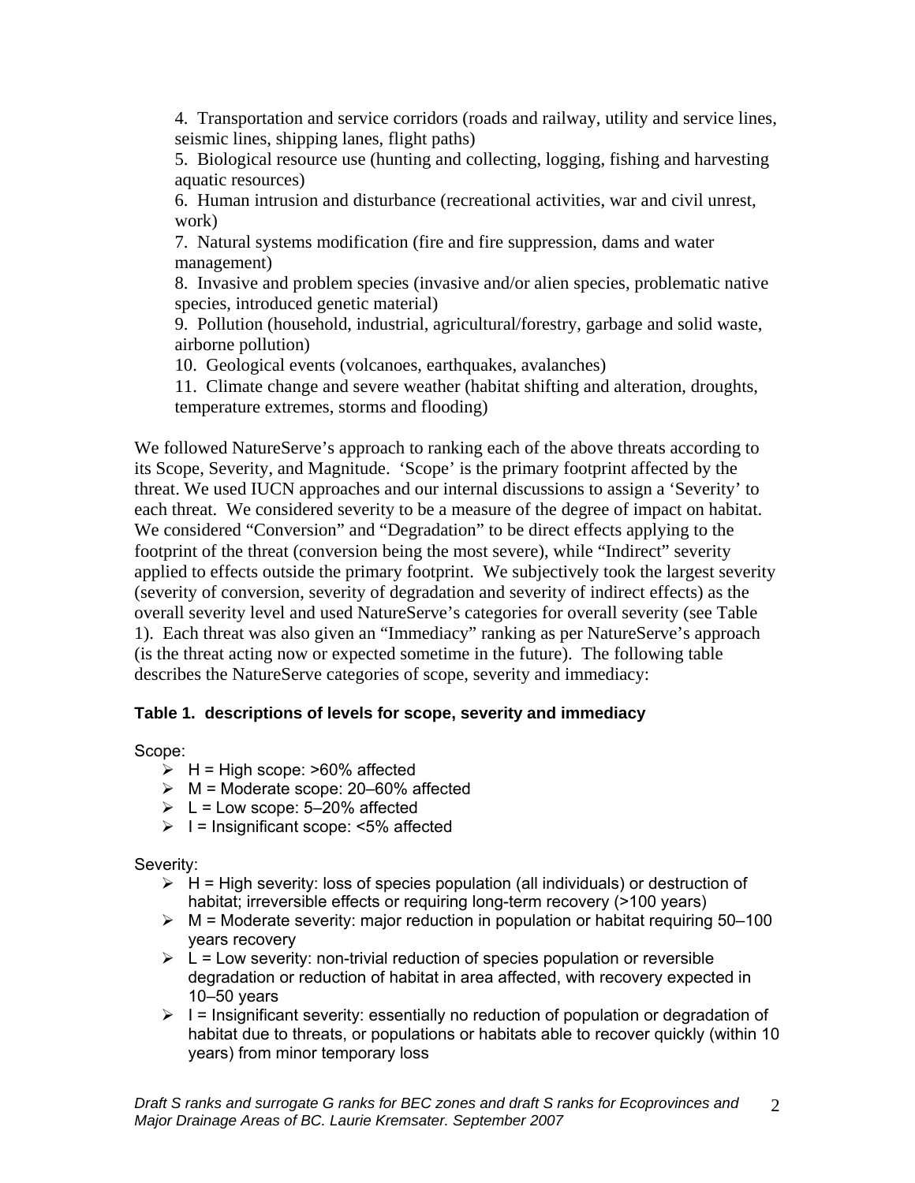4. Transportation and service corridors (roads and railway, utility and service lines, seismic lines, shipping lanes, flight paths)
5. Biological resource use (hunting and collecting, logging, fishing and harvesting aquatic resources)
6. Human intrusion and disturbance (recreational activities, war and civil unrest, work)
7. Natural systems modification (fire and fire suppression, dams and water management)
8. Invasive and problem species (invasive and/or alien species, problematic native species, introduced genetic material)
9. Pollution (household, industrial, agricultural/forestry, garbage and solid waste, airborne pollution)
10. Geological events (volcanoes, earthquakes, avalanches)
11. Climate change and severe weather (habitat shifting and alteration, droughts, temperature extremes, storms and flooding)

We followed NatureServe's approach to ranking each of the above threats according to its Scope, Severity, and Magnitude. 'Scope' is the primary footprint affected by the threat. We used IUCN approaches and our internal discussions to assign a 'Severity' to each threat. We considered severity to be a measure of the degree of impact on habitat. We considered "Conversion" and "Degradation" to be direct effects applying to the footprint of the threat (conversion being the most severe), while "Indirect" severity applied to effects outside the primary footprint. We subjectively took the largest severity (severity of conversion, severity of degradation and severity of indirect effects) as the overall severity level and used NatureServe's categories for overall severity (see Table 1). Each threat was also given an "Immediacy" ranking as per NatureServe's approach (is the threat acting now or expected sometime in the future). The following table describes the NatureServe categories of scope, severity and immediacy:

**Table 1. descriptions of levels for scope, severity and immediacy**

Scope:

- H = High scope: >60% affected
- M = Moderate scope: 20–60% affected
- L = Low scope: 5–20% affected
- I = Insignificant scope: <5% affected

Severity:

- H = High severity: loss of species population (all individuals) or destruction of habitat; irreversible effects or requiring long-term recovery (>100 years)
- M = Moderate severity: major reduction in population or habitat requiring 50–100 years recovery
- L = Low severity: non-trivial reduction of species population or reversible degradation or reduction of habitat in area affected, with recovery expected in 10–50 years
- I = Insignificant severity: essentially no reduction of population or degradation of habitat due to threats, or populations or habitats able to recover quickly (within 10 years) from minor temporary loss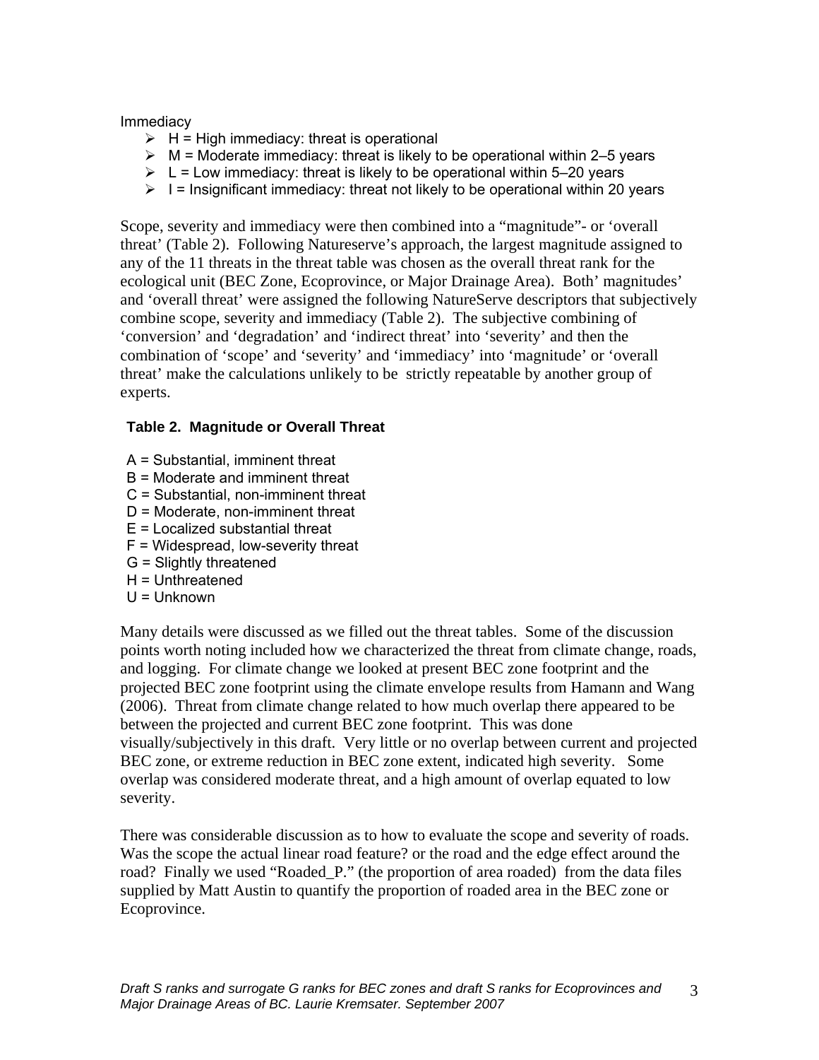Immediacy

- H = High immediacy: threat is operational
- M = Moderate immediacy: threat is likely to be operational within 2–5 years
- L = Low immediacy: threat is likely to be operational within 5–20 years
- I = Insignificant immediacy: threat not likely to be operational within 20 years

Scope, severity and immediacy were then combined into a "magnitude"- or 'overall threat' (Table 2). Following Natureserve's approach, the largest magnitude assigned to any of the 11 threats in the threat table was chosen as the overall threat rank for the ecological unit (BEC Zone, Ecoprovince, or Major Drainage Area). Both' magnitudes' and 'overall threat' were assigned the following NatureServe descriptors that subjectively combine scope, severity and immediacy (Table 2). The subjective combining of 'conversion' and 'degradation' and 'indirect threat' into 'severity' and then the combination of 'scope' and 'severity' and 'immediacy' into 'magnitude' or 'overall threat' make the calculations unlikely to be strictly repeatable by another group of experts.

**Table 2. Magnitude or Overall Threat**

A = Substantial, imminent threat
B = Moderate and imminent threat
C = Substantial, non-imminent threat
D = Moderate, non-imminent threat
E = Localized substantial threat
F = Widespread, low-severity threat
G = Slightly threatened
H = Unthreatened
U = Unknown

Many details were discussed as we filled out the threat tables. Some of the discussion points worth noting included how we characterized the threat from climate change, roads, and logging. For climate change we looked at present BEC zone footprint and the projected BEC zone footprint using the climate envelope results from Hamann and Wang (2006). Threat from climate change related to how much overlap there appeared to be between the projected and current BEC zone footprint. This was done visually/subjectively in this draft. Very little or no overlap between current and projected BEC zone, or extreme reduction in BEC zone extent, indicated high severity. Some overlap was considered moderate threat, and a high amount of overlap equated to low severity.

There was considerable discussion as to how to evaluate the scope and severity of roads. Was the scope the actual linear road feature? or the road and the edge effect around the road? Finally we used "Roaded_P." (the proportion of area roaded) from the data files supplied by Matt Austin to quantify the proportion of roaded area in the BEC zone or Ecoprovince.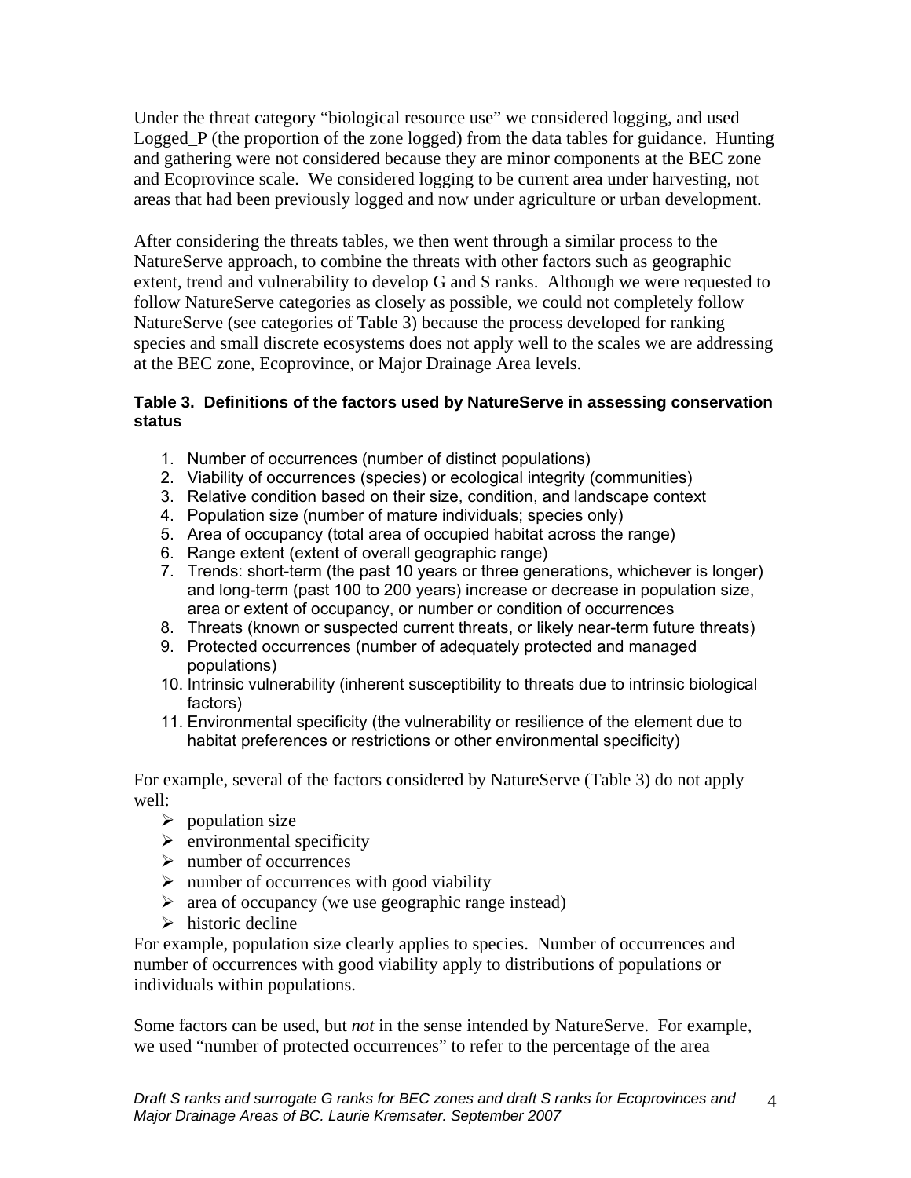Under the threat category "biological resource use" we considered logging, and used Logged_P (the proportion of the zone logged) from the data tables for guidance. Hunting and gathering were not considered because they are minor components at the BEC zone and Ecoprovince scale. We considered logging to be current area under harvesting, not areas that had been previously logged and now under agriculture or urban development.

After considering the threats tables, we then went through a similar process to the NatureServe approach, to combine the threats with other factors such as geographic extent, trend and vulnerability to develop G and S ranks. Although we were requested to follow NatureServe categories as closely as possible, we could not completely follow NatureServe (see categories of Table 3) because the process developed for ranking species and small discrete ecosystems does not apply well to the scales we are addressing at the BEC zone, Ecoprovince, or Major Drainage Area levels.

**Table 3. Definitions of the factors used by NatureServe in assessing conservation status**

1. Number of occurrences (number of distinct populations)
2. Viability of occurrences (species) or ecological integrity (communities)
3. Relative condition based on their size, condition, and landscape context
4. Population size (number of mature individuals; species only)
5. Area of occupancy (total area of occupied habitat across the range)
6. Range extent (extent of overall geographic range)
7. Trends: short-term (the past 10 years or three generations, whichever is longer) and long-term (past 100 to 200 years) increase or decrease in population size, area or extent of occupancy, or number or condition of occurrences
8. Threats (known or suspected current threats, or likely near-term future threats)
9. Protected occurrences (number of adequately protected and managed populations)
10. Intrinsic vulnerability (inherent susceptibility to threats due to intrinsic biological factors)
11. Environmental specificity (the vulnerability or resilience of the element due to habitat preferences or restrictions or other environmental specificity)

For example, several of the factors considered by NatureServe (Table 3) do not apply well:

- population size
- environmental specificity
- number of occurrences
- number of occurrences with good viability
- area of occupancy (we use geographic range instead)
- historic decline

For example, population size clearly applies to species. Number of occurrences and number of occurrences with good viability apply to distributions of populations or individuals within populations.

Some factors can be used, but *not* in the sense intended by NatureServe. For example, we used "number of protected occurrences" to refer to the percentage of the area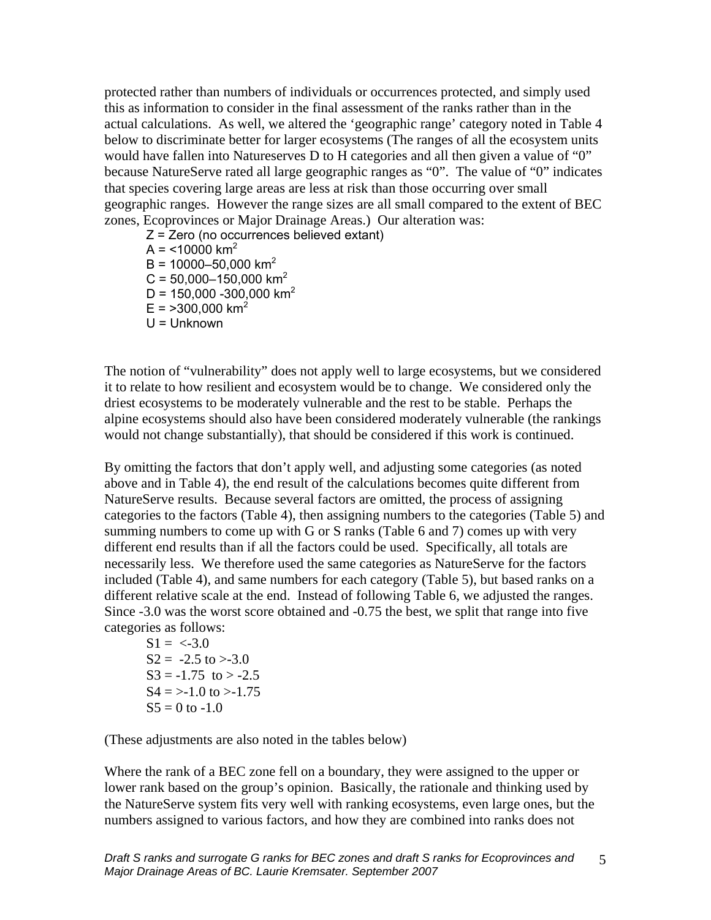protected rather than numbers of individuals or occurrences protected, and simply used this as information to consider in the final assessment of the ranks rather than in the actual calculations. As well, we altered the 'geographic range' category noted in Table 4 below to discriminate better for larger ecosystems (The ranges of all the ecosystem units would have fallen into Natureserves D to H categories and all then given a value of "0" because NatureServe rated all large geographic ranges as "0". The value of "0" indicates that species covering large areas are less at risk than those occurring over small geographic ranges. However the range sizes are all small compared to the extent of BEC zones, Ecoprovinces or Major Drainage Areas.) Our alteration was:

Z = Zero (no occurrences believed extant)
A = <10000 km$^2$
B = 10000–50,000 km$^2$
C = 50,000–150,000 km$^2$
D = 150,000 -300,000 km$^2$
E = >300,000 km$^2$
U = Unknown

The notion of "vulnerability" does not apply well to large ecosystems, but we considered it to relate to how resilient and ecosystem would be to change. We considered only the driest ecosystems to be moderately vulnerable and the rest to be stable. Perhaps the alpine ecosystems should also have been considered moderately vulnerable (the rankings would not change substantially), that should be considered if this work is continued.

By omitting the factors that don't apply well, and adjusting some categories (as noted above and in Table 4), the end result of the calculations becomes quite different from NatureServe results. Because several factors are omitted, the process of assigning categories to the factors (Table 4), then assigning numbers to the categories (Table 5) and summing numbers to come up with G or S ranks (Table 6 and 7) comes up with very different end results than if all the factors could be used. Specifically, all totals are necessarily less. We therefore used the same categories as NatureServe for the factors included (Table 4), and same numbers for each category (Table 5), but based ranks on a different relative scale at the end. Instead of following Table 6, we adjusted the ranges. Since -3.0 was the worst score obtained and -0.75 the best, we split that range into five categories as follows:

S1 = <-3.0
S2 = -2.5 to >-3.0
S3 = -1.75 to > -2.5
S4 = >-1.0 to >-1.75
S5 = 0 to -1.0

(These adjustments are also noted in the tables below)

Where the rank of a BEC zone fell on a boundary, they were assigned to the upper or lower rank based on the group's opinion. Basically, the rationale and thinking used by the NatureServe system fits very well with ranking ecosystems, even large ones, but the numbers assigned to various factors, and how they are combined into ranks does not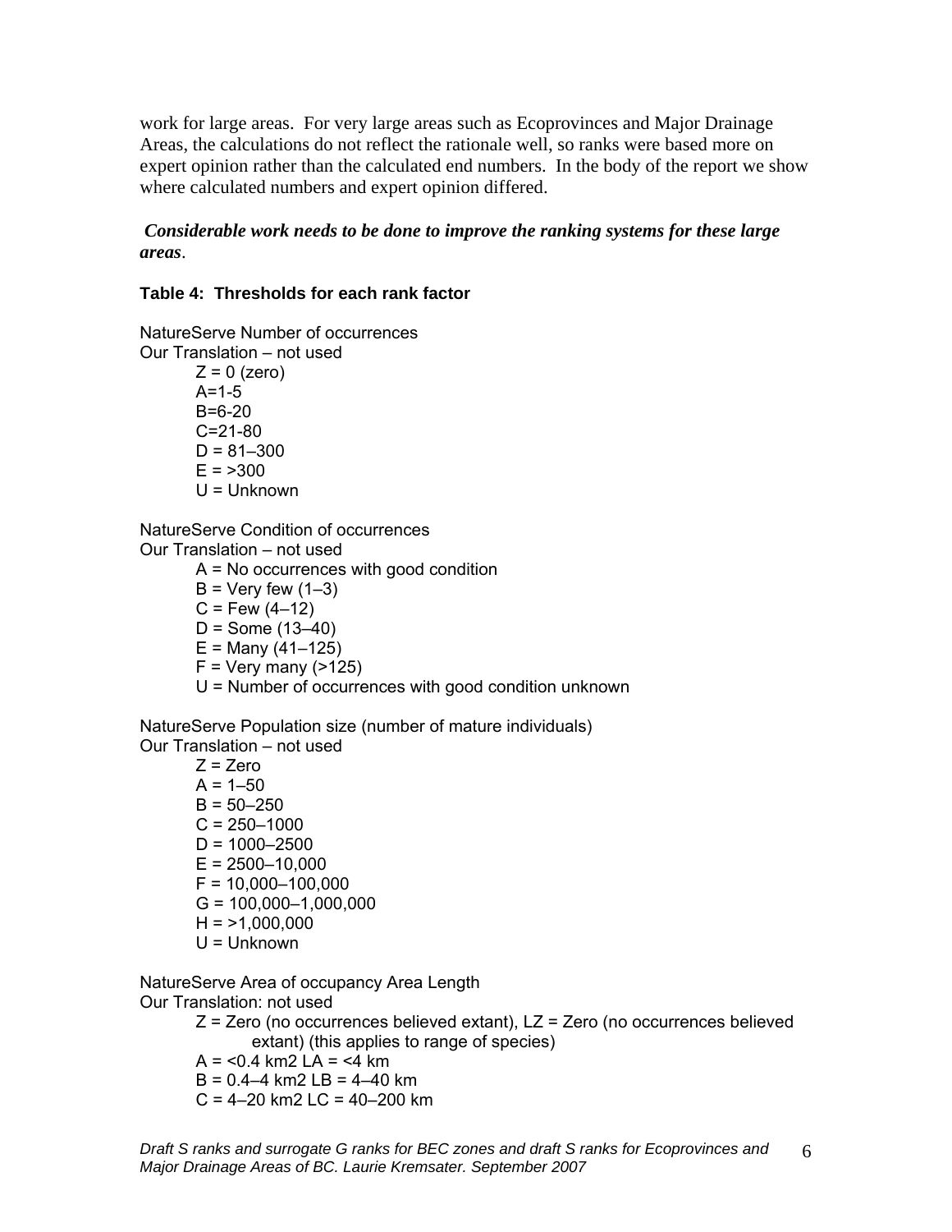work for large areas. For very large areas such as Ecoprovinces and Major Drainage Areas, the calculations do not reflect the rationale well, so ranks were based more on expert opinion rather than the calculated end numbers. In the body of the report we show where calculated numbers and expert opinion differed.

***Considerable work needs to be done to improve the ranking systems for these large areas***.

**Table 4: Thresholds for each rank factor**

NatureServe Number of occurrences
Our Translation – not used

- Z = 0 (zero)
- A=1-5
- B=6-20
- C=21-80
- D = 81–300
- E = >300
- U = Unknown

NatureServe Condition of occurrences
Our Translation – not used

- A = No occurrences with good condition
- B = Very few (1–3)
- C = Few (4–12)
- D = Some (13–40)
- E = Many (41–125)
- F = Very many (>125)
- U = Number of occurrences with good condition unknown

NatureServe Population size (number of mature individuals)
Our Translation – not used

- Z = Zero
- A = 1–50
- B = 50–250
- C = 250–1000
- D = 1000–2500
- E = 2500–10,000
- F = 10,000–100,000
- G = 100,000–1,000,000
- H = >1,000,000
- U = Unknown

NatureServe Area of occupancy Area Length
Our Translation: not used

- Z = Zero (no occurrences believed extant), LZ = Zero (no occurrences believed extant) (this applies to range of species)
- A = <0.4 km2 LA = <4 km
- B = 0.4–4 km2 LB = 4–40 km
- C = 4–20 km2 LC = 40–200 km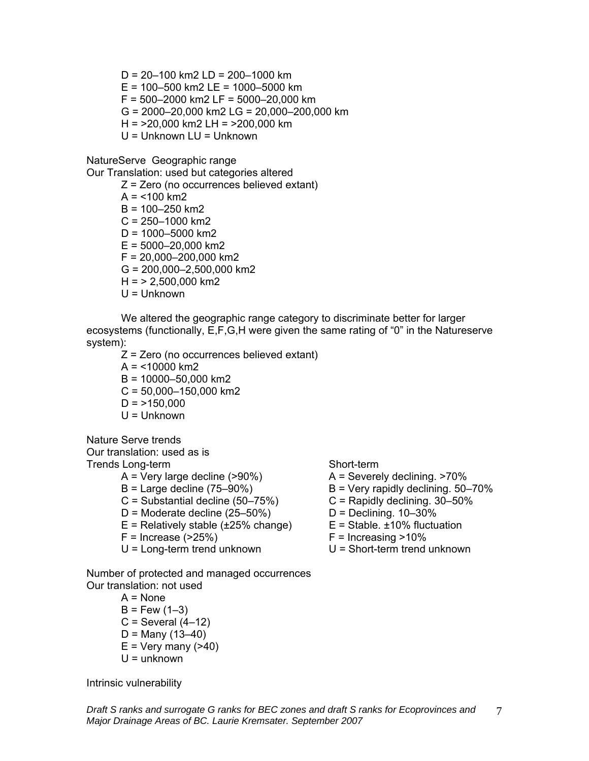D = 20–100 km2 LD = 200–1000 km
E = 100–500 km2 LE = 1000–5000 km
F = 500–2000 km2 LF = 5000–20,000 km
G = 2000–20,000 km2 LG = 20,000–200,000 km
H = >20,000 km2 LH = >200,000 km
U = Unknown LU = Unknown

NatureServe Geographic range
Our Translation: used but categories altered

Z = Zero (no occurrences believed extant)
A = <100 km2
B = 100–250 km2
C = 250–1000 km2
D = 1000–5000 km2
E = 5000–20,000 km2
F = 20,000–200,000 km2
G = 200,000–2,500,000 km2
H = > 2,500,000 km2
U = Unknown

We altered the geographic range category to discriminate better for larger ecosystems (functionally, E,F,G,H were given the same rating of "0" in the Natureserve system):

Z = Zero (no occurrences believed extant)
A = <10000 km2
B = 10000–50,000 km2
C = 50,000–150,000 km2
D = >150,000
U = Unknown

Nature Serve trends
Our translation: used as is

Trends Long-term

A = Very large decline (>90%)
B = Large decline (75–90%)
C = Substantial decline (50–75%)
D = Moderate decline (25–50%)
E = Relatively stable (±25% change)
F = Increase (>25%)
U = Long-term trend unknown

Short-term

A = Severely declining. >70%
B = Very rapidly declining. 50–70%
C = Rapidly declining. 30–50%
D = Declining. 10–30%
E = Stable. ±10% fluctuation
F = Increasing >10%
U = Short-term trend unknown

Number of protected and managed occurrences
Our translation: not used

A = None
B = Few (1–3)
C = Several (4–12)
D = Many (13–40)
E = Very many (>40)
U = unknown

Intrinsic vulnerability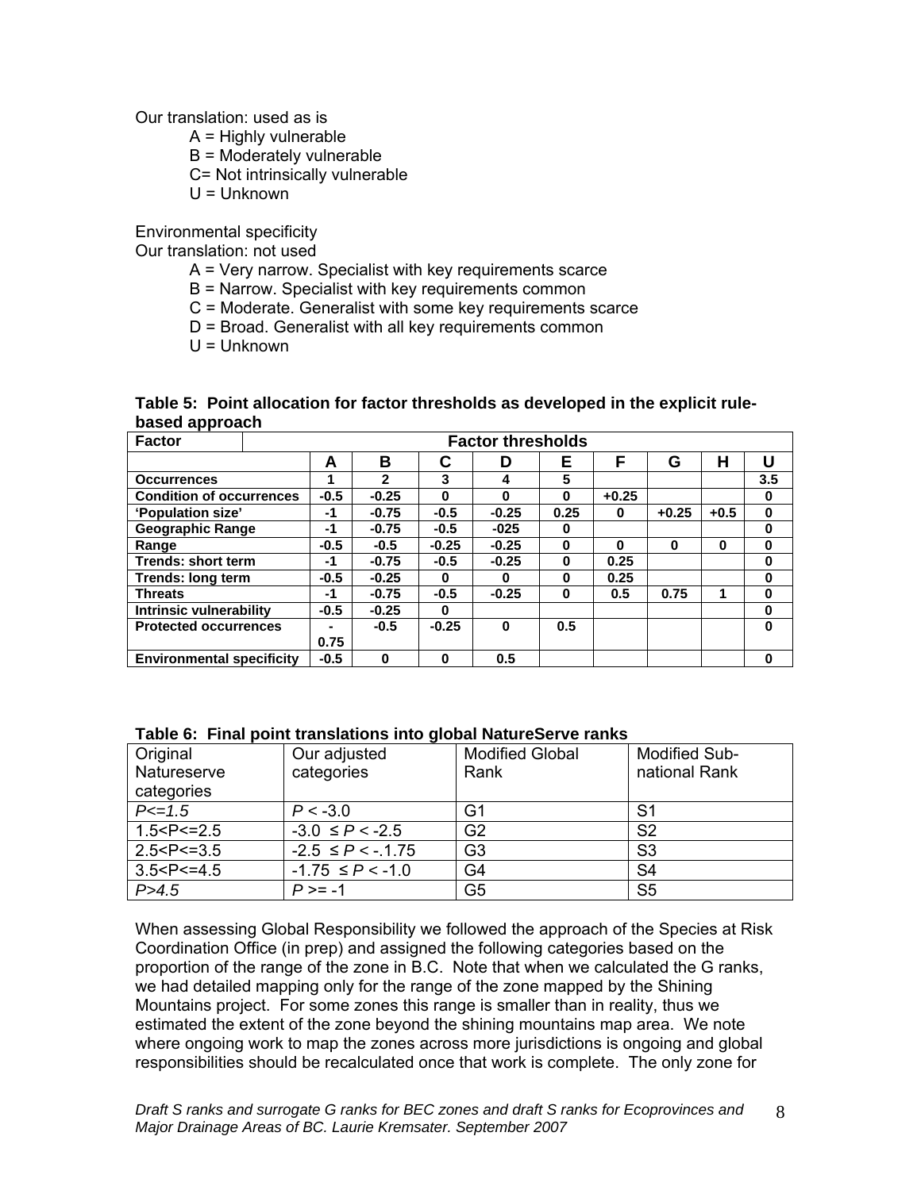Our translation: used as is

A = Highly vulnerable
B = Moderately vulnerable
C= Not intrinsically vulnerable
U = Unknown

Environmental specificity
Our translation: not used

A = Very narrow. Specialist with key requirements scarce
B = Narrow. Specialist with key requirements common
C = Moderate. Generalist with some key requirements scarce
D = Broad. Generalist with all key requirements common
U = Unknown

**Table 5: Point allocation for factor thresholds as developed in the explicit rule-based approach**

| Factor | Factor thresholds | | | | | | | | |
|---|---|---|---|---|---|---|---|---|---|
| | A | B | C | D | E | F | G | H | U |
| **Occurrences** | 1 | 2 | 3 | 4 | 5 | | | | 3.5 |
| **Condition of occurrences** | -0.5 | -0.25 | 0 | 0 | 0 | +0.25 | | | 0 |
| **'Population size'** | -1 | -0.75 | -0.5 | -0.25 | 0.25 | 0 | +0.25 | +0.5 | 0 |
| **Geographic Range** | -1 | -0.75 | -0.5 | -025 | 0 | | | | 0 |
| **Range** | -0.5 | -0.5 | -0.25 | -0.25 | 0 | 0 | 0 | 0 | 0 |
| **Trends: short term** | -1 | -0.75 | -0.5 | -0.25 | 0 | 0.25 | | | 0 |
| **Trends: long term** | -0.5 | -0.25 | 0 | 0 | 0 | 0.25 | | | 0 |
| **Threats** | -1 | -0.75 | -0.5 | -0.25 | 0 | 0.5 | 0.75 | 1 | 0 |
| **Intrinsic vulnerability** | -0.5 | -0.25 | 0 | | | | | | 0 |
| **Protected occurrences** | -0.75 | -0.5 | -0.25 | 0 | 0.5 | | | | 0 |
| **Environmental specificity** | -0.5 | 0 | 0 | 0.5 | | | | | 0 |

**Table 6: Final point translations into global NatureServe ranks**

| Original Natureserve categories | Our adjusted categories | Modified Global Rank | Modified Sub-national Rank |
|---|---|---|---|
| *P<=1.5* | *P* < -3.0 | G1 | S1 |
| 1.5<P<=2.5 | -3.0 ≤ *P* < -2.5 | G2 | S2 |
| 2.5<P<=3.5 | -2.5 ≤ *P* < -.1.75 | G3 | S3 |
| 3.5<P<=4.5 | -1.75 ≤ *P* < -1.0 | G4 | S4 |
| *P>4.5* | *P* >= -1 | G5 | S5 |

When assessing Global Responsibility we followed the approach of the Species at Risk Coordination Office (in prep) and assigned the following categories based on the proportion of the range of the zone in B.C. Note that when we calculated the G ranks, we had detailed mapping only for the range of the zone mapped by the Shining Mountains project. For some zones this range is smaller than in reality, thus we estimated the extent of the zone beyond the shining mountains map area. We note where ongoing work to map the zones across more jurisdictions is ongoing and global responsibilities should be recalculated once that work is complete. The only zone for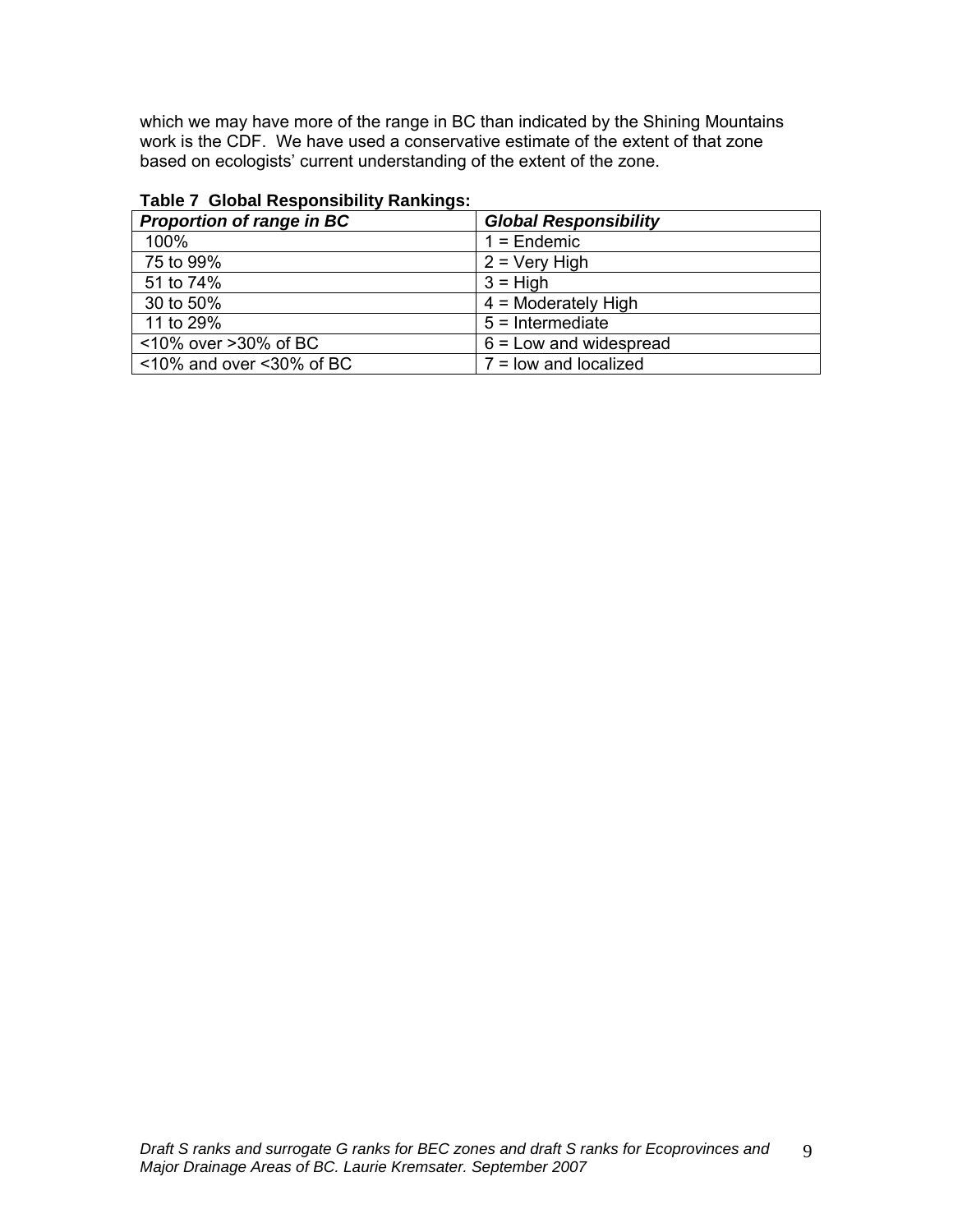which we may have more of the range in BC than indicated by the Shining Mountains work is the CDF. We have used a conservative estimate of the extent of that zone based on ecologists' current understanding of the extent of the zone.

**Table 7 Global Responsibility Rankings:**

| ***Proportion of range in BC*** | ***Global Responsibility*** |
|---|---|
| 100% | 1 = Endemic |
| 75 to 99% | 2 = Very High |
| 51 to 74% | 3 = High |
| 30 to 50% | 4 = Moderately High |
| 11 to 29% | 5 = Intermediate |
| <10% over >30% of BC | 6 = Low and widespread |
| <10% and over <30% of BC | 7 = low and localized |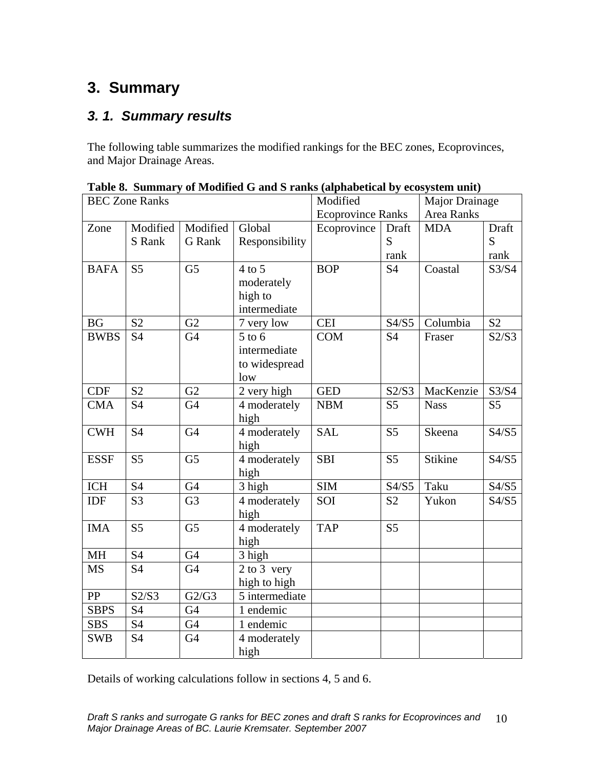# 3. Summary

## 3. 1. Summary results

The following table summarizes the modified rankings for the BEC zones, Ecoprovinces, and Major Drainage Areas.

**Table 8. Summary of Modified G and S ranks (alphabetical by ecosystem unit)**

| BEC Zone Ranks | | | | Modified Ecoprovince Ranks | | Major Drainage Area Ranks | |
|---|---|---|---|---|---|---|---|
| Zone | Modified S Rank | Modified G Rank | Global Responsibility | Ecoprovince | Draft S rank | MDA | Draft S rank |
| BAFA | S5 | G5 | 4 to 5 moderately high to intermediate | BOP | S4 | Coastal | S3/S4 |
| BG | S2 | G2 | 7 very low | CEI | S4/S5 | Columbia | S2 |
| BWBS | S4 | G4 | 5 to 6 intermediate to widespread low | COM | S4 | Fraser | S2/S3 |
| CDF | S2 | G2 | 2 very high | GED | S2/S3 | MacKenzie | S3/S4 |
| CMA | S4 | G4 | 4 moderately high | NBM | S5 | Nass | S5 |
| CWH | S4 | G4 | 4 moderately high | SAL | S5 | Skeena | S4/S5 |
| ESSF | S5 | G5 | 4 moderately high | SBI | S5 | Stikine | S4/S5 |
| ICH | S4 | G4 | 3 high | SIM | S4/S5 | Taku | S4/S5 |
| IDF | S3 | G3 | 4 moderately high | SOI | S2 | Yukon | S4/S5 |
| IMA | S5 | G5 | 4 moderately high | TAP | S5 | | |
| MH | S4 | G4 | 3 high | | | | |
| MS | S4 | G4 | 2 to 3 very high to high | | | | |
| PP | S2/S3 | G2/G3 | 5 intermediate | | | | |
| SBPS | S4 | G4 | 1 endemic | | | | |
| SBS | S4 | G4 | 1 endemic | | | | |
| SWB | S4 | G4 | 4 moderately high | | | | |

Details of working calculations follow in sections 4, 5 and 6.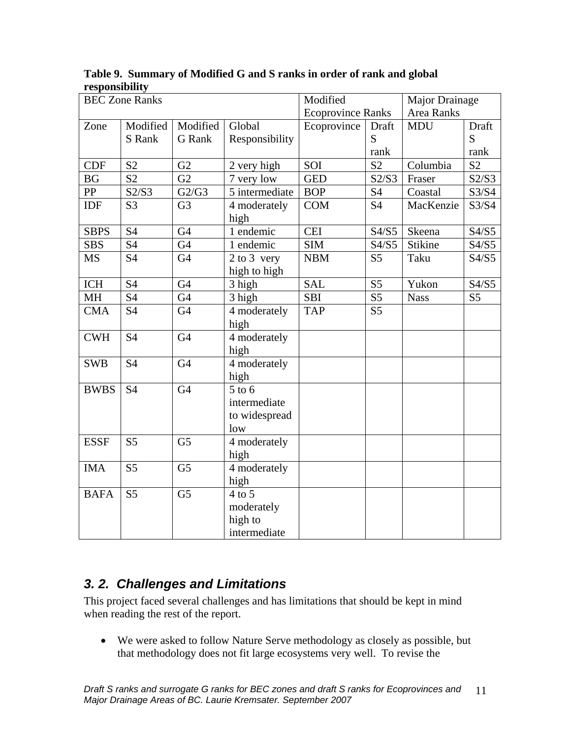**Table 9. Summary of Modified G and S ranks in order of rank and global responsibility**

| BEC Zone Ranks | | | | Modified Ecoprovince Ranks | | Major Drainage Area Ranks | |
|---|---|---|---|---|---|---|---|
| Zone | Modified S Rank | Modified G Rank | Global Responsibility | Ecoprovince | Draft S rank | MDU | Draft S rank |
| CDF | S2 | G2 | 2 very high | SOI | S2 | Columbia | S2 |
| BG | S2 | G2 | 7 very low | GED | S2/S3 | Fraser | S2/S3 |
| PP | S2/S3 | G2/G3 | 5 intermediate | BOP | S4 | Coastal | S3/S4 |
| IDF | S3 | G3 | 4 moderately high | COM | S4 | MacKenzie | S3/S4 |
| SBPS | S4 | G4 | 1 endemic | CEI | S4/S5 | Skeena | S4/S5 |
| SBS | S4 | G4 | 1 endemic | SIM | S4/S5 | Stikine | S4/S5 |
| MS | S4 | G4 | 2 to 3 very high to high | NBM | S5 | Taku | S4/S5 |
| ICH | S4 | G4 | 3 high | SAL | S5 | Yukon | S4/S5 |
| MH | S4 | G4 | 3 high | SBI | S5 | Nass | S5 |
| CMA | S4 | G4 | 4 moderately high | TAP | S5 | | |
| CWH | S4 | G4 | 4 moderately high | | | | |
| SWB | S4 | G4 | 4 moderately high | | | | |
| BWBS | S4 | G4 | 5 to 6 intermediate to widespread low | | | | |
| ESSF | S5 | G5 | 4 moderately high | | | | |
| IMA | S5 | G5 | 4 moderately high | | | | |
| BAFA | S5 | G5 | 4 to 5 moderately high to intermediate | | | | |

## *3. 2. Challenges and Limitations*

This project faced several challenges and has limitations that should be kept in mind when reading the rest of the report.

- We were asked to follow Nature Serve methodology as closely as possible, but that methodology does not fit large ecosystems very well. To revise the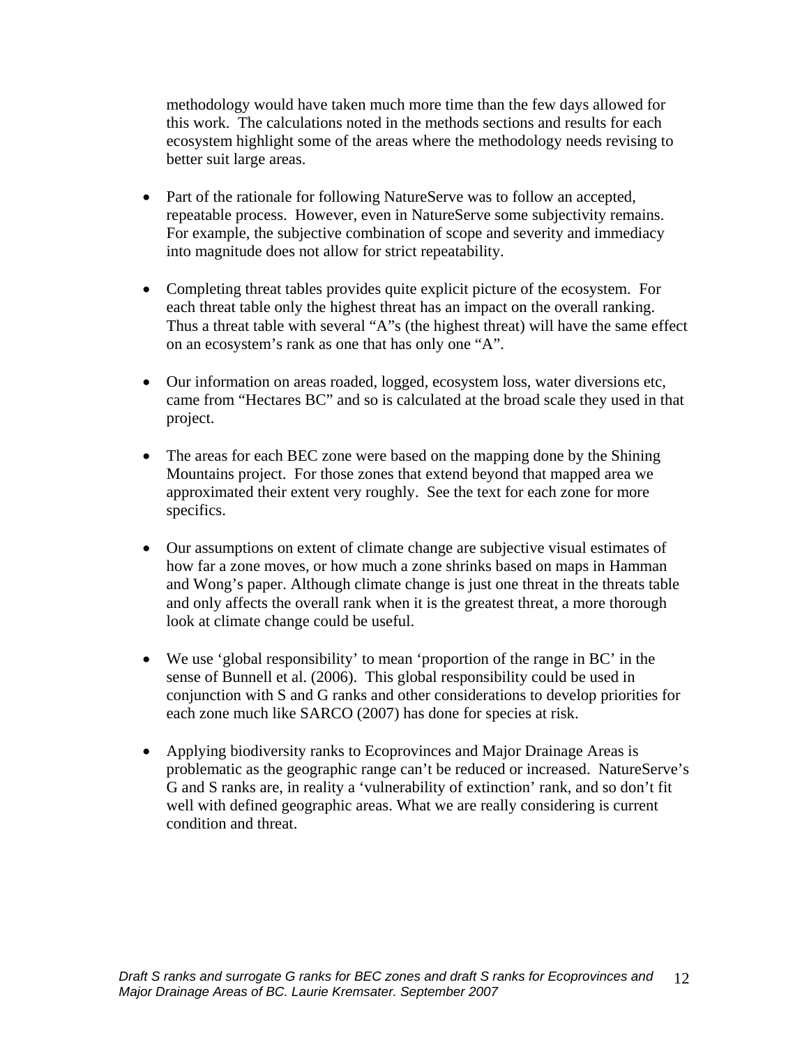methodology would have taken much more time than the few days allowed for this work. The calculations noted in the methods sections and results for each ecosystem highlight some of the areas where the methodology needs revising to better suit large areas.

- Part of the rationale for following NatureServe was to follow an accepted, repeatable process. However, even in NatureServe some subjectivity remains. For example, the subjective combination of scope and severity and immediacy into magnitude does not allow for strict repeatability.

- Completing threat tables provides quite explicit picture of the ecosystem. For each threat table only the highest threat has an impact on the overall ranking. Thus a threat table with several "A"s (the highest threat) will have the same effect on an ecosystem's rank as one that has only one "A".

- Our information on areas roaded, logged, ecosystem loss, water diversions etc, came from "Hectares BC" and so is calculated at the broad scale they used in that project.

- The areas for each BEC zone were based on the mapping done by the Shining Mountains project. For those zones that extend beyond that mapped area we approximated their extent very roughly. See the text for each zone for more specifics.

- Our assumptions on extent of climate change are subjective visual estimates of how far a zone moves, or how much a zone shrinks based on maps in Hamman and Wong's paper. Although climate change is just one threat in the threats table and only affects the overall rank when it is the greatest threat, a more thorough look at climate change could be useful.

- We use 'global responsibility' to mean 'proportion of the range in BC' in the sense of Bunnell et al. (2006). This global responsibility could be used in conjunction with S and G ranks and other considerations to develop priorities for each zone much like SARCO (2007) has done for species at risk.

- Applying biodiversity ranks to Ecoprovinces and Major Drainage Areas is problematic as the geographic range can't be reduced or increased. NatureServe's G and S ranks are, in reality a 'vulnerability of extinction' rank, and so don't fit well with defined geographic areas. What we are really considering is current condition and threat.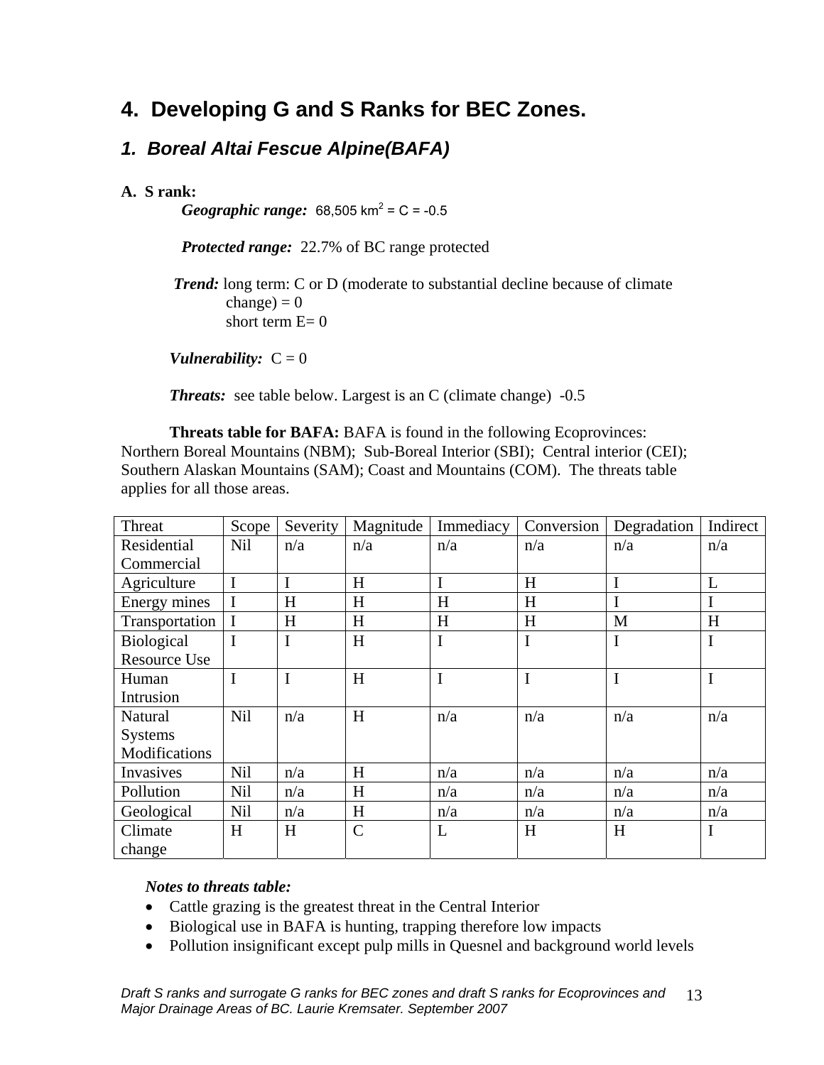# 4. Developing G and S Ranks for BEC Zones.

## *1. Boreal Altai Fescue Alpine(BAFA)*

**A. S rank:**

***Geographic range:*** 68,505 km$^2$ = C = -0.5

***Protected range:*** 22.7% of BC range protected

***Trend:*** long term: C or D (moderate to substantial decline because of climate change) = 0
short term E= 0

***Vulnerability:*** C = 0

***Threats:*** see table below. Largest is an C (climate change) -0.5

**Threats table for BAFA:** BAFA is found in the following Ecoprovinces: Northern Boreal Mountains (NBM); Sub-Boreal Interior (SBI); Central interior (CEI); Southern Alaskan Mountains (SAM); Coast and Mountains (COM). The threats table applies for all those areas.

| Threat | Scope | Severity | Magnitude | Immediacy | Conversion | Degradation | Indirect |
|---|---|---|---|---|---|---|---|
| Residential Commercial | Nil | n/a | n/a | n/a | n/a | n/a | n/a |
| Agriculture | I | I | H | I | H | I | L |
| Energy mines | I | H | H | H | H | I | I |
| Transportation | I | H | H | H | H | M | H |
| Biological Resource Use | I | I | H | I | I | I | I |
| Human Intrusion | I | I | H | I | I | I | I |
| Natural Systems Modifications | Nil | n/a | H | n/a | n/a | n/a | n/a |
| Invasives | Nil | n/a | H | n/a | n/a | n/a | n/a |
| Pollution | Nil | n/a | H | n/a | n/a | n/a | n/a |
| Geological | Nil | n/a | H | n/a | n/a | n/a | n/a |
| Climate change | H | H | C | L | H | H | I |

***Notes to threats table:***

- Cattle grazing is the greatest threat in the Central Interior
- Biological use in BAFA is hunting, trapping therefore low impacts
- Pollution insignificant except pulp mills in Quesnel and background world levels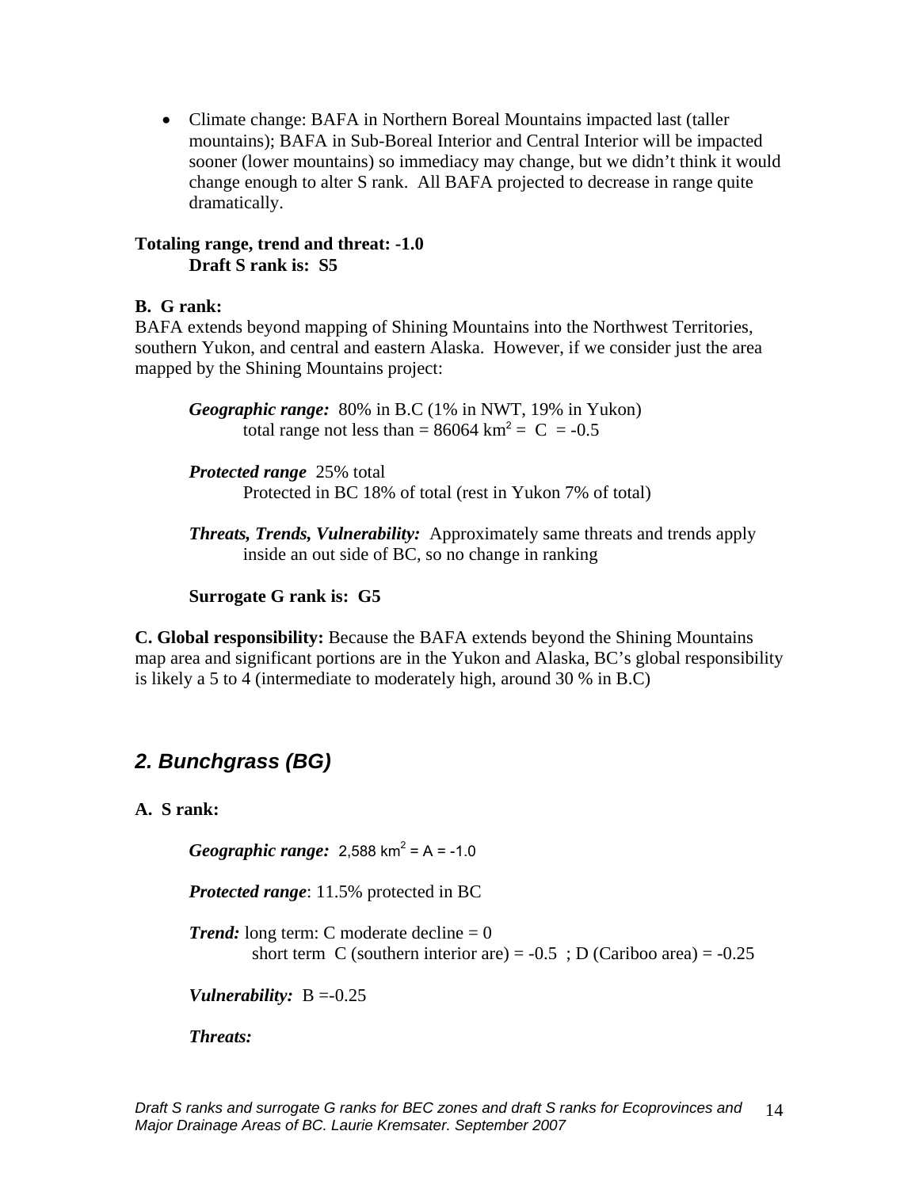- Climate change: BAFA in Northern Boreal Mountains impacted last (taller mountains); BAFA in Sub-Boreal Interior and Central Interior will be impacted sooner (lower mountains) so immediacy may change, but we didn't think it would change enough to alter S rank. All BAFA projected to decrease in range quite dramatically.

**Totaling range, trend and threat: -1.0**
**Draft S rank is: S5**

**B. G rank:**
BAFA extends beyond mapping of Shining Mountains into the Northwest Territories, southern Yukon, and central and eastern Alaska. However, if we consider just the area mapped by the Shining Mountains project:

***Geographic range:*** 80% in B.C (1% in NWT, 19% in Yukon)
total range not less than = 86064 km² = C = -0.5

***Protected range*** 25% total
Protected in BC 18% of total (rest in Yukon 7% of total)

***Threats, Trends, Vulnerability:*** Approximately same threats and trends apply inside an out side of BC, so no change in ranking

**Surrogate G rank is: G5**

**C. Global responsibility:** Because the BAFA extends beyond the Shining Mountains map area and significant portions are in the Yukon and Alaska, BC's global responsibility is likely a 5 to 4 (intermediate to moderately high, around 30 % in B.C)

## 2. Bunchgrass (BG)

**A. S rank:**

***Geographic range:*** 2,588 km² = A = -1.0

***Protected range***: 11.5% protected in BC

***Trend:*** long term: C moderate decline = 0
short term C (southern interior are) = -0.5 ; D (Cariboo area) = -0.25

***Vulnerability:*** B =-0.25

***Threats:***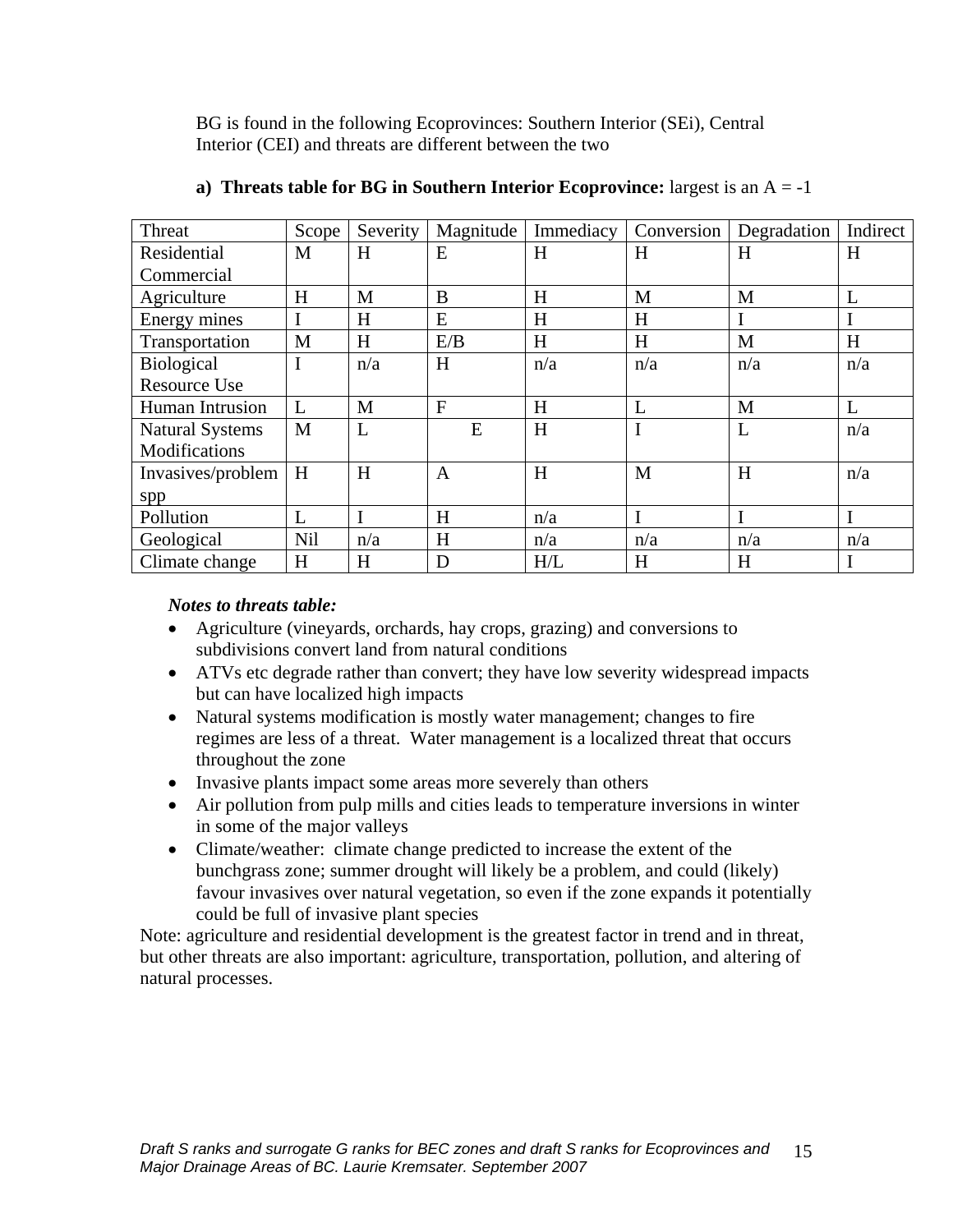BG is found in the following Ecoprovinces: Southern Interior (SEi), Central Interior (CEI) and threats are different between the two

**a) Threats table for BG in Southern Interior Ecoprovince:** largest is an A = -1

| Threat | Scope | Severity | Magnitude | Immediacy | Conversion | Degradation | Indirect |
|---|---|---|---|---|---|---|---|
| Residential Commercial | M | H | E | H | H | H | H |
| Agriculture | H | M | B | H | M | M | L |
| Energy mines | I | H | E | H | H | I | I |
| Transportation | M | H | E/B | H | H | M | H |
| Biological Resource Use | I | n/a | H | n/a | n/a | n/a | n/a |
| Human Intrusion | L | M | F | H | L | M | L |
| Natural Systems Modifications | M | L | E | H | I | L | n/a |
| Invasives/problem spp | H | H | A | H | M | H | n/a |
| Pollution | L | I | H | n/a | I | I | I |
| Geological | Nil | n/a | H | n/a | n/a | n/a | n/a |
| Climate change | H | H | D | H/L | H | H | I |

***Notes to threats table:***

- Agriculture (vineyards, orchards, hay crops, grazing) and conversions to subdivisions convert land from natural conditions
- ATVs etc degrade rather than convert; they have low severity widespread impacts but can have localized high impacts
- Natural systems modification is mostly water management; changes to fire regimes are less of a threat. Water management is a localized threat that occurs throughout the zone
- Invasive plants impact some areas more severely than others
- Air pollution from pulp mills and cities leads to temperature inversions in winter in some of the major valleys
- Climate/weather: climate change predicted to increase the extent of the bunchgrass zone; summer drought will likely be a problem, and could (likely) favour invasives over natural vegetation, so even if the zone expands it potentially could be full of invasive plant species

Note: agriculture and residential development is the greatest factor in trend and in threat, but other threats are also important: agriculture, transportation, pollution, and altering of natural processes.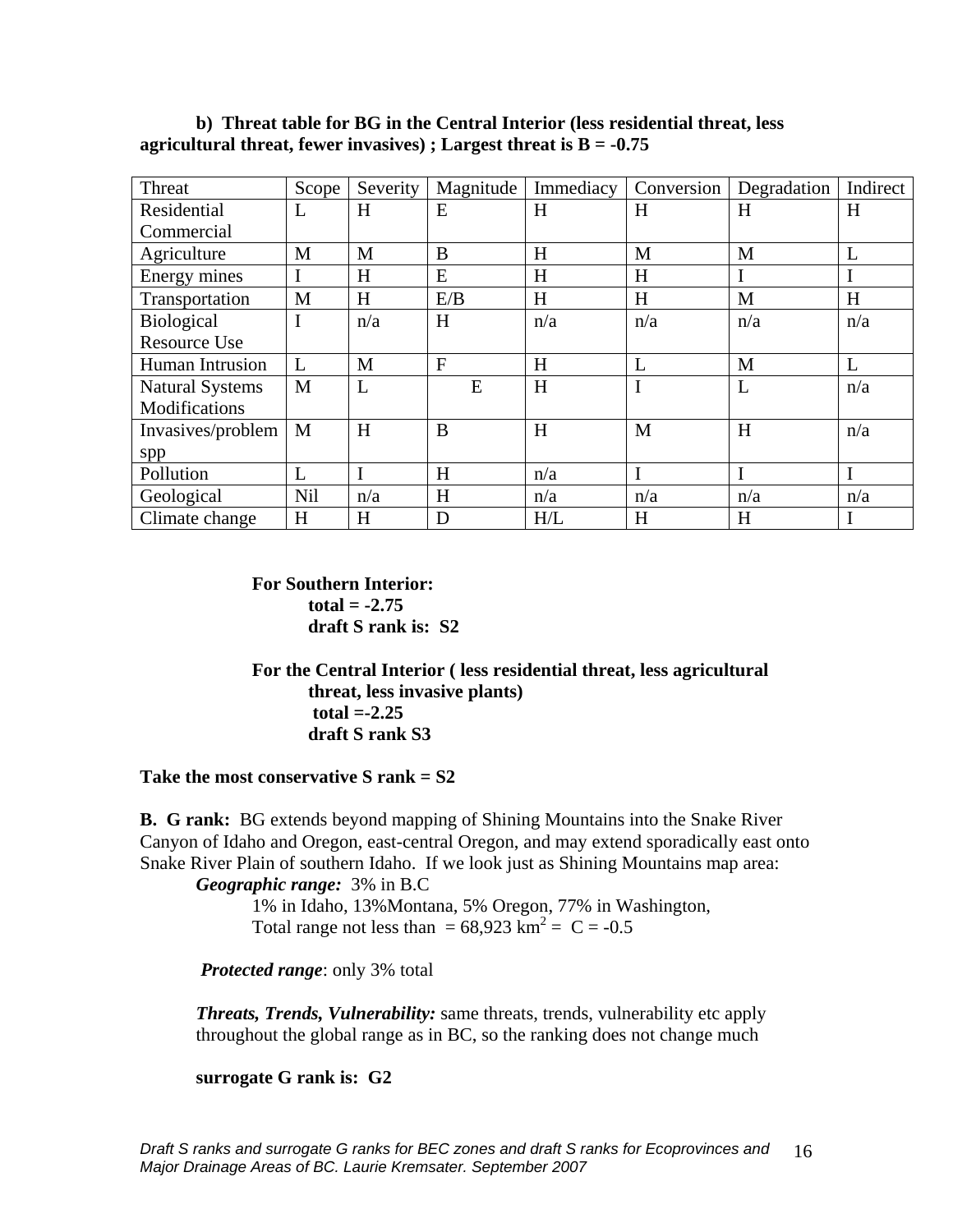**b) Threat table for BG in the Central Interior (less residential threat, less agricultural threat, fewer invasives) ; Largest threat is B = -0.75**

| Threat | Scope | Severity | Magnitude | Immediacy | Conversion | Degradation | Indirect |
|---|---|---|---|---|---|---|---|
| Residential Commercial | L | H | E | H | H | H | H |
| Agriculture | M | M | B | H | M | M | L |
| Energy mines | I | H | E | H | H | I | I |
| Transportation | M | H | E/B | H | H | M | H |
| Biological Resource Use | I | n/a | H | n/a | n/a | n/a | n/a |
| Human Intrusion | L | M | F | H | L | M | L |
| Natural Systems Modifications | M | L | E | H | I | L | n/a |
| Invasives/problem spp | M | H | B | H | M | H | n/a |
| Pollution | L | I | H | n/a | I | I | I |
| Geological | Nil | n/a | H | n/a | n/a | n/a | n/a |
| Climate change | H | H | D | H/L | H | H | I |

**For Southern Interior:**
**total = -2.75**
**draft S rank is: S2**

**For the Central Interior ( less residential threat, less agricultural threat, less invasive plants)**
**total =-2.25**
**draft S rank S3**

**Take the most conservative S rank = S2**

**B. G rank:** BG extends beyond mapping of Shining Mountains into the Snake River Canyon of Idaho and Oregon, east-central Oregon, and may extend sporadically east onto Snake River Plain of southern Idaho. If we look just as Shining Mountains map area:

***Geographic range:*** 3% in B.C
1% in Idaho, 13%Montana, 5% Oregon, 77% in Washington,
Total range not less than = 68,923 km$^2$ = C = -0.5

***Protected range***: only 3% total

***Threats, Trends, Vulnerability:*** same threats, trends, vulnerability etc apply throughout the global range as in BC, so the ranking does not change much

**surrogate G rank is: G2**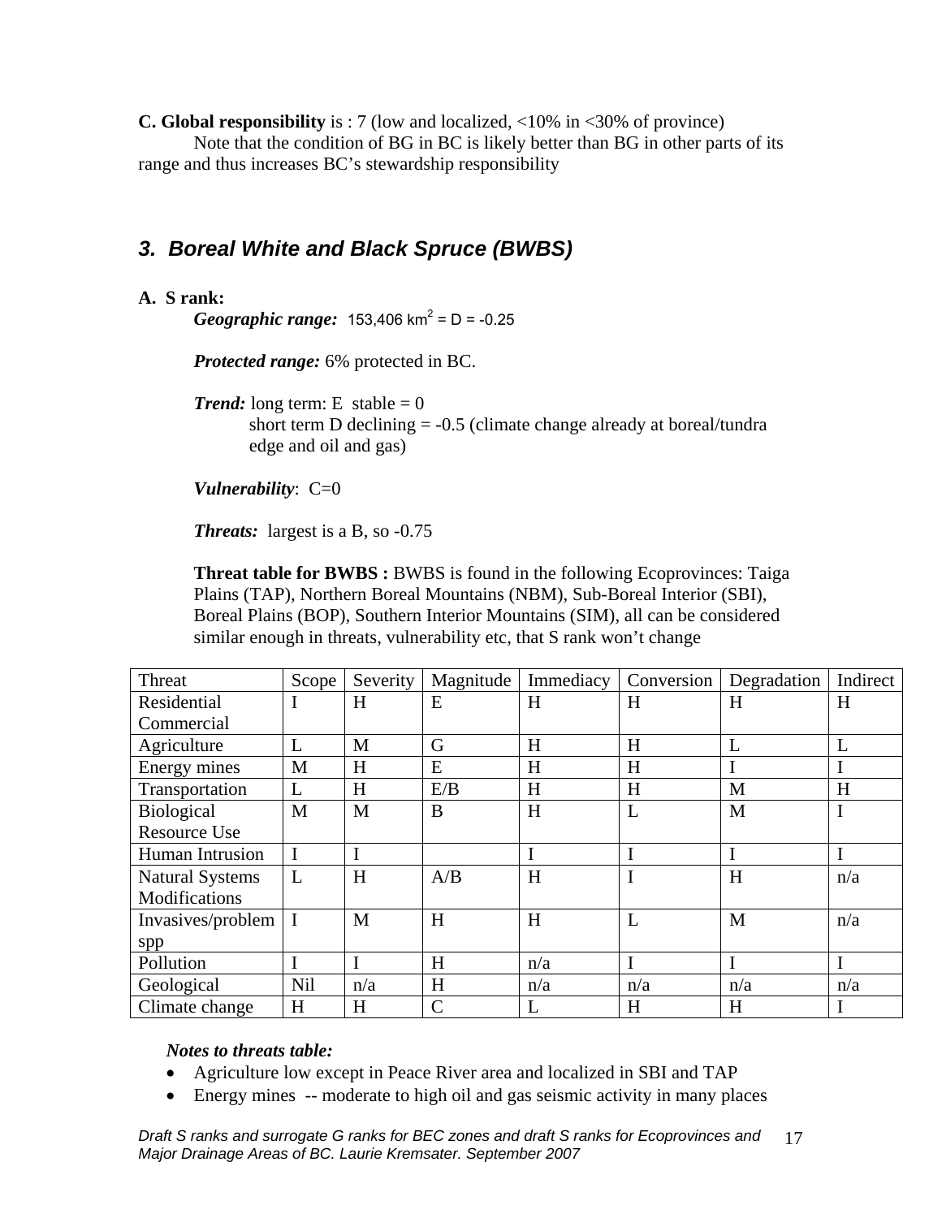**C. Global responsibility** is : 7 (low and localized, <10% in <30% of province)

Note that the condition of BG in BC is likely better than BG in other parts of its range and thus increases BC's stewardship responsibility

## *3. Boreal White and Black Spruce (BWBS)*

**A. S rank:**

***Geographic range:*** 153,406 km$^2$ = D = -0.25

***Protected range:*** 6% protected in BC.

***Trend:*** long term: E stable = 0
short term D declining = -0.5 (climate change already at boreal/tundra edge and oil and gas)

***Vulnerability***: C=0

***Threats:*** largest is a B, so -0.75

**Threat table for BWBS :** BWBS is found in the following Ecoprovinces: Taiga Plains (TAP), Northern Boreal Mountains (NBM), Sub-Boreal Interior (SBI), Boreal Plains (BOP), Southern Interior Mountains (SIM), all can be considered similar enough in threats, vulnerability etc, that S rank won't change

| Threat | Scope | Severity | Magnitude | Immediacy | Conversion | Degradation | Indirect |
|---|---|---|---|---|---|---|---|
| Residential Commercial | I | H | E | H | H | H | H |
| Agriculture | L | M | G | H | H | L | L |
| Energy mines | M | H | E | H | H | I | I |
| Transportation | L | H | E/B | H | H | M | H |
| Biological Resource Use | M | M | B | H | L | M | I |
| Human Intrusion | I | I | | I | I | I | I |
| Natural Systems Modifications | L | H | A/B | H | I | H | n/a |
| Invasives/problem spp | I | M | H | H | L | M | n/a |
| Pollution | I | I | H | n/a | I | I | I |
| Geological | Nil | n/a | H | n/a | n/a | n/a | n/a |
| Climate change | H | H | C | L | H | H | I |

***Notes to threats table:***

- Agriculture low except in Peace River area and localized in SBI and TAP
- Energy mines -- moderate to high oil and gas seismic activity in many places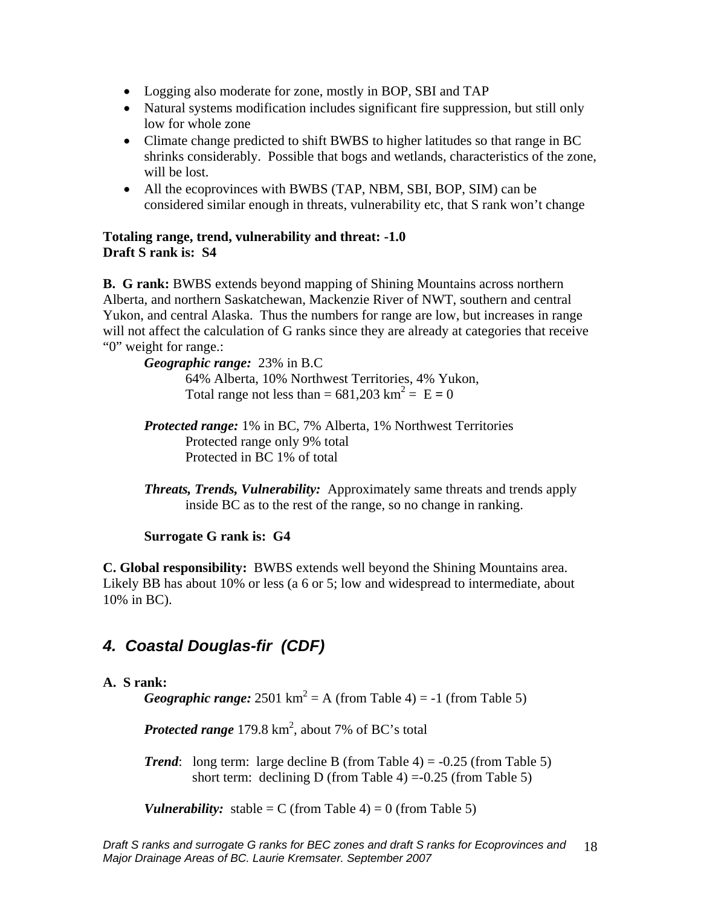- Logging also moderate for zone, mostly in BOP, SBI and TAP
- Natural systems modification includes significant fire suppression, but still only low for whole zone
- Climate change predicted to shift BWBS to higher latitudes so that range in BC shrinks considerably. Possible that bogs and wetlands, characteristics of the zone, will be lost.
- All the ecoprovinces with BWBS (TAP, NBM, SBI, BOP, SIM) can be considered similar enough in threats, vulnerability etc, that S rank won't change

**Totaling range, trend, vulnerability and threat: -1.0**
**Draft S rank is: S4**

**B. G rank:** BWBS extends beyond mapping of Shining Mountains across northern Alberta, and northern Saskatchewan, Mackenzie River of NWT, southern and central Yukon, and central Alaska. Thus the numbers for range are low, but increases in range will not affect the calculation of G ranks since they are already at categories that receive "0" weight for range.:

***Geographic range:*** 23% in B.C
64% Alberta, 10% Northwest Territories, 4% Yukon,
Total range not less than = 681,203 km$^2$ = E = 0

***Protected range:*** 1% in BC, 7% Alberta, 1% Northwest Territories
Protected range only 9% total
Protected in BC 1% of total

***Threats, Trends, Vulnerability:*** Approximately same threats and trends apply inside BC as to the rest of the range, so no change in ranking.

**Surrogate G rank is: G4**

**C. Global responsibility:** BWBS extends well beyond the Shining Mountains area. Likely BB has about 10% or less (a 6 or 5; low and widespread to intermediate, about 10% in BC).

## *4. Coastal Douglas-fir (CDF)*

**A. S rank:**

***Geographic range:*** 2501 km$^2$ = A (from Table 4) = -1 (from Table 5)

***Protected range*** 179.8 km$^2$, about 7% of BC's total

***Trend***: long term: large decline B (from Table 4) = -0.25 (from Table 5)
short term: declining D (from Table 4) =-0.25 (from Table 5)

***Vulnerability:*** stable = C (from Table 4) = 0 (from Table 5)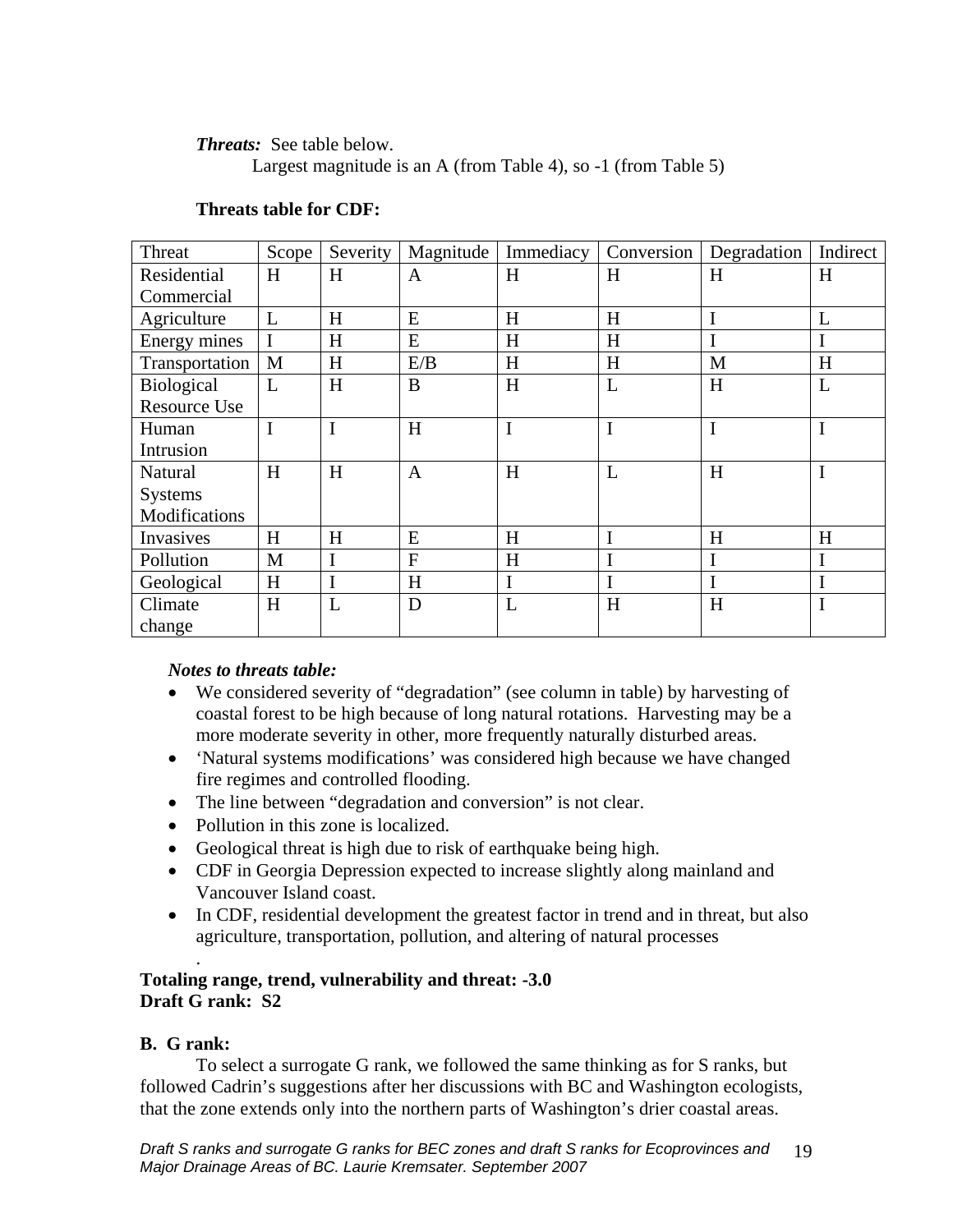***Threats:*** See table below.
Largest magnitude is an A (from Table 4), so -1 (from Table 5)

**Threats table for CDF:**

| Threat | Scope | Severity | Magnitude | Immediacy | Conversion | Degradation | Indirect |
|---|---|---|---|---|---|---|---|
| Residential Commercial | H | H | A | H | H | H | H |
| Agriculture | L | H | E | H | H | I | L |
| Energy mines | I | H | E | H | H | I | I |
| Transportation | M | H | E/B | H | H | M | H |
| Biological Resource Use | L | H | B | H | L | H | L |
| Human Intrusion | I | I | H | I | I | I | I |
| Natural Systems Modifications | H | H | A | H | L | H | I |
| Invasives | H | H | E | H | I | H | H |
| Pollution | M | I | F | H | I | I | I |
| Geological | H | I | H | I | I | I | I |
| Climate change | H | L | D | L | H | H | I |

***Notes to threats table:***

- We considered severity of "degradation" (see column in table) by harvesting of coastal forest to be high because of long natural rotations. Harvesting may be a more moderate severity in other, more frequently naturally disturbed areas.
- 'Natural systems modifications' was considered high because we have changed fire regimes and controlled flooding.
- The line between "degradation and conversion" is not clear.
- Pollution in this zone is localized.
- Geological threat is high due to risk of earthquake being high.
- CDF in Georgia Depression expected to increase slightly along mainland and Vancouver Island coast.
- In CDF, residential development the greatest factor in trend and in threat, but also agriculture, transportation, pollution, and altering of natural processes

.

**Totaling range, trend, vulnerability and threat: -3.0**
**Draft G rank: S2**

**B. G rank:**

To select a surrogate G rank, we followed the same thinking as for S ranks, but followed Cadrin's suggestions after her discussions with BC and Washington ecologists, that the zone extends only into the northern parts of Washington's drier coastal areas.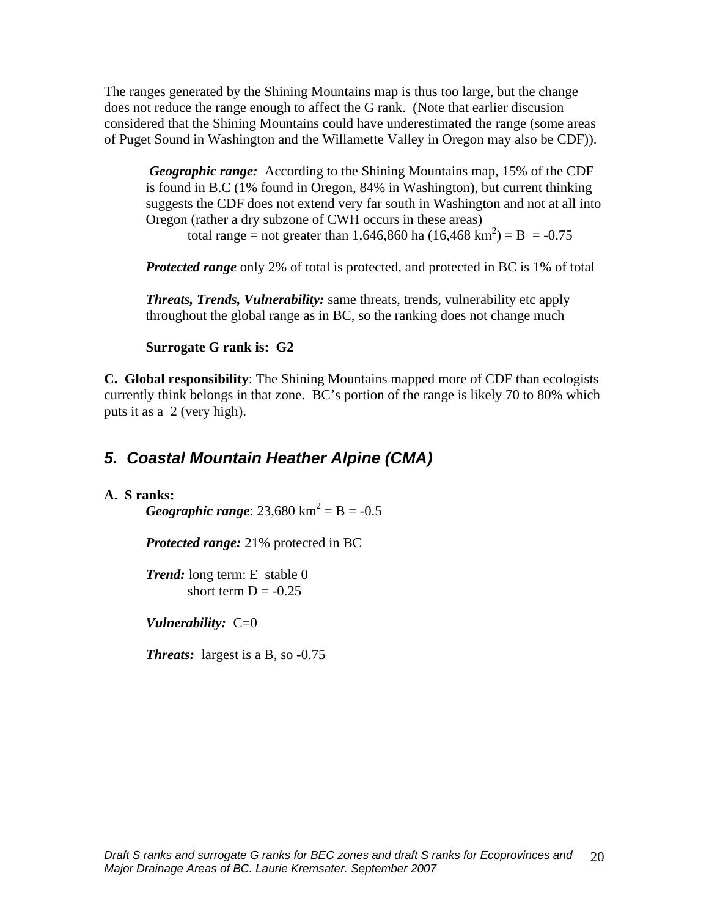The ranges generated by the Shining Mountains map is thus too large, but the change does not reduce the range enough to affect the G rank. (Note that earlier discusion considered that the Shining Mountains could have underestimated the range (some areas of Puget Sound in Washington and the Willamette Valley in Oregon may also be CDF)).

> ***Geographic range:*** According to the Shining Mountains map, 15% of the CDF is found in B.C (1% found in Oregon, 84% in Washington), but current thinking suggests the CDF does not extend very far south in Washington and not at all into Oregon (rather a dry subzone of CWH occurs in these areas)
>
> total range = not greater than 1,646,860 ha (16,468 $km^2$) = B = -0.75
>
> ***Protected range*** only 2% of total is protected, and protected in BC is 1% of total
>
> ***Threats, Trends, Vulnerability:*** same threats, trends, vulnerability etc apply throughout the global range as in BC, so the ranking does not change much
>
> **Surrogate G rank is: G2**

**C. Global responsibility**: The Shining Mountains mapped more of CDF than ecologists currently think belongs in that zone. BC's portion of the range is likely 70 to 80% which puts it as a 2 (very high).

## *5. Coastal Mountain Heather Alpine (CMA)*

**A. S ranks:**

> ***Geographic range***: 23,680 $km^2$ = B = -0.5
>
> ***Protected range:*** 21% protected in BC
>
> ***Trend:*** long term: E stable 0
> short term D = -0.25
>
> ***Vulnerability:*** C=0
>
> ***Threats:*** largest is a B, so -0.75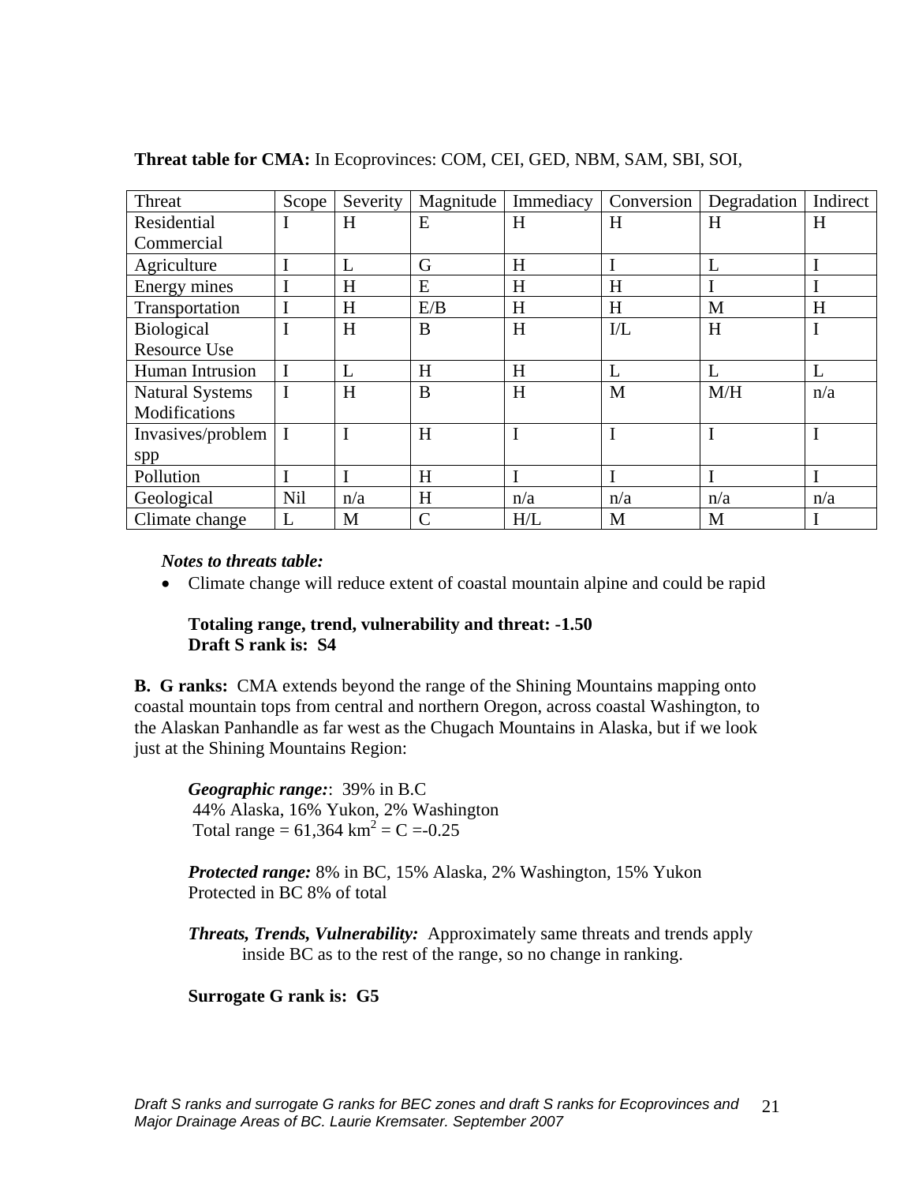**Threat table for CMA:** In Ecoprovinces: COM, CEI, GED, NBM, SAM, SBI, SOI,

| Threat | Scope | Severity | Magnitude | Immediacy | Conversion | Degradation | Indirect |
|---|---|---|---|---|---|---|---|
| Residential Commercial | I | H | E | H | H | H | H |
| Agriculture | I | L | G | H | I | L | I |
| Energy mines | I | H | E | H | H | I | I |
| Transportation | I | H | E/B | H | H | M | H |
| Biological Resource Use | I | H | B | H | I/L | H | I |
| Human Intrusion | I | L | H | H | L | L | L |
| Natural Systems Modifications | I | H | B | H | M | M/H | n/a |
| Invasives/problem spp | I | I | H | I | I | I | I |
| Pollution | I | I | H | I | I | I | I |
| Geological | Nil | n/a | H | n/a | n/a | n/a | n/a |
| Climate change | L | M | C | H/L | M | M | I |

***Notes to threats table:***

- Climate change will reduce extent of coastal mountain alpine and could be rapid

**Totaling range, trend, vulnerability and threat: -1.50**
**Draft S rank is: S4**

**B. G ranks:** CMA extends beyond the range of the Shining Mountains mapping onto coastal mountain tops from central and northern Oregon, across coastal Washington, to the Alaskan Panhandle as far west as the Chugach Mountains in Alaska, but if we look just at the Shining Mountains Region:

***Geographic range:***: 39% in B.C
44% Alaska, 16% Yukon, 2% Washington
Total range = 61,364 km$^2$ = C =-0.25

***Protected range:*** 8% in BC, 15% Alaska, 2% Washington, 15% Yukon
Protected in BC 8% of total

***Threats, Trends, Vulnerability:*** Approximately same threats and trends apply inside BC as to the rest of the range, so no change in ranking.

**Surrogate G rank is: G5**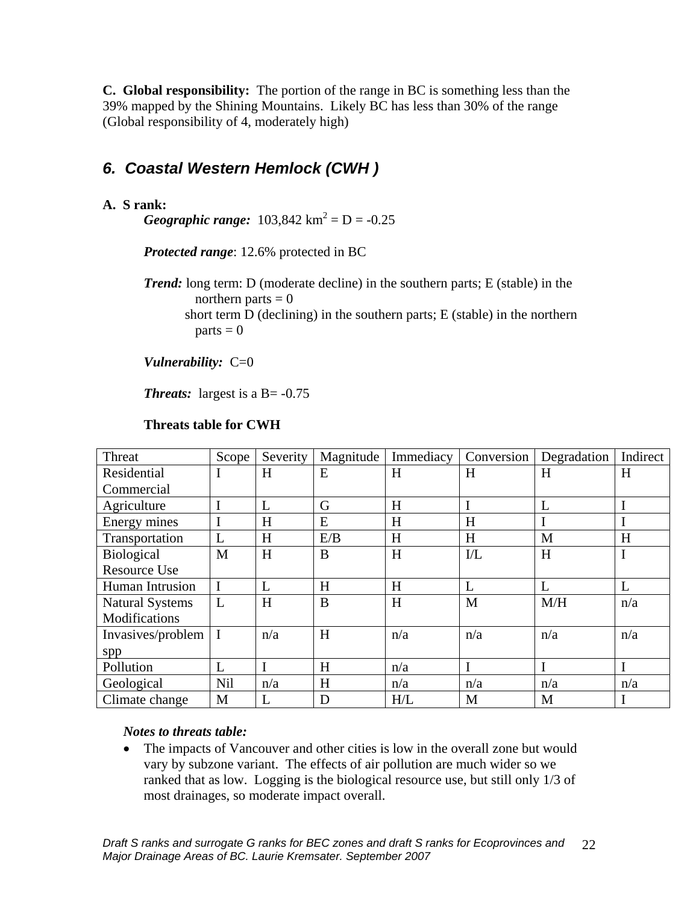**C. Global responsibility:** The portion of the range in BC is something less than the 39% mapped by the Shining Mountains. Likely BC has less than 30% of the range (Global responsibility of 4, moderately high)

## *6. Coastal Western Hemlock (CWH )*

**A. S rank:**

***Geographic range:*** 103,842 km$^2$ = D = -0.25

***Protected range***: 12.6% protected in BC

***Trend:*** long term: D (moderate decline) in the southern parts; E (stable) in the northern parts = 0
short term D (declining) in the southern parts; E (stable) in the northern parts = 0

***Vulnerability:*** C=0

***Threats:*** largest is a B= -0.75

**Threats table for CWH**

| Threat | Scope | Severity | Magnitude | Immediacy | Conversion | Degradation | Indirect |
|---|---|---|---|---|---|---|---|
| Residential Commercial | I | H | E | H | H | H | H |
| Agriculture | I | L | G | H | I | L | I |
| Energy mines | I | H | E | H | H | I | I |
| Transportation | L | H | E/B | H | H | M | H |
| Biological Resource Use | M | H | B | H | I/L | H | I |
| Human Intrusion | I | L | H | H | L | L | L |
| Natural Systems Modifications | L | H | B | H | M | M/H | n/a |
| Invasives/problem spp | I | n/a | H | n/a | n/a | n/a | n/a |
| Pollution | L | I | H | n/a | I | I | I |
| Geological | Nil | n/a | H | n/a | n/a | n/a | n/a |
| Climate change | M | L | D | H/L | M | M | I |

***Notes to threats table:***

- The impacts of Vancouver and other cities is low in the overall zone but would vary by subzone variant. The effects of air pollution are much wider so we ranked that as low. Logging is the biological resource use, but still only 1/3 of most drainages, so moderate impact overall.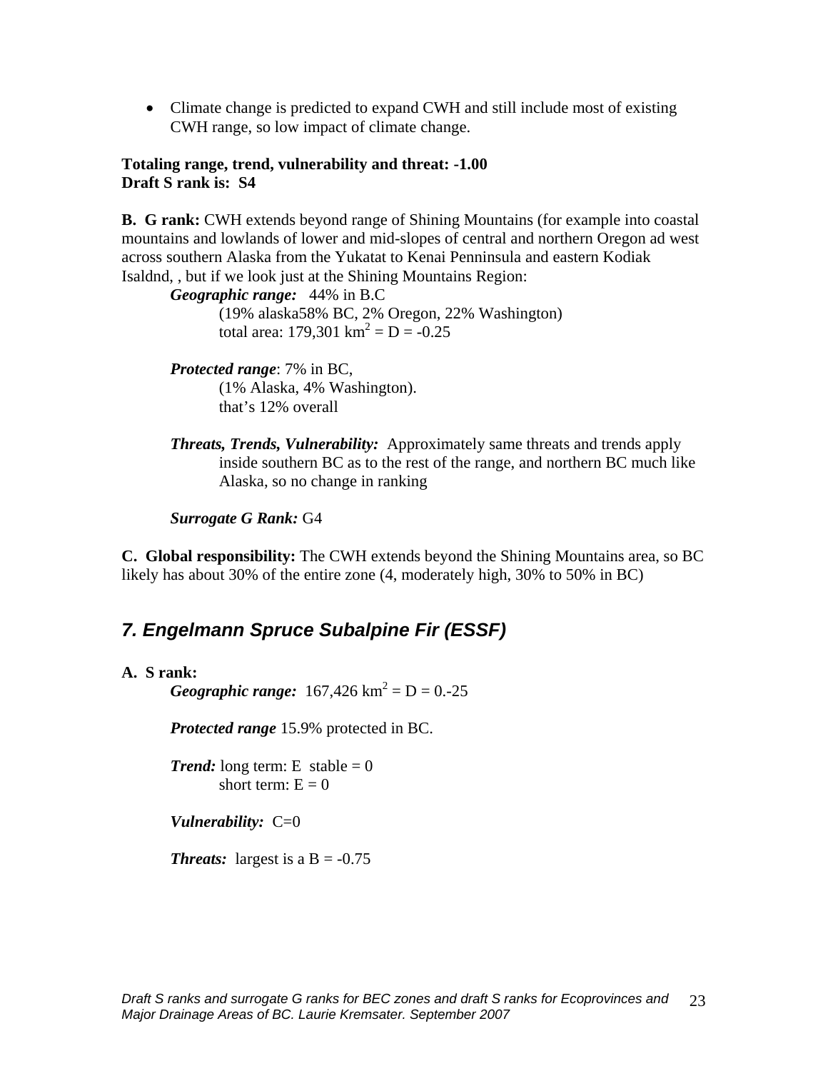- Climate change is predicted to expand CWH and still include most of existing CWH range, so low impact of climate change.

**Totaling range, trend, vulnerability and threat: -1.00**
**Draft S rank is: S4**

**B. G rank:** CWH extends beyond range of Shining Mountains (for example into coastal mountains and lowlands of lower and mid-slopes of central and northern Oregon ad west across southern Alaska from the Yukatat to Kenai Penninsula and eastern Kodiak Isaldnd, , but if we look just at the Shining Mountains Region:

> ***Geographic range:*** 44% in B.C
> (19% alaska58% BC, 2% Oregon, 22% Washington)
> total area: 179,301 km$^2$ = D = -0.25
>
> ***Protected range***: 7% in BC,
> (1% Alaska, 4% Washington).
> that's 12% overall
>
> ***Threats, Trends, Vulnerability:*** Approximately same threats and trends apply inside southern BC as to the rest of the range, and northern BC much like Alaska, so no change in ranking
>
> ***Surrogate G Rank:*** G4

**C. Global responsibility:** The CWH extends beyond the Shining Mountains area, so BC likely has about 30% of the entire zone (4, moderately high, 30% to 50% in BC)

## *7. Engelmann Spruce Subalpine Fir (ESSF)*

**A. S rank:**

> ***Geographic range:*** 167,426 km$^2$ = D = 0.-25
>
> ***Protected range*** 15.9% protected in BC.
>
> ***Trend:*** long term: E stable = 0
> short term: E = 0
>
> ***Vulnerability:*** C=0
>
> ***Threats:*** largest is a B = -0.75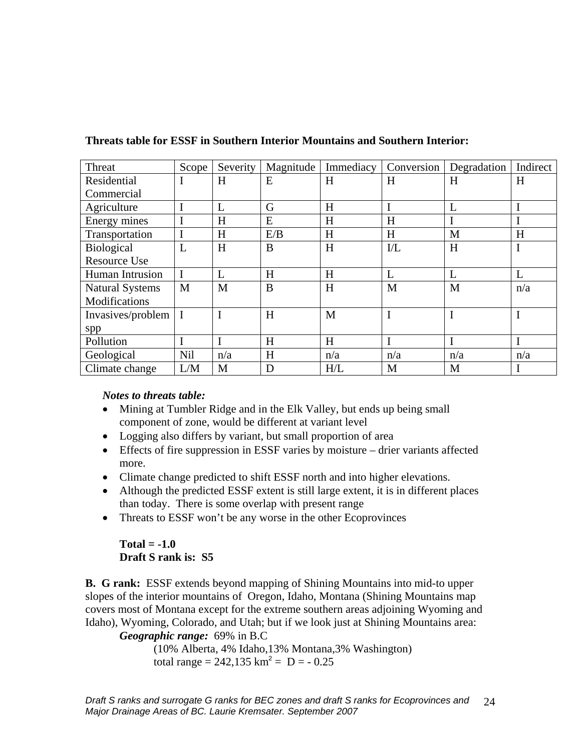**Threats table for ESSF in Southern Interior Mountains and Southern Interior:**

| Threat | Scope | Severity | Magnitude | Immediacy | Conversion | Degradation | Indirect |
|---|---|---|---|---|---|---|---|
| Residential Commercial | I | H | E | H | H | H | H |
| Agriculture | I | L | G | H | I | L | I |
| Energy mines | I | H | E | H | H | I | I |
| Transportation | I | H | E/B | H | H | M | H |
| Biological Resource Use | L | H | B | H | I/L | H | I |
| Human Intrusion | I | L | H | H | L | L | L |
| Natural Systems Modifications | M | M | B | H | M | M | n/a |
| Invasives/problem spp | I | I | H | M | I | I | I |
| Pollution | I | I | H | H | I | I | I |
| Geological | Nil | n/a | H | n/a | n/a | n/a | n/a |
| Climate change | L/M | M | D | H/L | M | M | I |

***Notes to threats table:***

- Mining at Tumbler Ridge and in the Elk Valley, but ends up being small component of zone, would be different at variant level
- Logging also differs by variant, but small proportion of area
- Effects of fire suppression in ESSF varies by moisture – drier variants affected more.
- Climate change predicted to shift ESSF north and into higher elevations.
- Although the predicted ESSF extent is still large extent, it is in different places than today. There is some overlap with present range
- Threats to ESSF won't be any worse in the other Ecoprovinces

**Total = -1.0**
**Draft S rank is: S5**

**B. G rank:** ESSF extends beyond mapping of Shining Mountains into mid-to upper slopes of the interior mountains of Oregon, Idaho, Montana (Shining Mountains map covers most of Montana except for the extreme southern areas adjoining Wyoming and Idaho), Wyoming, Colorado, and Utah; but if we look just at Shining Mountains area:

***Geographic range:*** 69% in B.C

(10% Alberta, 4% Idaho,13% Montana,3% Washington)

total range = 242,135 km$^2$ = D = - 0.25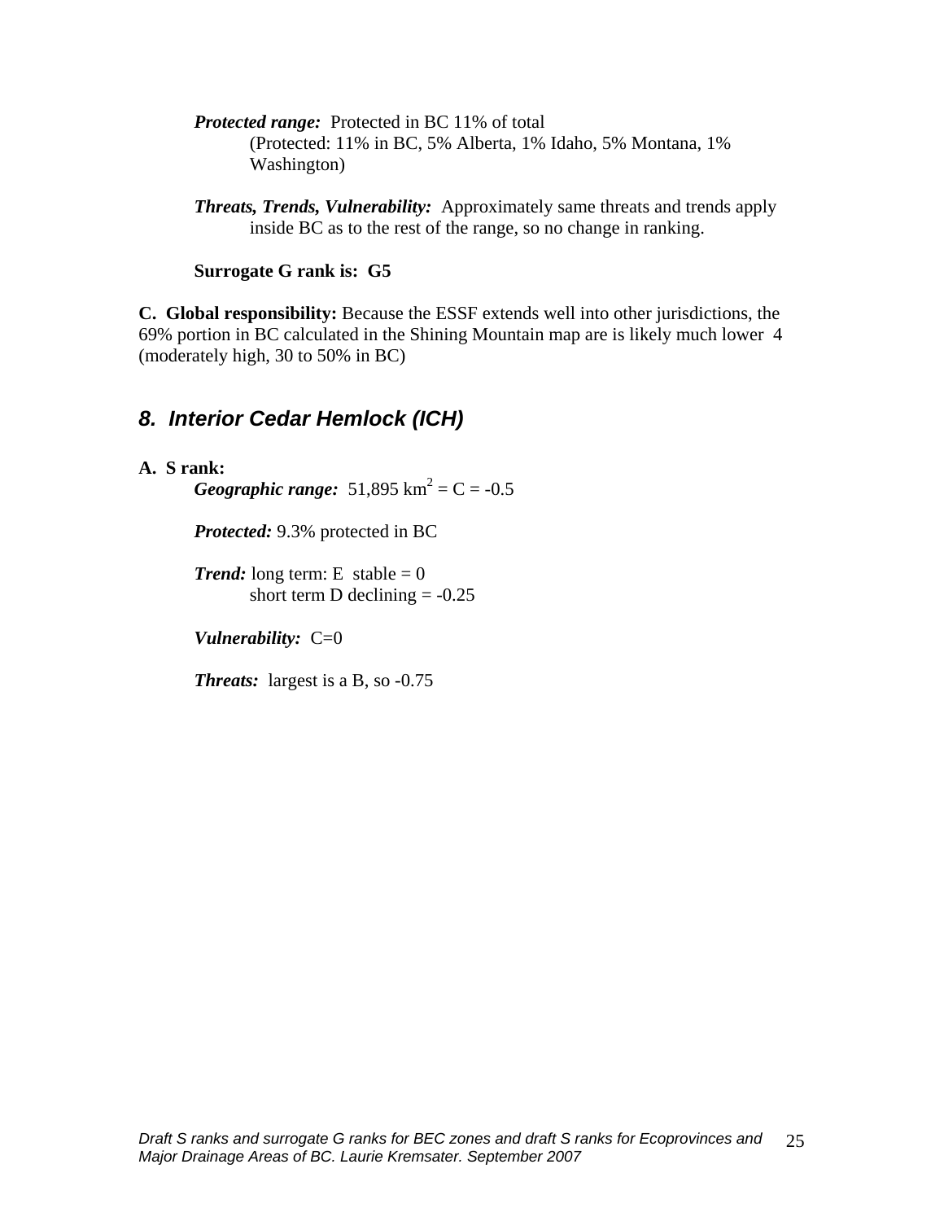*Protected range:* Protected in BC 11% of total
(Protected: 11% in BC, 5% Alberta, 1% Idaho, 5% Montana, 1% Washington)

*Threats, Trends, Vulnerability:* Approximately same threats and trends apply inside BC as to the rest of the range, so no change in ranking.

**Surrogate G rank is: G5**

**C. Global responsibility:** Because the ESSF extends well into other jurisdictions, the 69% portion in BC calculated in the Shining Mountain map are is likely much lower 4 (moderately high, 30 to 50% in BC)

## 8. Interior Cedar Hemlock (ICH)

**A. S rank:**

*Geographic range:* 51,895 km$^2$ = C = -0.5

*Protected:* 9.3% protected in BC

*Trend:* long term: E stable = 0
short term D declining = -0.25

*Vulnerability:* C=0

*Threats:* largest is a B, so -0.75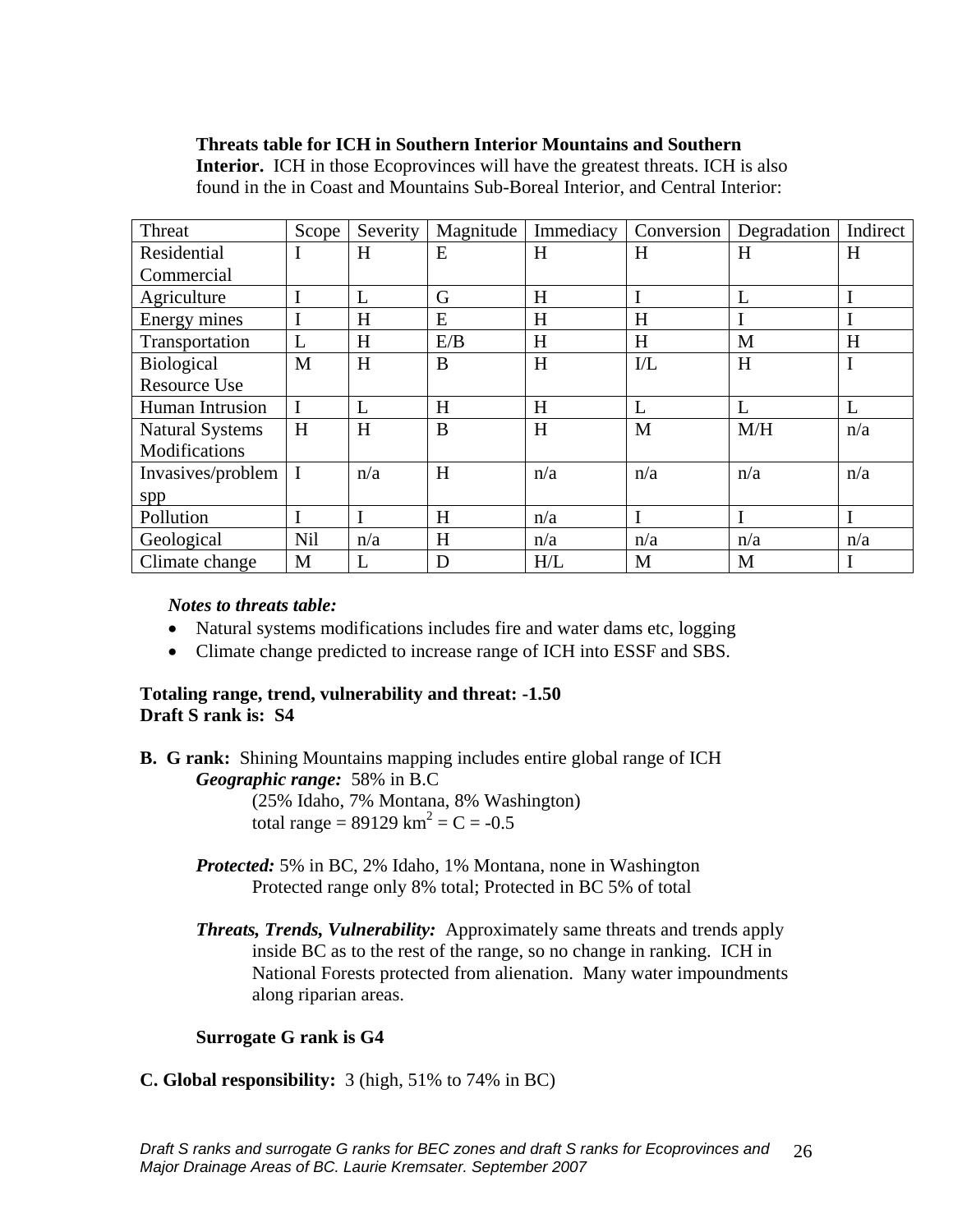**Threats table for ICH in Southern Interior Mountains and Southern Interior.** ICH in those Ecoprovinces will have the greatest threats. ICH is also found in the in Coast and Mountains Sub-Boreal Interior, and Central Interior:

| Threat | Scope | Severity | Magnitude | Immediacy | Conversion | Degradation | Indirect |
|---|---|---|---|---|---|---|---|
| Residential Commercial | I | H | E | H | H | H | H |
| Agriculture | I | L | G | H | I | L | I |
| Energy mines | I | H | E | H | H | I | I |
| Transportation | L | H | E/B | H | H | M | H |
| Biological Resource Use | M | H | B | H | I/L | H | I |
| Human Intrusion | I | L | H | H | L | L | L |
| Natural Systems Modifications | H | H | B | H | M | M/H | n/a |
| Invasives/problem spp | I | n/a | H | n/a | n/a | n/a | n/a |
| Pollution | I | I | H | n/a | I | I | I |
| Geological | Nil | n/a | H | n/a | n/a | n/a | n/a |
| Climate change | M | L | D | H/L | M | M | I |

***Notes to threats table:***

- Natural systems modifications includes fire and water dams etc, logging
- Climate change predicted to increase range of ICH into ESSF and SBS.

**Totaling range, trend, vulnerability and threat: -1.50**
**Draft S rank is: S4**

**B. G rank:** Shining Mountains mapping includes entire global range of ICH

***Geographic range:*** 58% in B.C
(25% Idaho, 7% Montana, 8% Washington)
total range = 89129 km$^2$ = C = -0.5

***Protected:*** 5% in BC, 2% Idaho, 1% Montana, none in Washington
Protected range only 8% total; Protected in BC 5% of total

***Threats, Trends, Vulnerability:*** Approximately same threats and trends apply inside BC as to the rest of the range, so no change in ranking. ICH in National Forests protected from alienation. Many water impoundments along riparian areas.

**Surrogate G rank is G4**

**C. Global responsibility:** 3 (high, 51% to 74% in BC)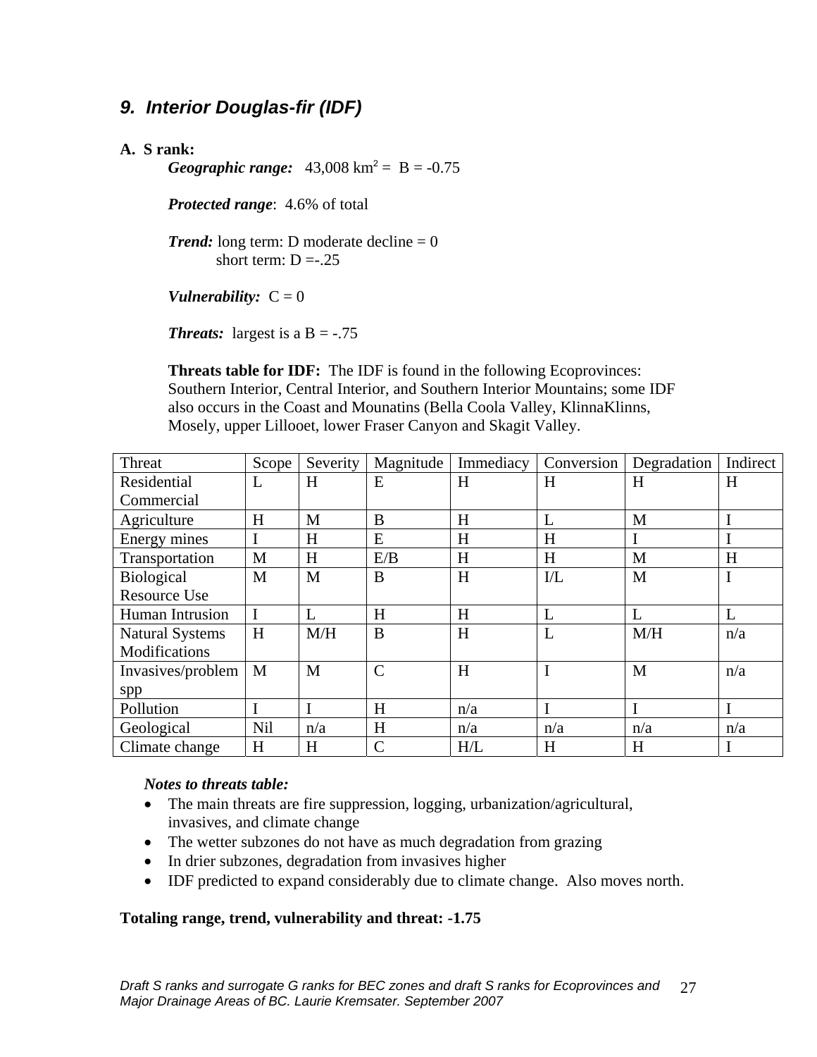## *9. Interior Douglas-fir (IDF)*

**A. S rank:**

***Geographic range:*** 43,008 km$^2$ = B = -0.75

***Protected range***: 4.6% of total

***Trend:*** long term: D moderate decline = 0
short term: D =-.25

***Vulnerability:*** C = 0

***Threats:*** largest is a B = -.75

**Threats table for IDF:** The IDF is found in the following Ecoprovinces: Southern Interior, Central Interior, and Southern Interior Mountains; some IDF also occurs in the Coast and Mounatins (Bella Coola Valley, KlinnaKlinns, Mosely, upper Lillooet, lower Fraser Canyon and Skagit Valley.

| Threat | Scope | Severity | Magnitude | Immediacy | Conversion | Degradation | Indirect |
|---|---|---|---|---|---|---|---|
| Residential Commercial | L | H | E | H | H | H | H |
| Agriculture | H | M | B | H | L | M | I |
| Energy mines | I | H | E | H | H | I | I |
| Transportation | M | H | E/B | H | H | M | H |
| Biological Resource Use | M | M | B | H | I/L | M | I |
| Human Intrusion | I | L | H | H | L | L | L |
| Natural Systems Modifications | H | M/H | B | H | L | M/H | n/a |
| Invasives/problem spp | M | M | C | H | I | M | n/a |
| Pollution | I | I | H | n/a | I | I | I |
| Geological | Nil | n/a | H | n/a | n/a | n/a | n/a |
| Climate change | H | H | C | H/L | H | H | I |

***Notes to threats table:***

- The main threats are fire suppression, logging, urbanization/agricultural, invasives, and climate change
- The wetter subzones do not have as much degradation from grazing
- In drier subzones, degradation from invasives higher
- IDF predicted to expand considerably due to climate change. Also moves north.

**Totaling range, trend, vulnerability and threat: -1.75**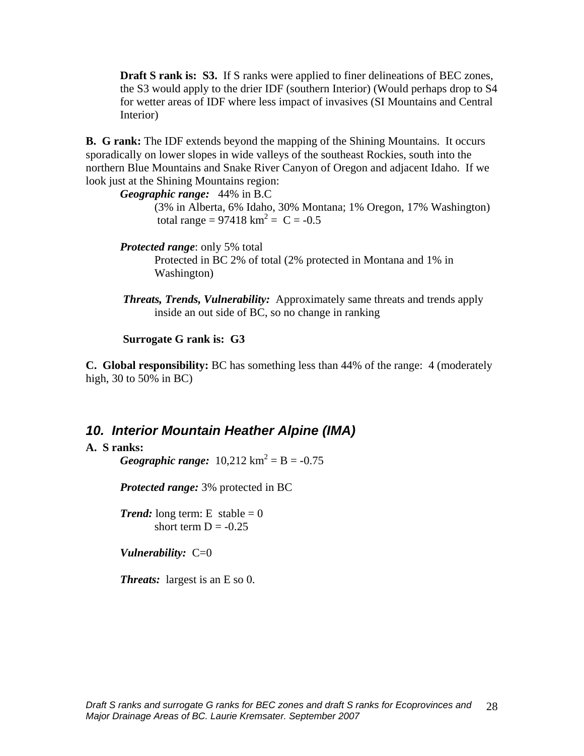**Draft S rank is: S3.** If S ranks were applied to finer delineations of BEC zones, the S3 would apply to the drier IDF (southern Interior) (Would perhaps drop to S4 for wetter areas of IDF where less impact of invasives (SI Mountains and Central Interior)

**B. G rank:** The IDF extends beyond the mapping of the Shining Mountains. It occurs sporadically on lower slopes in wide valleys of the southeast Rockies, south into the northern Blue Mountains and Snake River Canyon of Oregon and adjacent Idaho. If we look just at the Shining Mountains region:

***Geographic range:*** 44% in B.C

(3% in Alberta, 6% Idaho, 30% Montana; 1% Oregon, 17% Washington)
total range = 97418 km$^2$ = C = -0.5

***Protected range***: only 5% total

Protected in BC 2% of total (2% protected in Montana and 1% in Washington)

***Threats, Trends, Vulnerability:*** Approximately same threats and trends apply inside an out side of BC, so no change in ranking

**Surrogate G rank is: G3**

**C. Global responsibility:** BC has something less than 44% of the range: 4 (moderately high, 30 to 50% in BC)

## *10. Interior Mountain Heather Alpine (IMA)*

**A. S ranks:**

***Geographic range:*** 10,212 km$^2$ = B = -0.75

***Protected range:*** 3% protected in BC

***Trend:*** long term: E stable = 0
short term D = -0.25

***Vulnerability:*** C=0

***Threats:*** largest is an E so 0.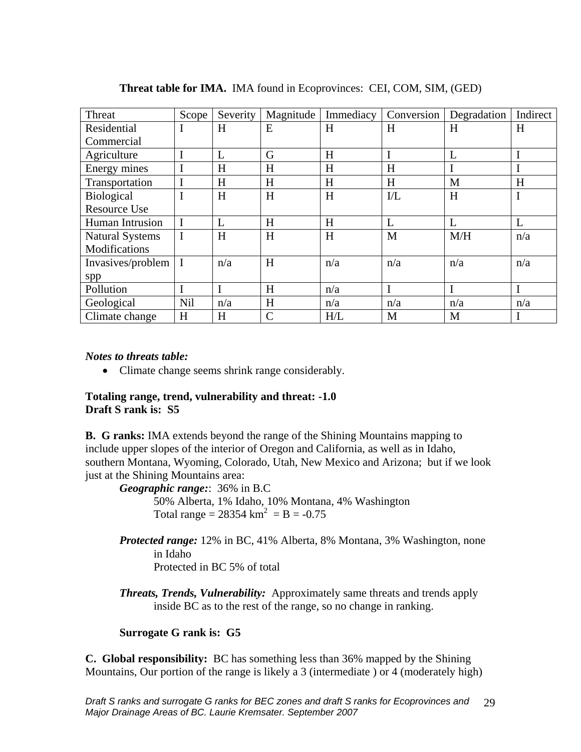**Threat table for IMA.** IMA found in Ecoprovinces: CEI, COM, SIM, (GED)

| Threat | Scope | Severity | Magnitude | Immediacy | Conversion | Degradation | Indirect |
|---|---|---|---|---|---|---|---|
| Residential Commercial | I | H | E | H | H | H | H |
| Agriculture | I | L | G | H | I | L | I |
| Energy mines | I | H | H | H | H | I | I |
| Transportation | I | H | H | H | H | M | H |
| Biological Resource Use | I | H | H | H | I/L | H | I |
| Human Intrusion | I | L | H | H | L | L | L |
| Natural Systems Modifications | I | H | H | H | M | M/H | n/a |
| Invasives/problem spp | I | n/a | H | n/a | n/a | n/a | n/a |
| Pollution | I | I | H | n/a | I | I | I |
| Geological | Nil | n/a | H | n/a | n/a | n/a | n/a |
| Climate change | H | H | C | H/L | M | M | I |

***Notes to threats table:***

- Climate change seems shrink range considerably.

**Totaling range, trend, vulnerability and threat: -1.0**
**Draft S rank is: S5**

**B. G ranks:** IMA extends beyond the range of the Shining Mountains mapping to include upper slopes of the interior of Oregon and California, as well as in Idaho, southern Montana, Wyoming, Colorado, Utah, New Mexico and Arizona; but if we look just at the Shining Mountains area:

***Geographic range:***: 36% in B.C
50% Alberta, 1% Idaho, 10% Montana, 4% Washington
Total range = 28354 km$^2$ = B = -0.75

***Protected range:*** 12% in BC, 41% Alberta, 8% Montana, 3% Washington, none in Idaho
Protected in BC 5% of total

***Threats, Trends, Vulnerability:*** Approximately same threats and trends apply inside BC as to the rest of the range, so no change in ranking.

**Surrogate G rank is: G5**

**C. Global responsibility:** BC has something less than 36% mapped by the Shining Mountains, Our portion of the range is likely a 3 (intermediate ) or 4 (moderately high)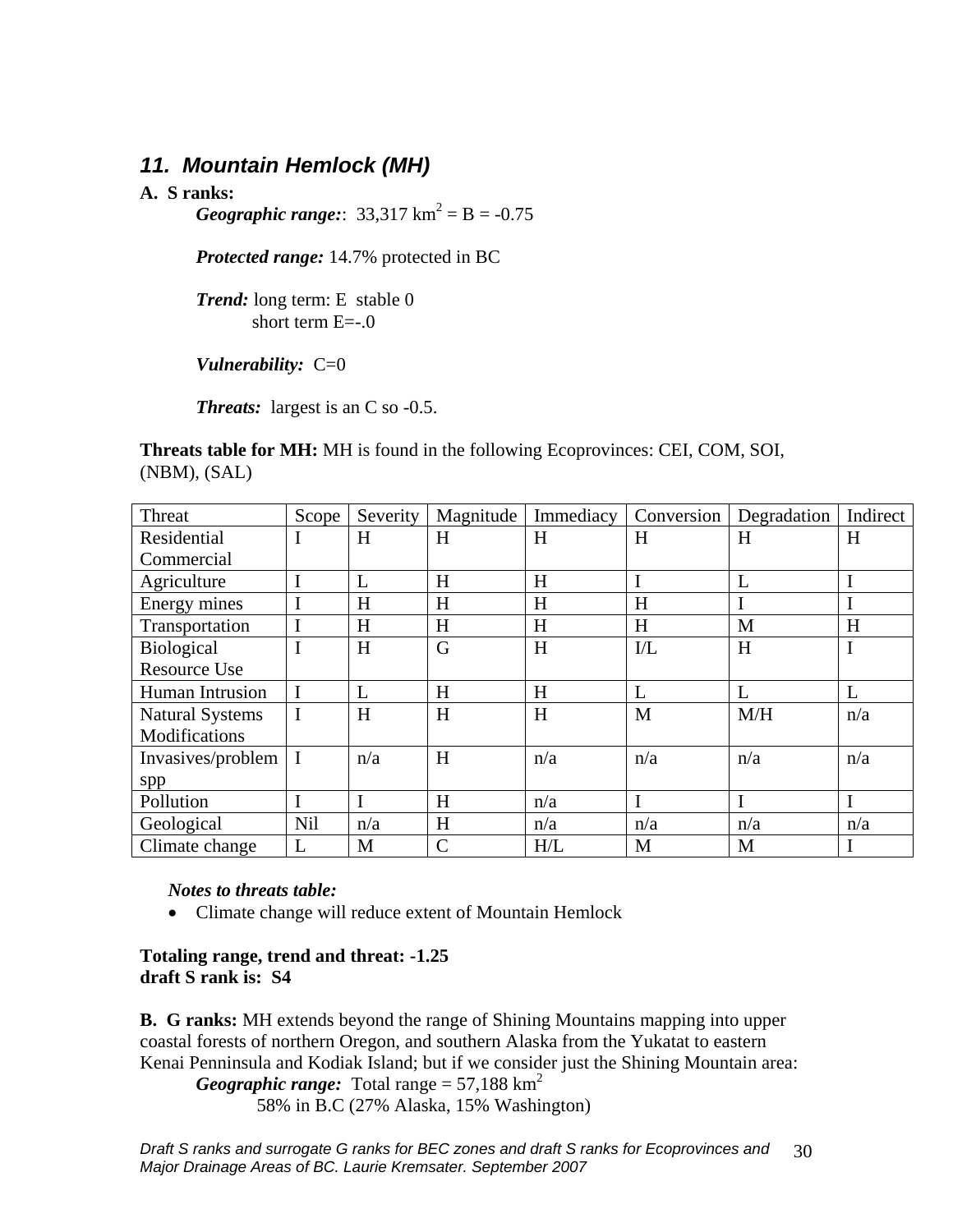## *11. Mountain Hemlock (MH)*

**A. S ranks:**

***Geographic range:***: 33,317 km$^2$ = B = -0.75

***Protected range:*** 14.7% protected in BC

***Trend:*** long term: E stable 0
short term E=-.0

***Vulnerability:*** C=0

***Threats:*** largest is an C so -0.5.

**Threats table for MH:** MH is found in the following Ecoprovinces: CEI, COM, SOI, (NBM), (SAL)

| Threat | Scope | Severity | Magnitude | Immediacy | Conversion | Degradation | Indirect |
|---|---|---|---|---|---|---|---|
| Residential Commercial | I | H | H | H | H | H | H |
| Agriculture | I | L | H | H | I | L | I |
| Energy mines | I | H | H | H | H | I | I |
| Transportation | I | H | H | H | H | M | H |
| Biological Resource Use | I | H | G | H | I/L | H | I |
| Human Intrusion | I | L | H | H | L | L | L |
| Natural Systems Modifications | I | H | H | H | M | M/H | n/a |
| Invasives/problem spp | I | n/a | H | n/a | n/a | n/a | n/a |
| Pollution | I | I | H | n/a | I | I | I |
| Geological | Nil | n/a | H | n/a | n/a | n/a | n/a |
| Climate change | L | M | C | H/L | M | M | I |

***Notes to threats table:***

- Climate change will reduce extent of Mountain Hemlock

**Totaling range, trend and threat: -1.25**
**draft S rank is: S4**

**B. G ranks:** MH extends beyond the range of Shining Mountains mapping into upper coastal forests of northern Oregon, and southern Alaska from the Yukatat to eastern Kenai Penninsula and Kodiak Island; but if we consider just the Shining Mountain area:

***Geographic range:*** Total range = 57,188 km$^2$
58% in B.C (27% Alaska, 15% Washington)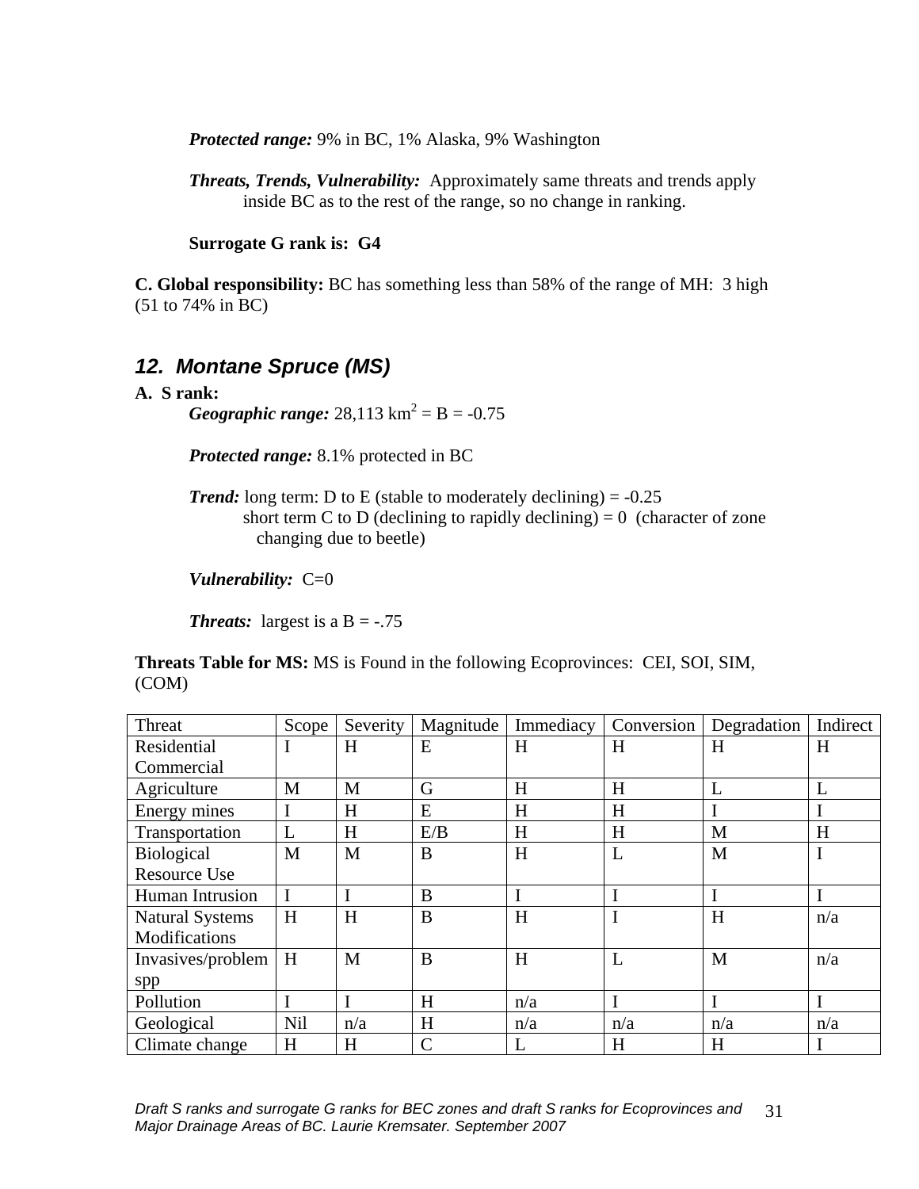*Protected range:* 9% in BC, 1% Alaska, 9% Washington

***Threats, Trends, Vulnerability:*** Approximately same threats and trends apply inside BC as to the rest of the range, so no change in ranking.

**Surrogate G rank is: G4**

**C. Global responsibility:** BC has something less than 58% of the range of MH: 3 high (51 to 74% in BC)

## *12. Montane Spruce (MS)*

**A. S rank:**

***Geographic range:*** 28,113 km$^2$ = B = -0.75

***Protected range:*** 8.1% protected in BC

***Trend:*** long term: D to E (stable to moderately declining) = -0.25
short term C to D (declining to rapidly declining) = 0 (character of zone changing due to beetle)

***Vulnerability:*** C=0

***Threats:*** largest is a B = -.75

**Threats Table for MS:** MS is Found in the following Ecoprovinces: CEI, SOI, SIM, (COM)

| Threat | Scope | Severity | Magnitude | Immediacy | Conversion | Degradation | Indirect |
|---|---|---|---|---|---|---|---|
| Residential Commercial | I | H | E | H | H | H | H |
| Agriculture | M | M | G | H | H | L | L |
| Energy mines | I | H | E | H | H | I | I |
| Transportation | L | H | E/B | H | H | M | H |
| Biological Resource Use | M | M | B | H | L | M | I |
| Human Intrusion | I | I | B | I | I | I | I |
| Natural Systems Modifications | H | H | B | H | I | H | n/a |
| Invasives/problem spp | H | M | B | H | L | M | n/a |
| Pollution | I | I | H | n/a | I | I | I |
| Geological | Nil | n/a | H | n/a | n/a | n/a | n/a |
| Climate change | H | H | C | L | H | H | I |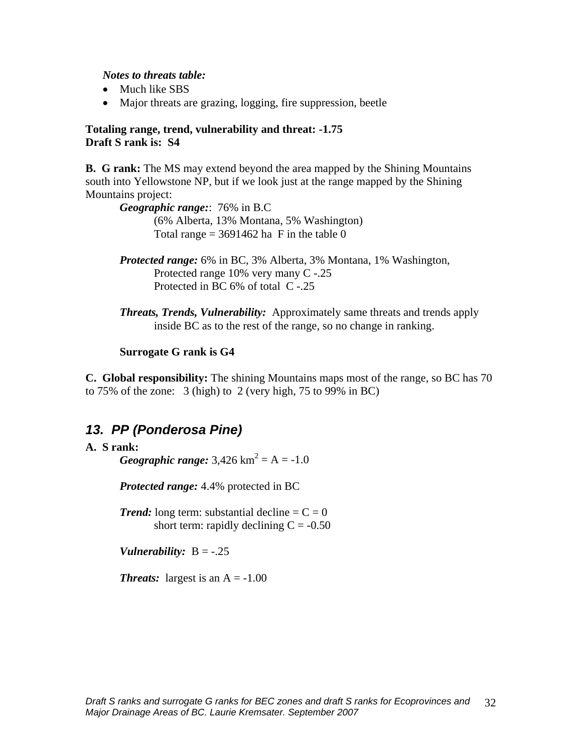*Notes to threats table:*

- Much like SBS
- Major threats are grazing, logging, fire suppression, beetle

**Totaling range, trend, vulnerability and threat: -1.75**
**Draft S rank is: S4**

**B. G rank:** The MS may extend beyond the area mapped by the Shining Mountains south into Yellowstone NP, but if we look just at the range mapped by the Shining Mountains project:

*Geographic range:*: 76% in B.C
(6% Alberta, 13% Montana, 5% Washington)
Total range = 3691462 ha F in the table 0

*Protected range:* 6% in BC, 3% Alberta, 3% Montana, 1% Washington,
Protected range 10% very many C -.25
Protected in BC 6% of total C -.25

*Threats, Trends, Vulnerability:* Approximately same threats and trends apply inside BC as to the rest of the range, so no change in ranking.

**Surrogate G rank is G4**

**C. Global responsibility:** The shining Mountains maps most of the range, so BC has 70 to 75% of the zone: 3 (high) to 2 (very high, 75 to 99% in BC)

## *13. PP (Ponderosa Pine)*

**A. S rank:**

*Geographic range:* 3,426 km$^2$ = A = -1.0

*Protected range:* 4.4% protected in BC

*Trend:* long term: substantial decline = C = 0
short term: rapidly declining C = -0.50

*Vulnerability:* B = -.25

*Threats:* largest is an A = -1.00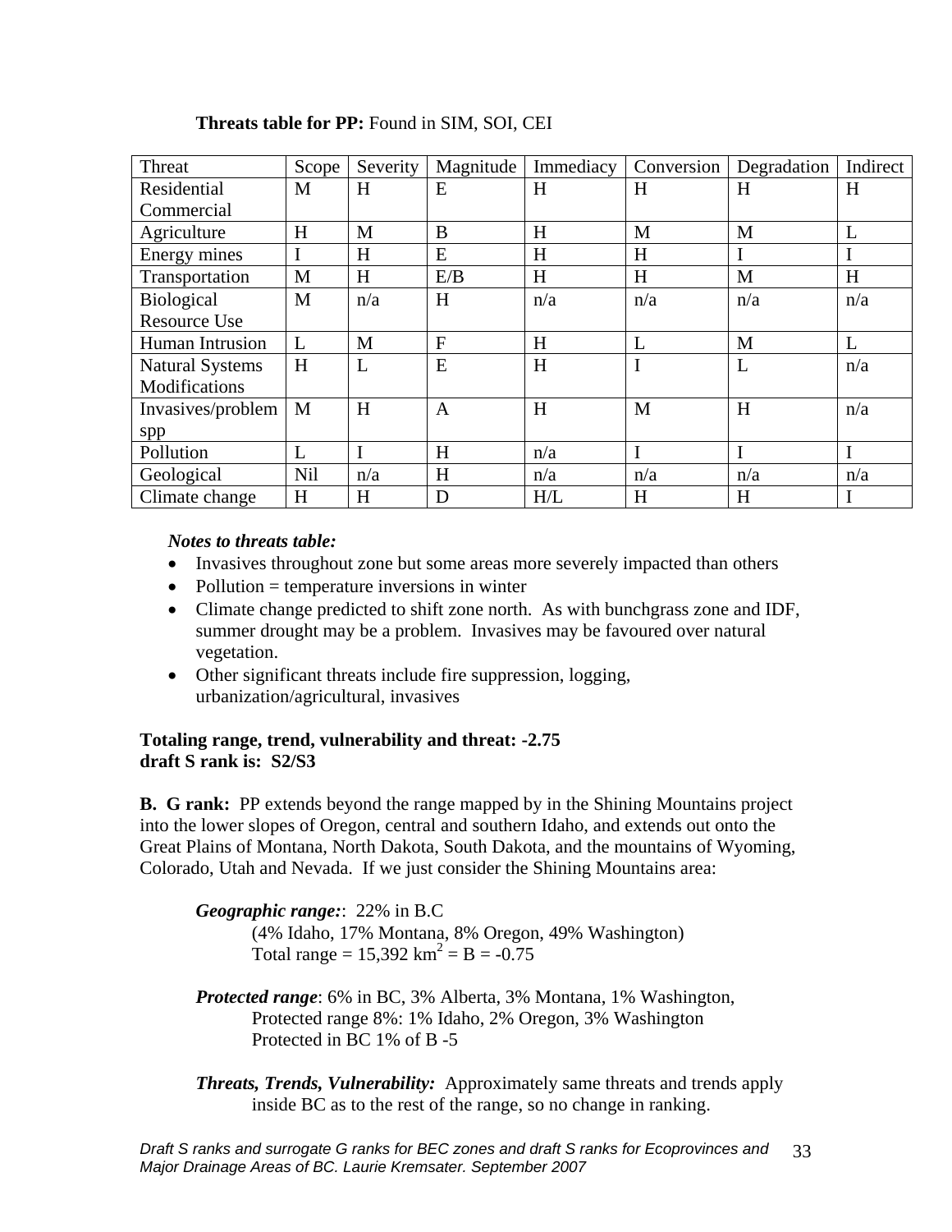**Threats table for PP:** Found in SIM, SOI, CEI

| Threat | Scope | Severity | Magnitude | Immediacy | Conversion | Degradation | Indirect |
|---|---|---|---|---|---|---|---|
| Residential Commercial | M | H | E | H | H | H | H |
| Agriculture | H | M | B | H | M | M | L |
| Energy mines | I | H | E | H | H | I | I |
| Transportation | M | H | E/B | H | H | M | H |
| Biological Resource Use | M | n/a | H | n/a | n/a | n/a | n/a |
| Human Intrusion | L | M | F | H | L | M | L |
| Natural Systems Modifications | H | L | E | H | I | L | n/a |
| Invasives/problem spp | M | H | A | H | M | H | n/a |
| Pollution | L | I | H | n/a | I | I | I |
| Geological | Nil | n/a | H | n/a | n/a | n/a | n/a |
| Climate change | H | H | D | H/L | H | H | I |

***Notes to threats table:***

- Invasives throughout zone but some areas more severely impacted than others
- Pollution = temperature inversions in winter
- Climate change predicted to shift zone north. As with bunchgrass zone and IDF, summer drought may be a problem. Invasives may be favoured over natural vegetation.
- Other significant threats include fire suppression, logging, urbanization/agricultural, invasives

**Totaling range, trend, vulnerability and threat: -2.75**
**draft S rank is: S2/S3**

**B. G rank:** PP extends beyond the range mapped by in the Shining Mountains project into the lower slopes of Oregon, central and southern Idaho, and extends out onto the Great Plains of Montana, North Dakota, South Dakota, and the mountains of Wyoming, Colorado, Utah and Nevada. If we just consider the Shining Mountains area:

***Geographic range:***: 22% in B.C
(4% Idaho, 17% Montana, 8% Oregon, 49% Washington)
Total range = 15,392 $km^2$ = B = -0.75

***Protected range***: 6% in BC, 3% Alberta, 3% Montana, 1% Washington,
Protected range 8%: 1% Idaho, 2% Oregon, 3% Washington
Protected in BC 1% of B -5

***Threats, Trends, Vulnerability:*** Approximately same threats and trends apply inside BC as to the rest of the range, so no change in ranking.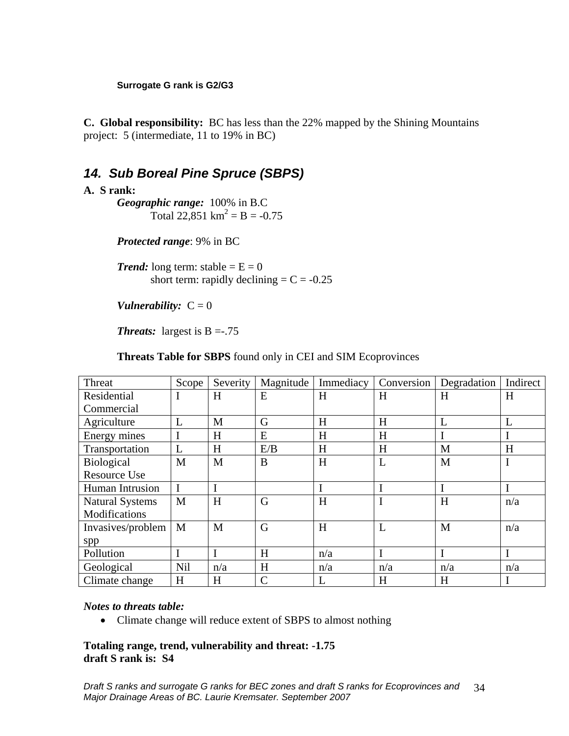**Surrogate G rank is G2/G3**

**C. Global responsibility:** BC has less than the 22% mapped by the Shining Mountains project: 5 (intermediate, 11 to 19% in BC)

## *14. Sub Boreal Pine Spruce (SBPS)*

**A. S rank:**

***Geographic range:*** 100% in B.C
Total 22,851 km$^2$ = B = -0.75

***Protected range***: 9% in BC

***Trend:*** long term: stable = E = 0
short term: rapidly declining = C = -0.25

***Vulnerability:*** C = 0

***Threats:*** largest is B =-.75

**Threats Table for SBPS** found only in CEI and SIM Ecoprovinces

| Threat | Scope | Severity | Magnitude | Immediacy | Conversion | Degradation | Indirect |
|---|---|---|---|---|---|---|---|
| Residential Commercial | I | H | E | H | H | H | H |
| Agriculture | L | M | G | H | H | L | L |
| Energy mines | I | H | E | H | H | I | I |
| Transportation | L | H | E/B | H | H | M | H |
| Biological Resource Use | M | M | B | H | L | M | I |
| Human Intrusion | I | I | | I | I | I | I |
| Natural Systems Modifications | M | H | G | H | I | H | n/a |
| Invasives/problem spp | M | M | G | H | L | M | n/a |
| Pollution | I | I | H | n/a | I | I | I |
| Geological | Nil | n/a | H | n/a | n/a | n/a | n/a |
| Climate change | H | H | C | L | H | H | I |

***Notes to threats table:***

- Climate change will reduce extent of SBPS to almost nothing

**Totaling range, trend, vulnerability and threat: -1.75**
**draft S rank is: S4**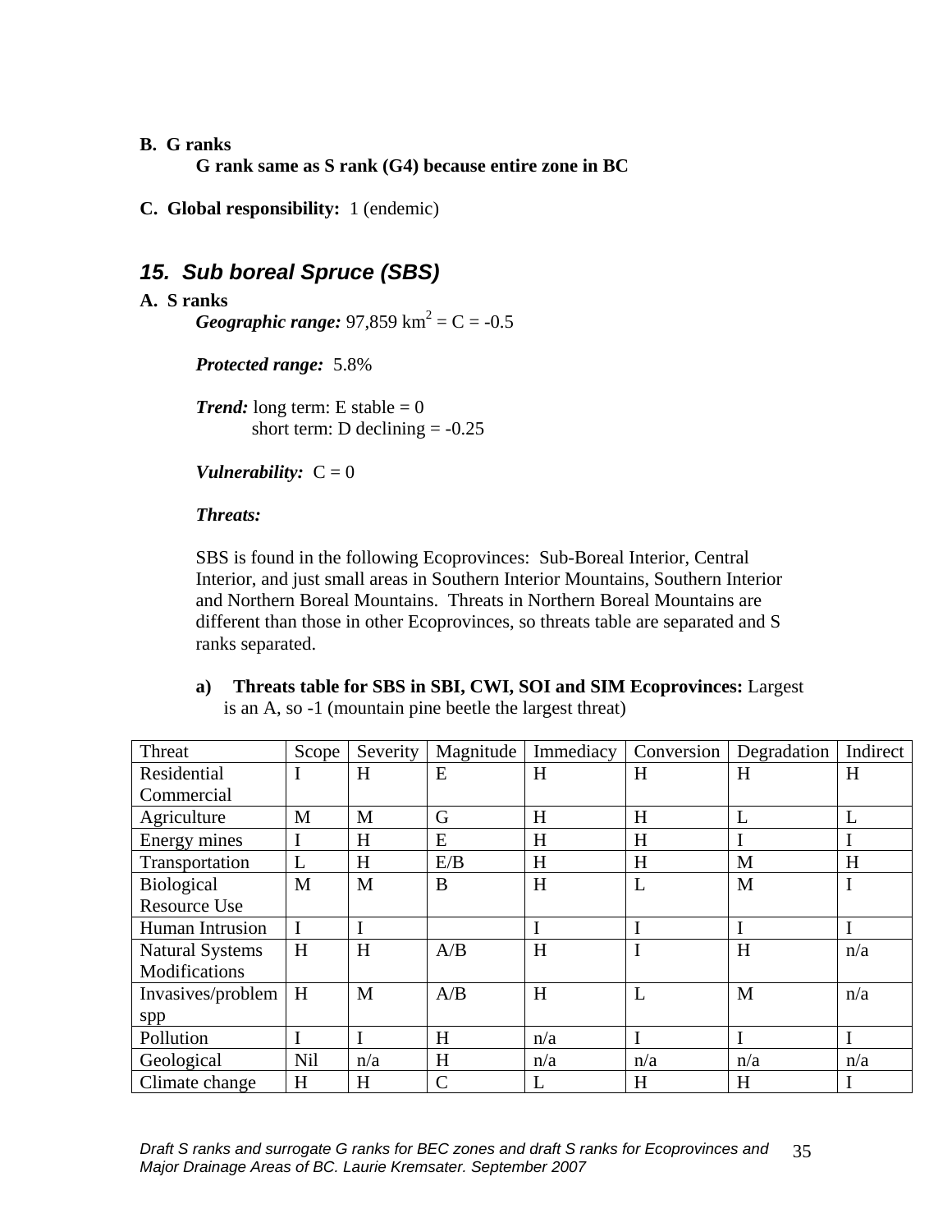**B. G ranks**

**G rank same as S rank (G4) because entire zone in BC**

**C. Global responsibility:** 1 (endemic)

## *15. Sub boreal Spruce (SBS)*

**A. S ranks**

***Geographic range:*** 97,859 km$^2$ = C = -0.5

***Protected range:*** 5.8%

***Trend:*** long term: E stable = 0
short term: D declining = -0.25

***Vulnerability:*** C = 0

***Threats:***

SBS is found in the following Ecoprovinces: Sub-Boreal Interior, Central Interior, and just small areas in Southern Interior Mountains, Southern Interior and Northern Boreal Mountains. Threats in Northern Boreal Mountains are different than those in other Ecoprovinces, so threats table are separated and S ranks separated.

**a) Threats table for SBS in SBI, CWI, SOI and SIM Ecoprovinces:** Largest is an A, so -1 (mountain pine beetle the largest threat)

| Threat | Scope | Severity | Magnitude | Immediacy | Conversion | Degradation | Indirect |
|---|---|---|---|---|---|---|---|
| Residential Commercial | I | H | E | H | H | H | H |
| Agriculture | M | M | G | H | H | L | L |
| Energy mines | I | H | E | H | H | I | I |
| Transportation | L | H | E/B | H | H | M | H |
| Biological Resource Use | M | M | B | H | L | M | I |
| Human Intrusion | I | I | | I | I | I | I |
| Natural Systems Modifications | H | H | A/B | H | I | H | n/a |
| Invasives/problem spp | H | M | A/B | H | L | M | n/a |
| Pollution | I | I | H | n/a | I | I | I |
| Geological | Nil | n/a | H | n/a | n/a | n/a | n/a |
| Climate change | H | H | C | L | H | H | I |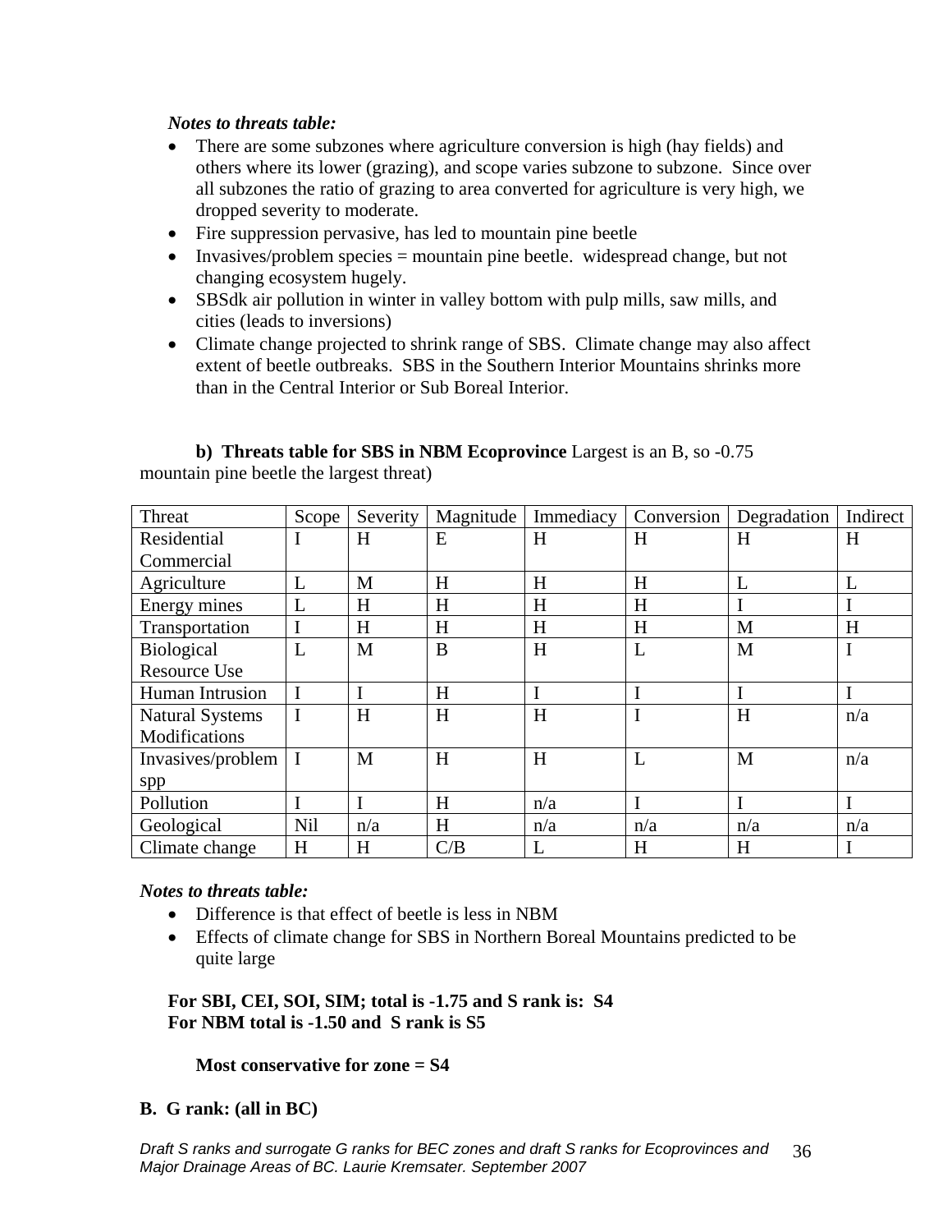***Notes to threats table:***

- There are some subzones where agriculture conversion is high (hay fields) and others where its lower (grazing), and scope varies subzone to subzone. Since over all subzones the ratio of grazing to area converted for agriculture is very high, we dropped severity to moderate.
- Fire suppression pervasive, has led to mountain pine beetle
- Invasives/problem species = mountain pine beetle. widespread change, but not changing ecosystem hugely.
- SBSdk air pollution in winter in valley bottom with pulp mills, saw mills, and cities (leads to inversions)
- Climate change projected to shrink range of SBS. Climate change may also affect extent of beetle outbreaks. SBS in the Southern Interior Mountains shrinks more than in the Central Interior or Sub Boreal Interior.

**b) Threats table for SBS in NBM Ecoprovince** Largest is an B, so -0.75 mountain pine beetle the largest threat)

| Threat | Scope | Severity | Magnitude | Immediacy | Conversion | Degradation | Indirect |
|---|---|---|---|---|---|---|---|
| Residential Commercial | I | H | E | H | H | H | H |
| Agriculture | L | M | H | H | H | L | L |
| Energy mines | L | H | H | H | H | I | I |
| Transportation | I | H | H | H | H | M | H |
| Biological Resource Use | L | M | B | H | L | M | I |
| Human Intrusion | I | I | H | I | I | I | I |
| Natural Systems Modifications | I | H | H | H | I | H | n/a |
| Invasives/problem spp | I | M | H | H | L | M | n/a |
| Pollution | I | I | H | n/a | I | I | I |
| Geological | Nil | n/a | H | n/a | n/a | n/a | n/a |
| Climate change | H | H | C/B | L | H | H | I |

***Notes to threats table:***

- Difference is that effect of beetle is less in NBM
- Effects of climate change for SBS in Northern Boreal Mountains predicted to be quite large

**For SBI, CEI, SOI, SIM; total is -1.75 and S rank is: S4**
**For NBM total is -1.50 and S rank is S5**

**Most conservative for zone = S4**

**B. G rank: (all in BC)**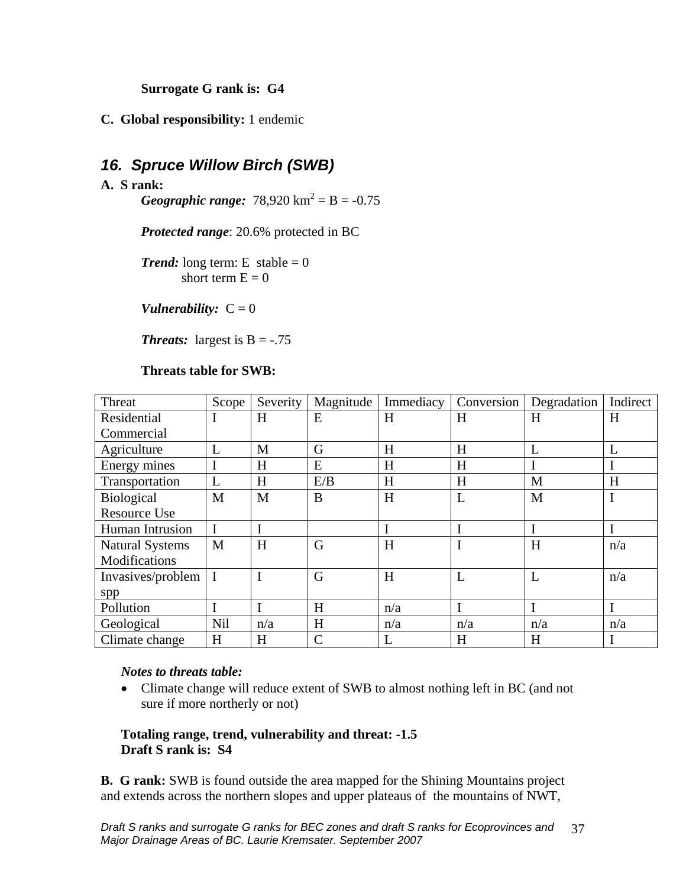**Surrogate G rank is: G4**

**C. Global responsibility:** 1 endemic

## *16. Spruce Willow Birch (SWB)*

**A. S rank:**

***Geographic range:*** 78,920 $km^2$ = B = -0.75

***Protected range***: 20.6% protected in BC

***Trend:*** long term: E stable = 0
short term E = 0

***Vulnerability:*** C = 0

***Threats:*** largest is B = -.75

**Threats table for SWB:**

| Threat | Scope | Severity | Magnitude | Immediacy | Conversion | Degradation | Indirect |
|---|---|---|---|---|---|---|---|
| Residential Commercial | I | H | E | H | H | H | H |
| Agriculture | L | M | G | H | H | L | L |
| Energy mines | I | H | E | H | H | I | I |
| Transportation | L | H | E/B | H | H | M | H |
| Biological Resource Use | M | M | B | H | L | M | I |
| Human Intrusion | I | I | | I | I | I | I |
| Natural Systems Modifications | M | H | G | H | I | H | n/a |
| Invasives/problem spp | I | I | G | H | L | L | n/a |
| Pollution | I | I | H | n/a | I | I | I |
| Geological | Nil | n/a | H | n/a | n/a | n/a | n/a |
| Climate change | H | H | C | L | H | H | I |

***Notes to threats table:***

- Climate change will reduce extent of SWB to almost nothing left in BC (and not sure if more northerly or not)

**Totaling range, trend, vulnerability and threat: -1.5**
**Draft S rank is: S4**

**B. G rank:** SWB is found outside the area mapped for the Shining Mountains project and extends across the northern slopes and upper plateaus of the mountains of NWT,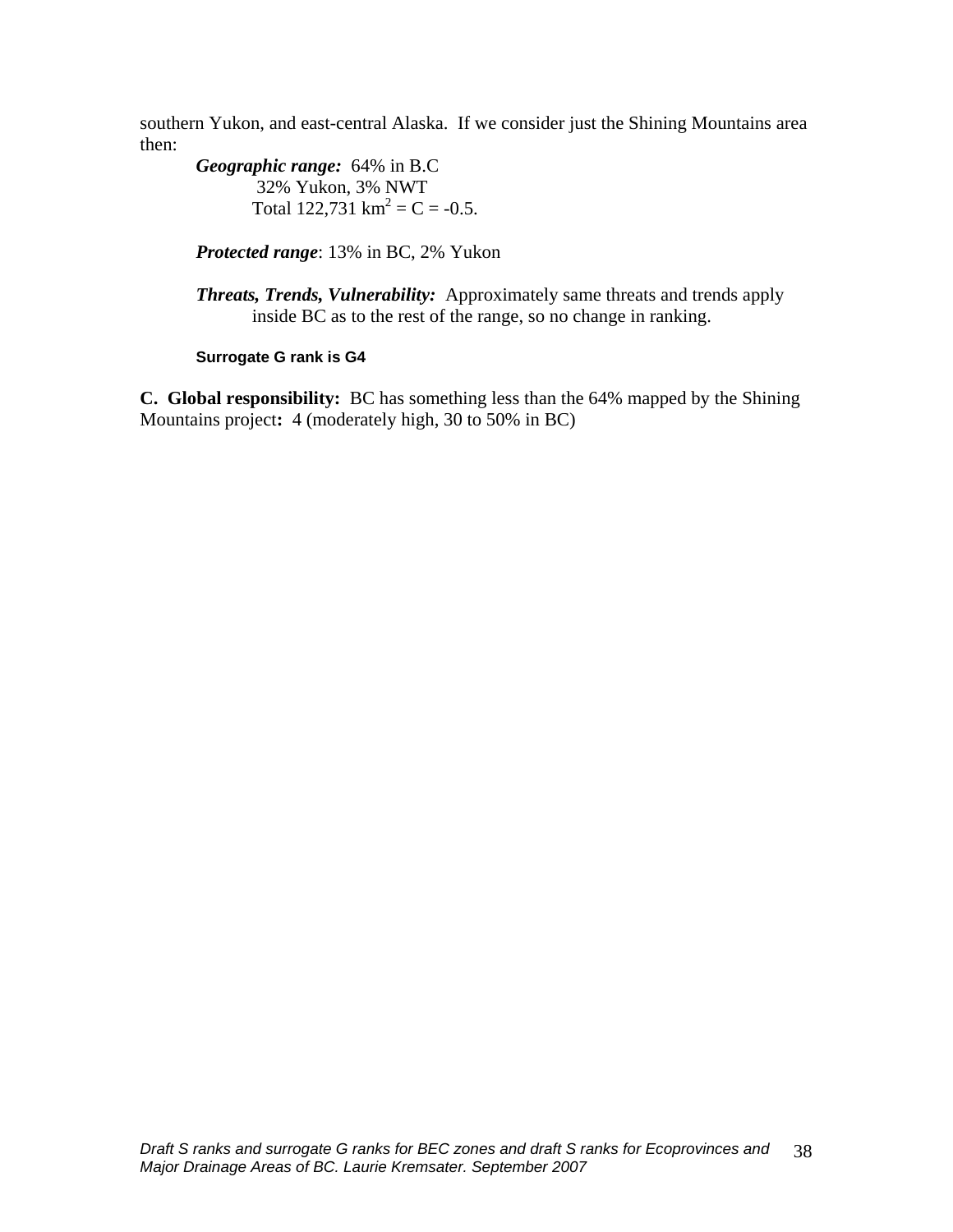southern Yukon, and east-central Alaska. If we consider just the Shining Mountains area then:

***Geographic range:*** 64% in B.C
32% Yukon, 3% NWT
Total 122,731 km$^2$ = C = -0.5.

***Protected range***: 13% in BC, 2% Yukon

***Threats, Trends, Vulnerability:*** Approximately same threats and trends apply inside BC as to the rest of the range, so no change in ranking.

**Surrogate G rank is G4**

**C. Global responsibility:** BC has something less than the 64% mapped by the Shining Mountains project**:** 4 (moderately high, 30 to 50% in BC)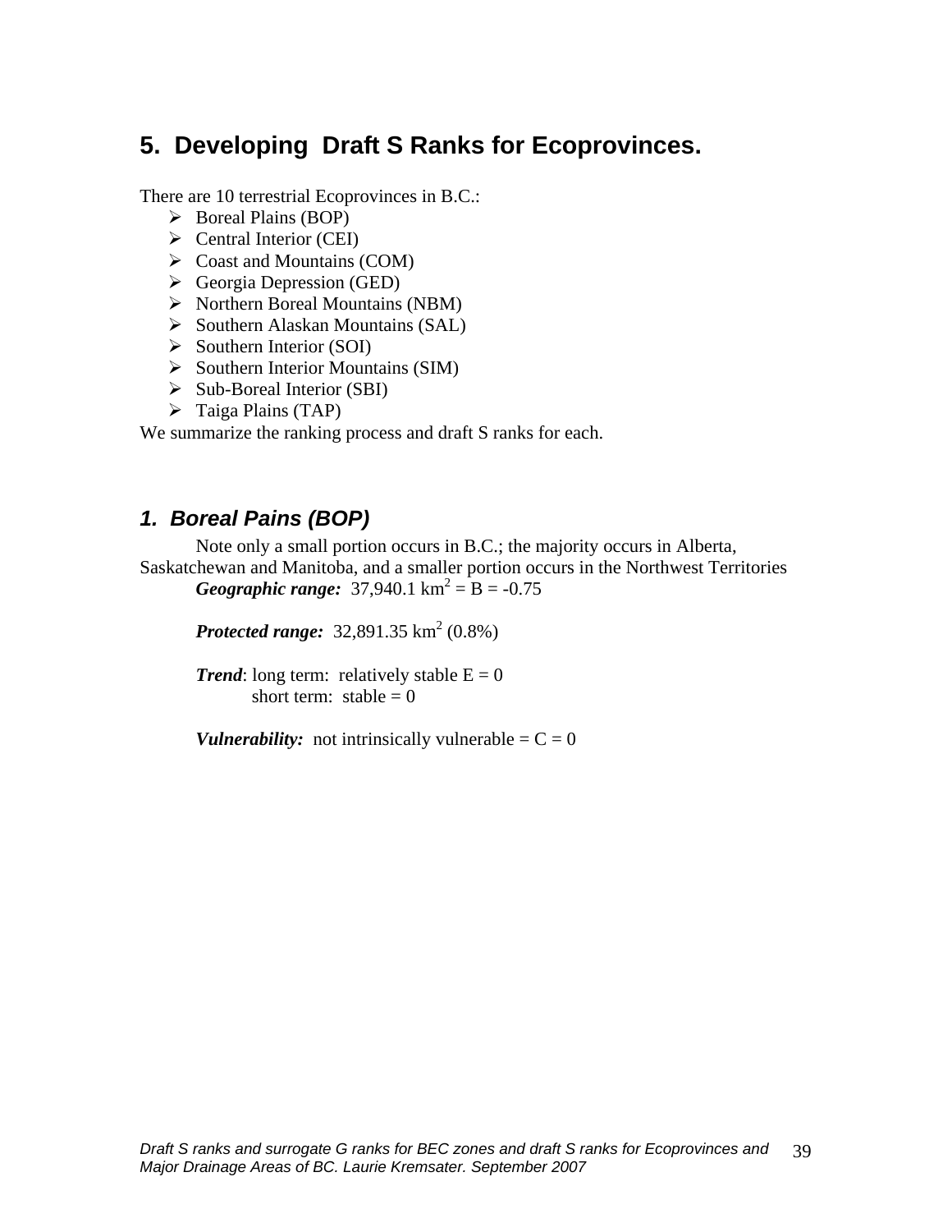## 5. Developing Draft S Ranks for Ecoprovinces.

There are 10 terrestrial Ecoprovinces in B.C.:

- Boreal Plains (BOP)
- Central Interior (CEI)
- Coast and Mountains (COM)
- Georgia Depression (GED)
- Northern Boreal Mountains (NBM)
- Southern Alaskan Mountains (SAL)
- Southern Interior (SOI)
- Southern Interior Mountains (SIM)
- Sub-Boreal Interior (SBI)
- Taiga Plains (TAP)

We summarize the ranking process and draft S ranks for each.

### *1. Boreal Pains (BOP)*

Note only a small portion occurs in B.C.; the majority occurs in Alberta, Saskatchewan and Manitoba, and a smaller portion occurs in the Northwest Territories

***Geographic range:*** 37,940.1 km$^2$ = B = -0.75

***Protected range:*** 32,891.35 km$^2$ (0.8%)

***Trend***: long term: relatively stable E = 0
short term: stable = 0

***Vulnerability:*** not intrinsically vulnerable = C = 0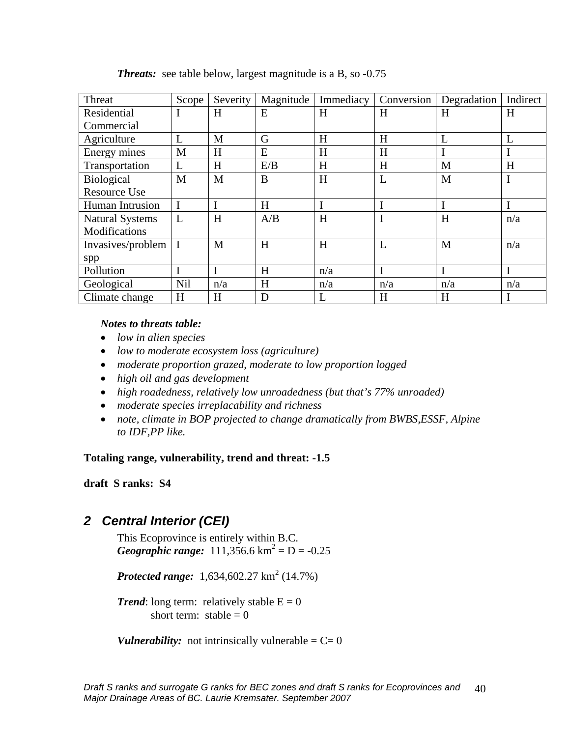***Threats:*** see table below, largest magnitude is a B, so -0.75

| Threat | Scope | Severity | Magnitude | Immediacy | Conversion | Degradation | Indirect |
|---|---|---|---|---|---|---|---|
| Residential Commercial | I | H | E | H | H | H | H |
| Agriculture | L | M | G | H | H | L | L |
| Energy mines | M | H | E | H | H | I | I |
| Transportation | L | H | E/B | H | H | M | H |
| Biological Resource Use | M | M | B | H | L | M | I |
| Human Intrusion | I | I | H | I | I | I | I |
| Natural Systems Modifications | L | H | A/B | H | I | H | n/a |
| Invasives/problem spp | I | M | H | H | L | M | n/a |
| Pollution | I | I | H | n/a | I | I | I |
| Geological | Nil | n/a | H | n/a | n/a | n/a | n/a |
| Climate change | H | H | D | L | H | H | I |

***Notes to threats table:***

- *low in alien species*
- *low to moderate ecosystem loss (agriculture)*
- *moderate proportion grazed, moderate to low proportion logged*
- *high oil and gas development*
- *high roadedness, relatively low unroadedness (but that's 77% unroaded)*
- *moderate species irreplacability and richness*
- *note, climate in BOP projected to change dramatically from BWBS,ESSF, Alpine to IDF,PP like.*

**Totaling range, vulnerability, trend and threat: -1.5**

**draft S ranks: S4**

## 2 Central Interior (CEI)

This Ecoprovince is entirely within B.C.
***Geographic range:*** 111,356.6 km$^2$ = D = -0.25

***Protected range:*** 1,634,602.27 km$^2$ (14.7%)

***Trend***: long term: relatively stable E = 0
short term: stable = 0

***Vulnerability:*** not intrinsically vulnerable = C= 0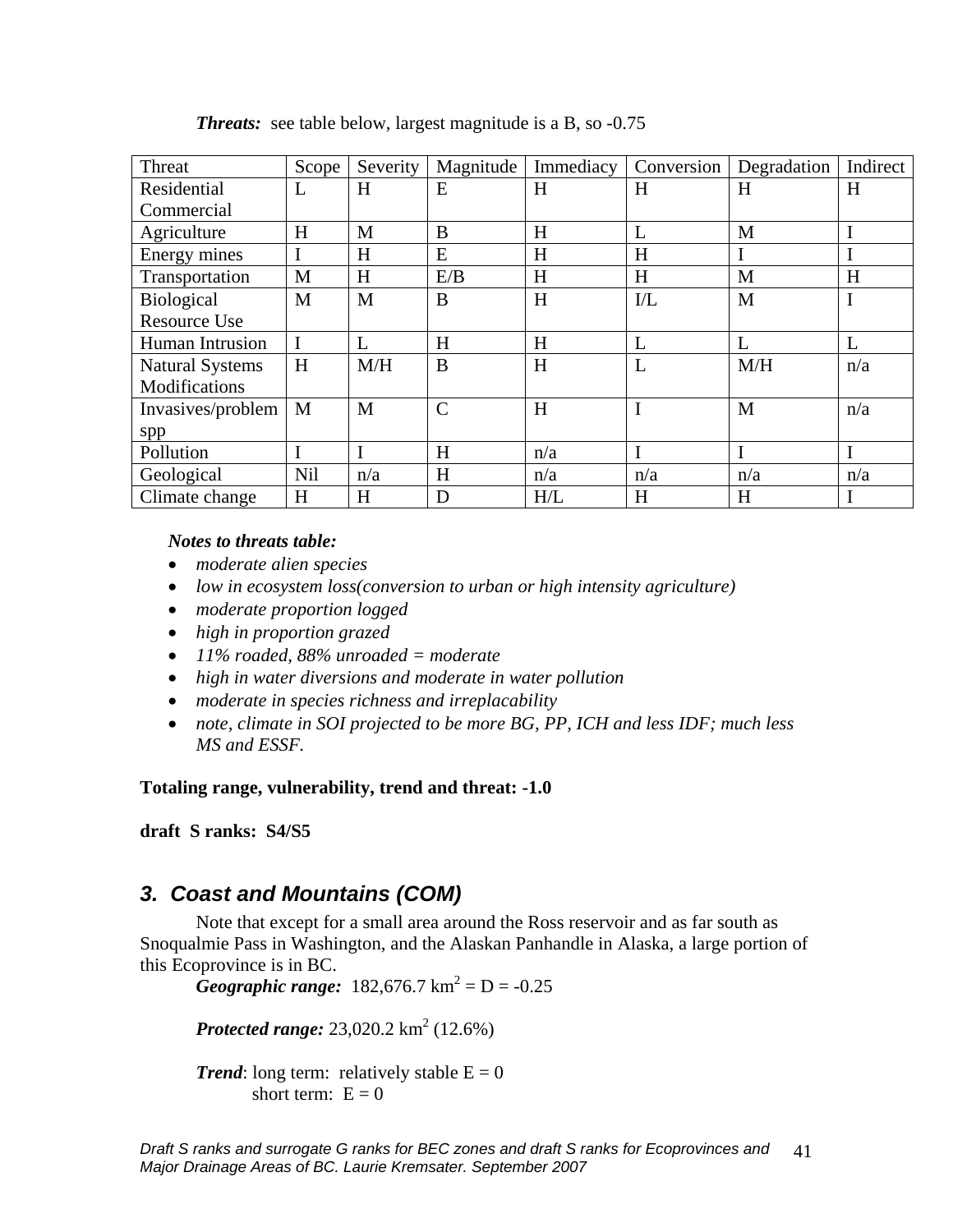***Threats:*** see table below, largest magnitude is a B, so -0.75

| Threat | Scope | Severity | Magnitude | Immediacy | Conversion | Degradation | Indirect |
|---|---|---|---|---|---|---|---|
| Residential Commercial | L | H | E | H | H | H | H |
| Agriculture | H | M | B | H | L | M | I |
| Energy mines | I | H | E | H | H | I | I |
| Transportation | M | H | E/B | H | H | M | H |
| Biological Resource Use | M | M | B | H | I/L | M | I |
| Human Intrusion | I | L | H | H | L | L | L |
| Natural Systems Modifications | H | M/H | B | H | L | M/H | n/a |
| Invasives/problem spp | M | M | C | H | I | M | n/a |
| Pollution | I | I | H | n/a | I | I | I |
| Geological | Nil | n/a | H | n/a | n/a | n/a | n/a |
| Climate change | H | H | D | H/L | H | H | I |

***Notes to threats table:***

- *moderate alien species*
- *low in ecosystem loss(conversion to urban or high intensity agriculture)*
- *moderate proportion logged*
- *high in proportion grazed*
- *11% roaded, 88% unroaded = moderate*
- *high in water diversions and moderate in water pollution*
- *moderate in species richness and irreplacability*
- *note, climate in SOI projected to be more BG, PP, ICH and less IDF; much less MS and ESSF.*

**Totaling range, vulnerability, trend and threat: -1.0**

**draft S ranks: S4/S5**

## *3. Coast and Mountains (COM)*

Note that except for a small area around the Ross reservoir and as far south as Snoqualmie Pass in Washington, and the Alaskan Panhandle in Alaska, a large portion of this Ecoprovince is in BC.

***Geographic range:*** 182,676.7 km$^2$ = D = -0.25

***Protected range:*** 23,020.2 km$^2$ (12.6%)

***Trend***: long term: relatively stable E = 0
short term: E = 0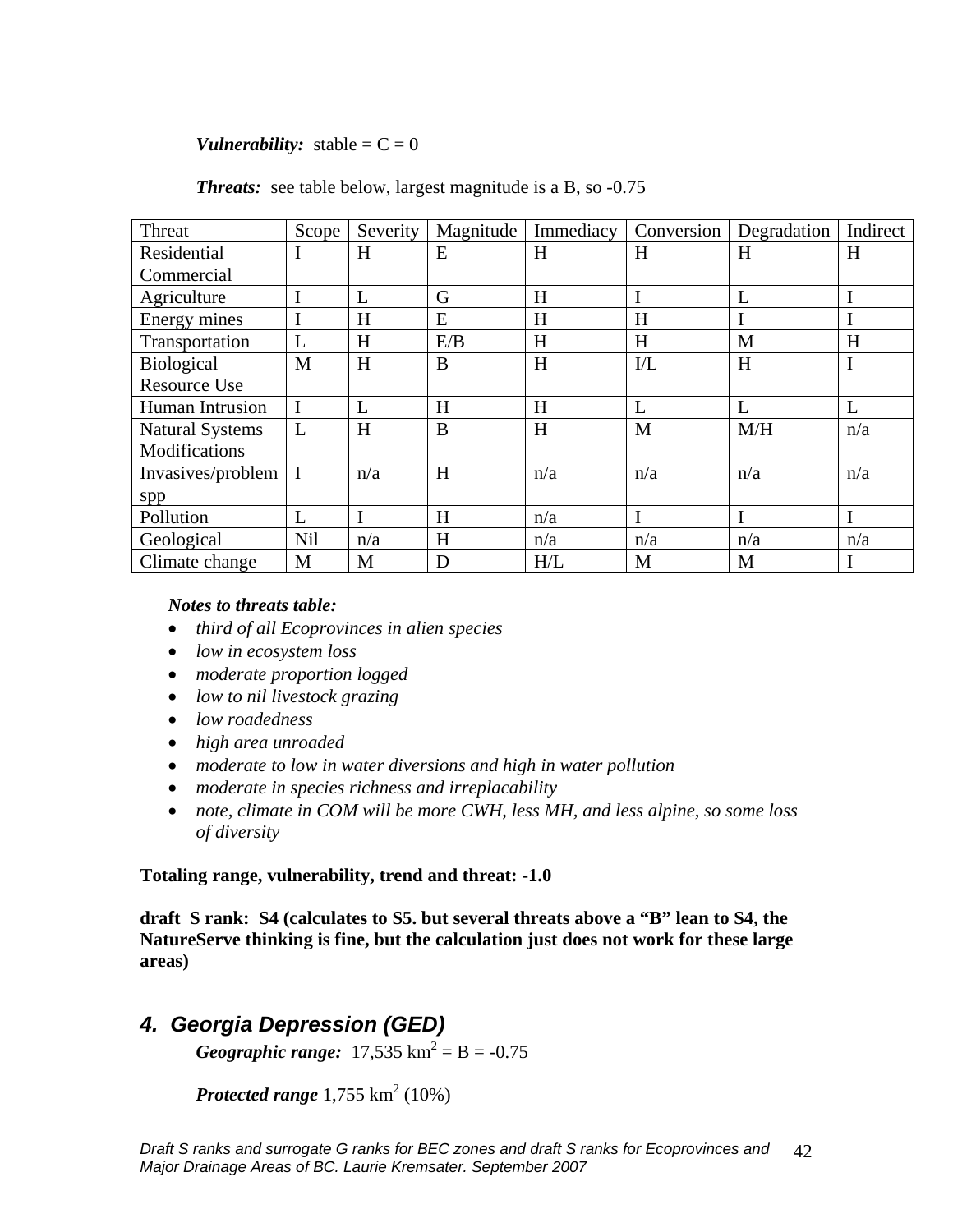***Vulnerability:*** stable = C = 0

***Threats:*** see table below, largest magnitude is a B, so -0.75

| Threat | Scope | Severity | Magnitude | Immediacy | Conversion | Degradation | Indirect |
|---|---|---|---|---|---|---|---|
| Residential Commercial | I | H | E | H | H | H | H |
| Agriculture | I | L | G | H | I | L | I |
| Energy mines | I | H | E | H | H | I | I |
| Transportation | L | H | E/B | H | H | M | H |
| Biological Resource Use | M | H | B | H | I/L | H | I |
| Human Intrusion | I | L | H | H | L | L | L |
| Natural Systems Modifications | L | H | B | H | M | M/H | n/a |
| Invasives/problem spp | I | n/a | H | n/a | n/a | n/a | n/a |
| Pollution | L | I | H | n/a | I | I | I |
| Geological | Nil | n/a | H | n/a | n/a | n/a | n/a |
| Climate change | M | M | D | H/L | M | M | I |

***Notes to threats table:***

- *third of all Ecoprovinces in alien species*
- *low in ecosystem loss*
- *moderate proportion logged*
- *low to nil livestock grazing*
- *low roadedness*
- *high area unroaded*
- *moderate to low in water diversions and high in water pollution*
- *moderate in species richness and irreplacability*
- *note, climate in COM will be more CWH, less MH, and less alpine, so some loss of diversity*

**Totaling range, vulnerability, trend and threat: -1.0**

**draft S rank: S4 (calculates to S5. but several threats above a "B" lean to S4, the NatureServe thinking is fine, but the calculation just does not work for these large areas)**

## 4. Georgia Depression (GED)

***Geographic range:*** 17,535 $km^2$ = B = -0.75

***Protected range*** 1,755 $km^2$ (10%)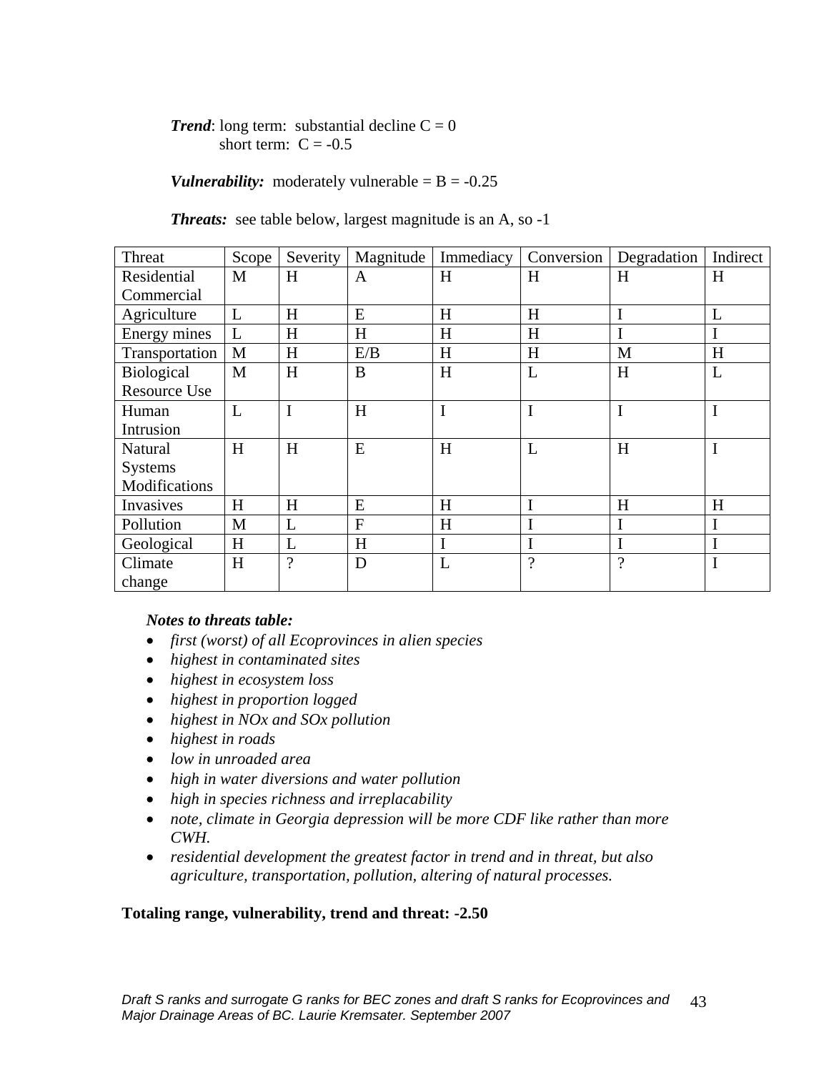***Trend***: long term: substantial decline C = 0
short term: C = -0.5

***Vulnerability:*** moderately vulnerable = B = -0.25

***Threats:*** see table below, largest magnitude is an A, so -1

| Threat | Scope | Severity | Magnitude | Immediacy | Conversion | Degradation | Indirect |
|---|---|---|---|---|---|---|---|
| Residential Commercial | M | H | A | H | H | H | H |
| Agriculture | L | H | E | H | H | I | L |
| Energy mines | L | H | H | H | H | I | I |
| Transportation | M | H | E/B | H | H | M | H |
| Biological Resource Use | M | H | B | H | L | H | L |
| Human Intrusion | L | I | H | I | I | I | I |
| Natural Systems Modifications | H | H | E | H | L | H | I |
| Invasives | H | H | E | H | I | H | H |
| Pollution | M | L | F | H | I | I | I |
| Geological | H | L | H | I | I | I | I |
| Climate change | H | ? | D | L | ? | ? | I |

***Notes to threats table:***

- *first (worst) of all Ecoprovinces in alien species*
- *highest in contaminated sites*
- *highest in ecosystem loss*
- *highest in proportion logged*
- *highest in NOx and SOx pollution*
- *highest in roads*
- *low in unroaded area*
- *high in water diversions and water pollution*
- *high in species richness and irreplacability*
- *note, climate in Georgia depression will be more CDF like rather than more CWH.*
- *residential development the greatest factor in trend and in threat, but also agriculture, transportation, pollution, altering of natural processes.*

**Totaling range, vulnerability, trend and threat: -2.50**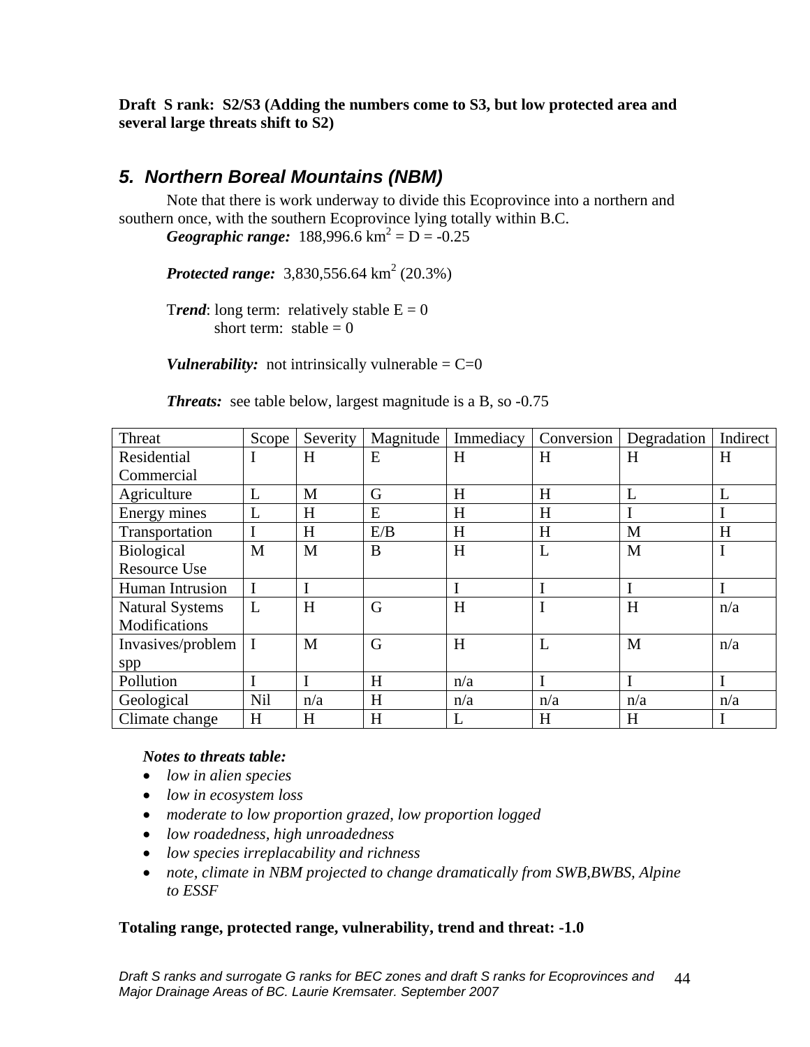**Draft S rank: S2/S3 (Adding the numbers come to S3, but low protected area and several large threats shift to S2)**

## *5. Northern Boreal Mountains (NBM)*

Note that there is work underway to divide this Ecoprovince into a northern and southern once, with the southern Ecoprovince lying totally within B.C.

***Geographic range:*** 188,996.6 km$^2$ = D = -0.25

***Protected range:*** 3,830,556.64 km$^2$ (20.3%)

T***rend***: long term: relatively stable E = 0
short term: stable = 0

***Vulnerability:*** not intrinsically vulnerable = C=0

***Threats:*** see table below, largest magnitude is a B, so -0.75

| Threat | Scope | Severity | Magnitude | Immediacy | Conversion | Degradation | Indirect |
|---|---|---|---|---|---|---|---|
| Residential Commercial | I | H | E | H | H | H | H |
| Agriculture | L | M | G | H | H | L | L |
| Energy mines | L | H | E | H | H | I | I |
| Transportation | I | H | E/B | H | H | M | H |
| Biological Resource Use | M | M | B | H | L | M | I |
| Human Intrusion | I | I | | I | I | I | I |
| Natural Systems Modifications | L | H | G | H | I | H | n/a |
| Invasives/problem spp | I | M | G | H | L | M | n/a |
| Pollution | I | I | H | n/a | I | I | I |
| Geological | Nil | n/a | H | n/a | n/a | n/a | n/a |
| Climate change | H | H | H | L | H | H | I |

***Notes to threats table:***

- *low in alien species*
- *low in ecosystem loss*
- *moderate to low proportion grazed, low proportion logged*
- *low roadedness, high unroadedness*
- *low species irreplacability and richness*
- *note, climate in NBM projected to change dramatically from SWB,BWBS, Alpine to ESSF*

**Totaling range, protected range, vulnerability, trend and threat: -1.0**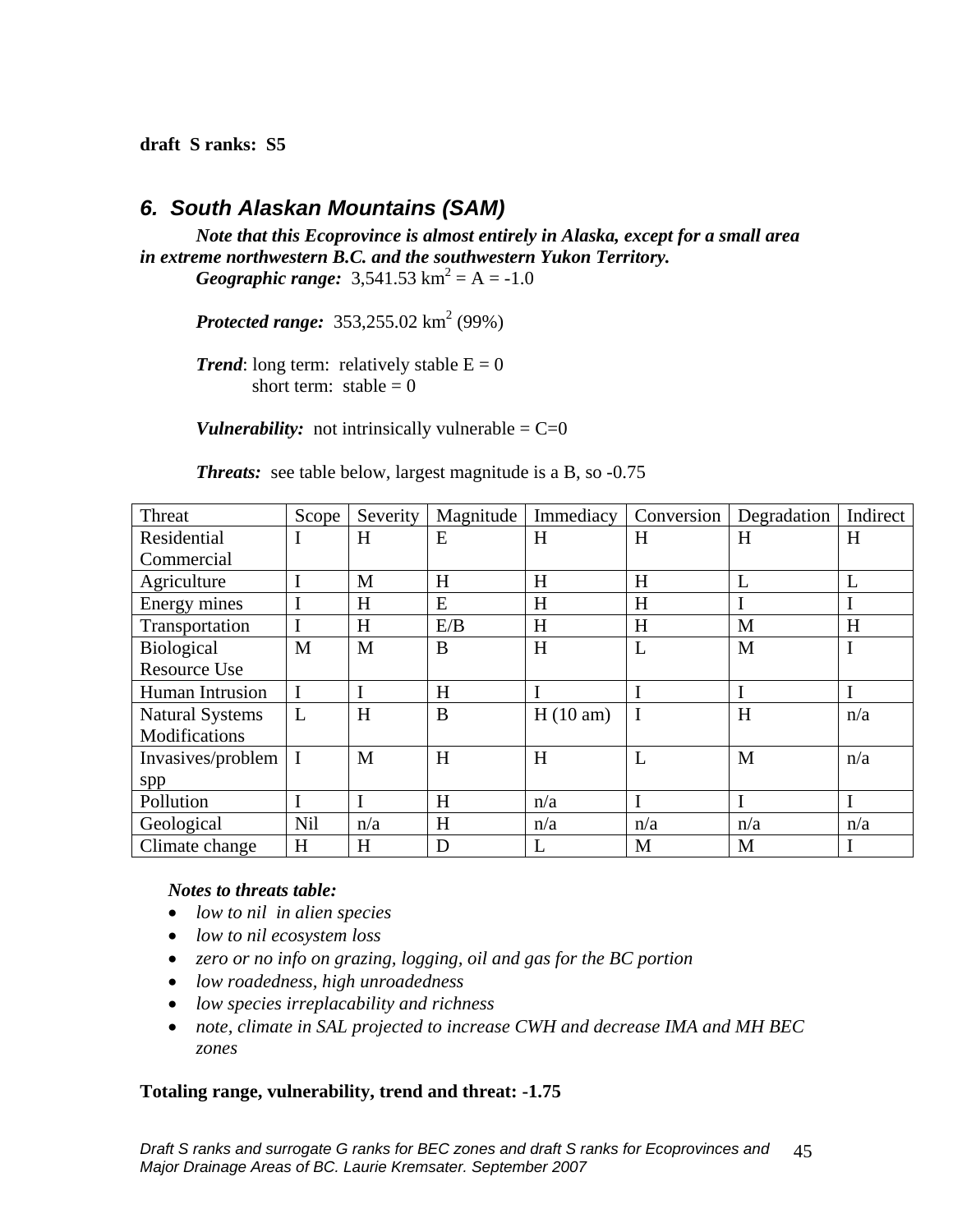**draft S ranks: S5**

## *6. South Alaskan Mountains (SAM)*

***Note that this Ecoprovince is almost entirely in Alaska, except for a small area in extreme northwestern B.C. and the southwestern Yukon Territory.***

***Geographic range:*** 3,541.53 km$^2$ = A = -1.0

***Protected range:*** 353,255.02 km$^2$ (99%)

***Trend***: long term: relatively stable E = 0
short term: stable = 0

***Vulnerability:*** not intrinsically vulnerable = C=0

***Threats:*** see table below, largest magnitude is a B, so -0.75

| Threat | Scope | Severity | Magnitude | Immediacy | Conversion | Degradation | Indirect |
|---|---|---|---|---|---|---|---|
| Residential Commercial | I | H | E | H | H | H | H |
| Agriculture | I | M | H | H | H | L | L |
| Energy mines | I | H | E | H | H | I | I |
| Transportation | I | H | E/B | H | H | M | H |
| Biological Resource Use | M | M | B | H | L | M | I |
| Human Intrusion | I | I | H | I | I | I | I |
| Natural Systems Modifications | L | H | B | H (10 am) | I | H | n/a |
| Invasives/problem spp | I | M | H | H | L | M | n/a |
| Pollution | I | I | H | n/a | I | I | I |
| Geological | Nil | n/a | H | n/a | n/a | n/a | n/a |
| Climate change | H | H | D | L | M | M | I |

***Notes to threats table:***

- *low to nil in alien species*
- *low to nil ecosystem loss*
- *zero or no info on grazing, logging, oil and gas for the BC portion*
- *low roadedness, high unroadedness*
- *low species irreplacability and richness*
- *note, climate in SAL projected to increase CWH and decrease IMA and MH BEC zones*

**Totaling range, vulnerability, trend and threat: -1.75**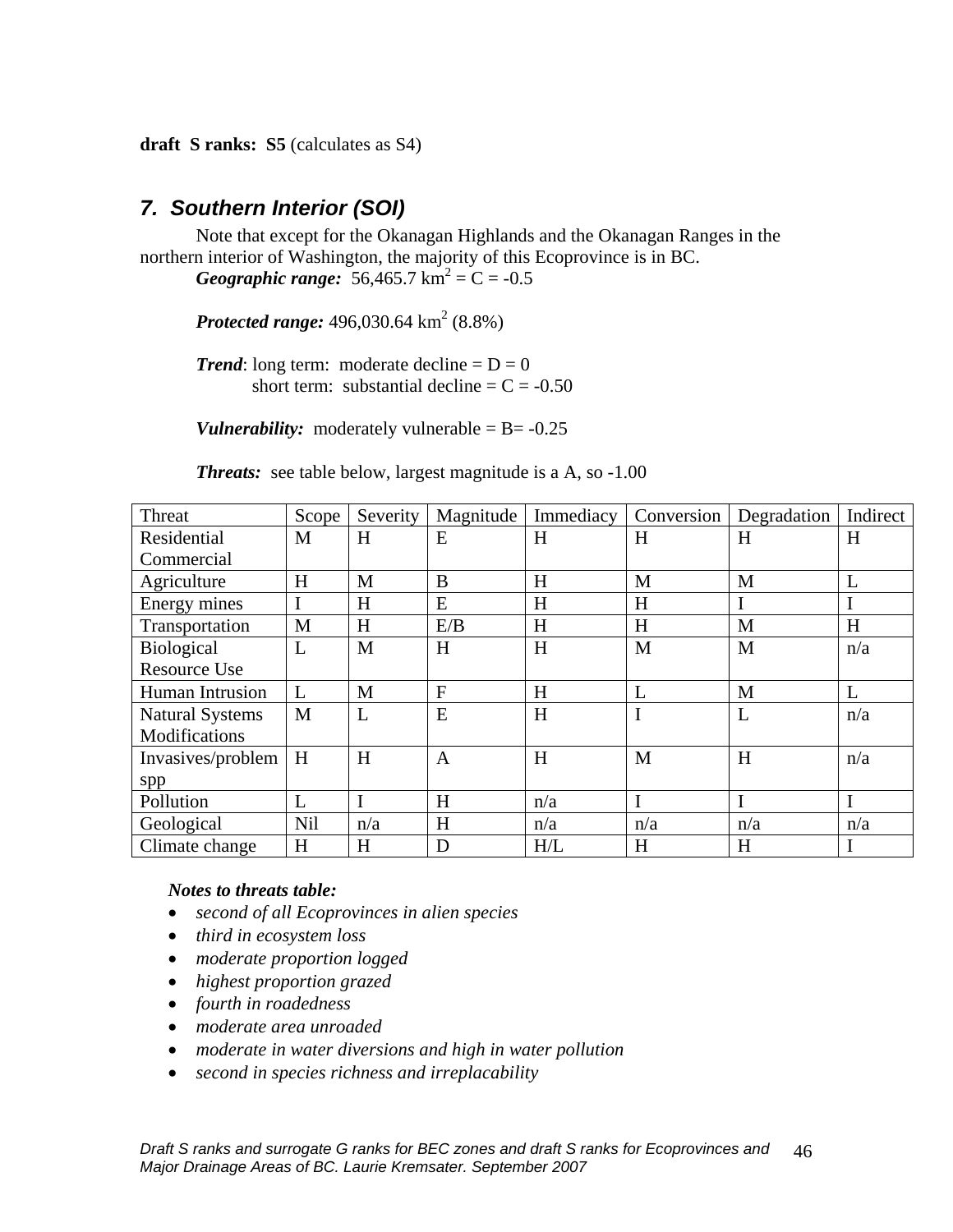**draft S ranks: S5** (calculates as S4)

## *7. Southern Interior (SOI)*

Note that except for the Okanagan Highlands and the Okanagan Ranges in the northern interior of Washington, the majority of this Ecoprovince is in BC.

***Geographic range:*** 56,465.7 $km^2$ = C = -0.5

***Protected range:*** 496,030.64 $km^2$ (8.8%)

***Trend***: long term: moderate decline = D = 0
short term: substantial decline = C = -0.50

***Vulnerability:*** moderately vulnerable = B= -0.25

***Threats:*** see table below, largest magnitude is a A, so -1.00

| Threat | Scope | Severity | Magnitude | Immediacy | Conversion | Degradation | Indirect |
|---|---|---|---|---|---|---|---|
| Residential Commercial | M | H | E | H | H | H | H |
| Agriculture | H | M | B | H | M | M | L |
| Energy mines | I | H | E | H | H | I | I |
| Transportation | M | H | E/B | H | H | M | H |
| Biological Resource Use | L | M | H | H | M | M | n/a |
| Human Intrusion | L | M | F | H | L | M | L |
| Natural Systems Modifications | M | L | E | H | I | L | n/a |
| Invasives/problem spp | H | H | A | H | M | H | n/a |
| Pollution | L | I | H | n/a | I | I | I |
| Geological | Nil | n/a | H | n/a | n/a | n/a | n/a |
| Climate change | H | H | D | H/L | H | H | I |

***Notes to threats table:***

- *second of all Ecoprovinces in alien species*
- *third in ecosystem loss*
- *moderate proportion logged*
- *highest proportion grazed*
- *fourth in roadedness*
- *moderate area unroaded*
- *moderate in water diversions and high in water pollution*
- *second in species richness and irreplacability*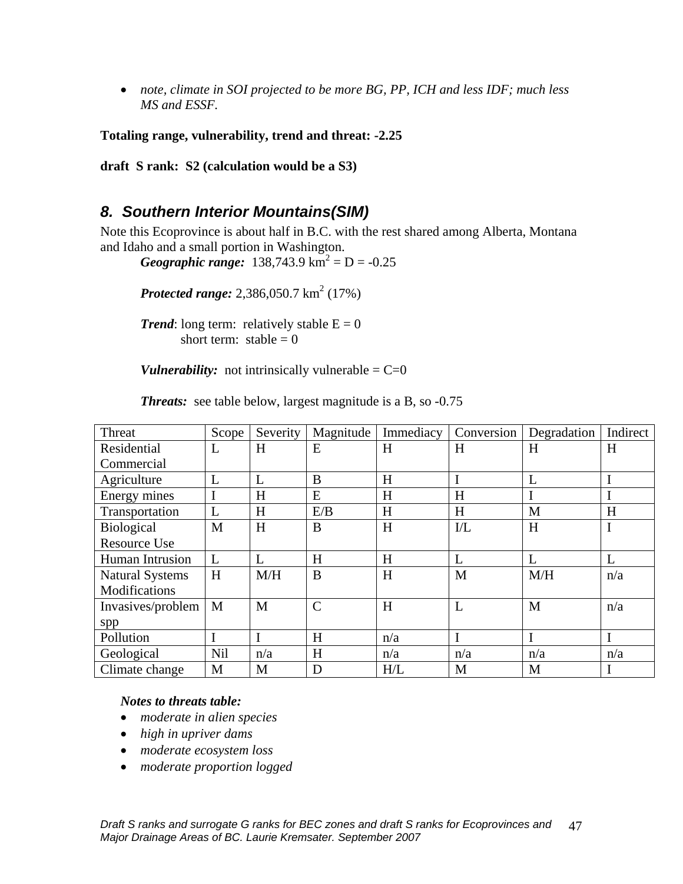- *note, climate in SOI projected to be more BG, PP, ICH and less IDF; much less MS and ESSF.*

**Totaling range, vulnerability, trend and threat: -2.25**

**draft S rank: S2 (calculation would be a S3)**

## *8. Southern Interior Mountains(SIM)*

Note this Ecoprovince is about half in B.C. with the rest shared among Alberta, Montana and Idaho and a small portion in Washington.

***Geographic range:*** 138,743.9 km$^2$ = D = -0.25

***Protected range:*** 2,386,050.7 km$^2$ (17%)

***Trend***: long term: relatively stable E = 0
short term: stable = 0

***Vulnerability:*** not intrinsically vulnerable = C=0

***Threats:*** see table below, largest magnitude is a B, so -0.75

| Threat | Scope | Severity | Magnitude | Immediacy | Conversion | Degradation | Indirect |
|---|---|---|---|---|---|---|---|
| Residential Commercial | L | H | E | H | H | H | H |
| Agriculture | L | L | B | H | I | L | I |
| Energy mines | I | H | E | H | H | I | I |
| Transportation | L | H | E/B | H | H | M | H |
| Biological Resource Use | M | H | B | H | I/L | H | I |
| Human Intrusion | L | L | H | H | L | L | L |
| Natural Systems Modifications | H | M/H | B | H | M | M/H | n/a |
| Invasives/problem spp | M | M | C | H | L | M | n/a |
| Pollution | I | I | H | n/a | I | I | I |
| Geological | Nil | n/a | H | n/a | n/a | n/a | n/a |
| Climate change | M | M | D | H/L | M | M | I |

***Notes to threats table:***

- *moderate in alien species*
- *high in upriver dams*
- *moderate ecosystem loss*
- *moderate proportion logged*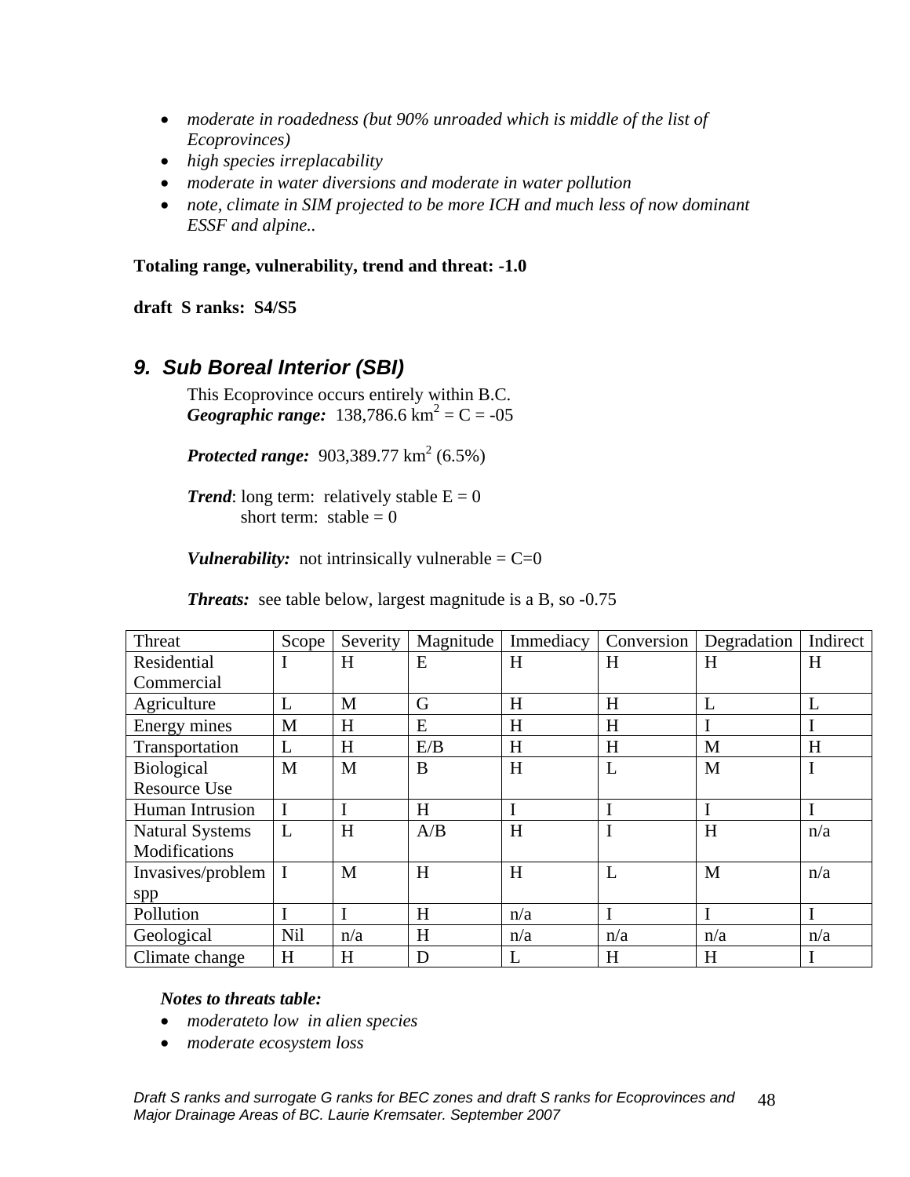- *moderate in roadedness (but 90% unroaded which is middle of the list of Ecoprovinces)*
- *high species irreplacability*
- *moderate in water diversions and moderate in water pollution*
- *note, climate in SIM projected to be more ICH and much less of now dominant ESSF and alpine..*

**Totaling range, vulnerability, trend and threat: -1.0**

**draft S ranks: S4/S5**

## *9. Sub Boreal Interior (SBI)*

This Ecoprovince occurs entirely within B.C.
***Geographic range:*** 138,786.6 km$^2$ = C = -05

***Protected range:*** 903,389.77 km$^2$ (6.5%)

***Trend***: long term: relatively stable E = 0
short term: stable = 0

***Vulnerability:*** not intrinsically vulnerable = C=0

***Threats:*** see table below, largest magnitude is a B, so -0.75

| Threat | Scope | Severity | Magnitude | Immediacy | Conversion | Degradation | Indirect |
|---|---|---|---|---|---|---|---|
| Residential Commercial | I | H | E | H | H | H | H |
| Agriculture | L | M | G | H | H | L | L |
| Energy mines | M | H | E | H | H | I | I |
| Transportation | L | H | E/B | H | H | M | H |
| Biological Resource Use | M | M | B | H | L | M | I |
| Human Intrusion | I | I | H | I | I | I | I |
| Natural Systems Modifications | L | H | A/B | H | I | H | n/a |
| Invasives/problem spp | I | M | H | H | L | M | n/a |
| Pollution | I | I | H | n/a | I | I | I |
| Geological | Nil | n/a | H | n/a | n/a | n/a | n/a |
| Climate change | H | H | D | L | H | H | I |

***Notes to threats table:***

- *moderateto low in alien species*
- *moderate ecosystem loss*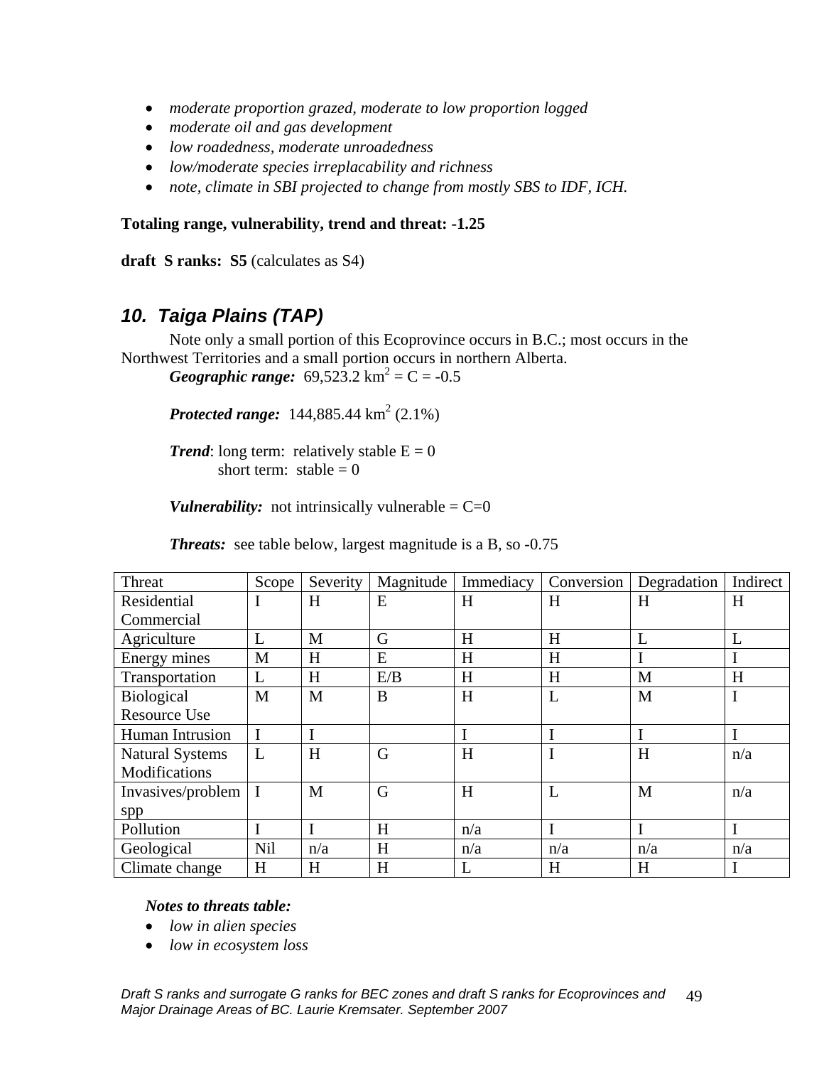- *moderate proportion grazed, moderate to low proportion logged*
- *moderate oil and gas development*
- *low roadedness, moderate unroadedness*
- *low/moderate species irreplacability and richness*
- *note, climate in SBI projected to change from mostly SBS to IDF, ICH.*

**Totaling range, vulnerability, trend and threat: -1.25**

**draft S ranks: S5** (calculates as S4)

### *10. Taiga Plains (TAP)*

Note only a small portion of this Ecoprovince occurs in B.C.; most occurs in the Northwest Territories and a small portion occurs in northern Alberta.

***Geographic range:*** 69,523.2 km$^2$ = C = -0.5

***Protected range:*** 144,885.44 km$^2$ (2.1%)

***Trend***: long term: relatively stable E = 0
short term: stable = 0

***Vulnerability:*** not intrinsically vulnerable = C=0

***Threats:*** see table below, largest magnitude is a B, so -0.75

| Threat | Scope | Severity | Magnitude | Immediacy | Conversion | Degradation | Indirect |
|---|---|---|---|---|---|---|---|
| Residential Commercial | I | H | E | H | H | H | H |
| Agriculture | L | M | G | H | H | L | L |
| Energy mines | M | H | E | H | H | I | I |
| Transportation | L | H | E/B | H | H | M | H |
| Biological Resource Use | M | M | B | H | L | M | I |
| Human Intrusion | I | I | | I | I | I | I |
| Natural Systems Modifications | L | H | G | H | I | H | n/a |
| Invasives/problem spp | I | M | G | H | L | M | n/a |
| Pollution | I | I | H | n/a | I | I | I |
| Geological | Nil | n/a | H | n/a | n/a | n/a | n/a |
| Climate change | H | H | H | L | H | H | I |

***Notes to threats table:***

- *low in alien species*
- *low in ecosystem loss*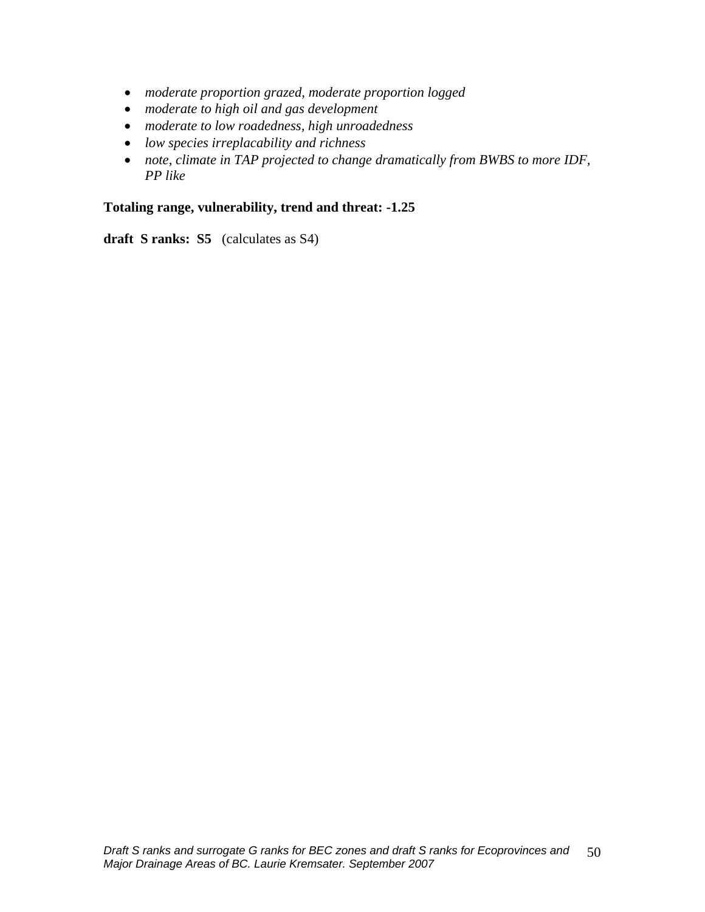- *moderate proportion grazed, moderate proportion logged*
- *moderate to high oil and gas development*
- *moderate to low roadedness, high unroadedness*
- *low species irreplacability and richness*
- *note, climate in TAP projected to change dramatically from BWBS to more IDF, PP like*

**Totaling range, vulnerability, trend and threat: -1.25**

**draft S ranks: S5** (calculates as S4)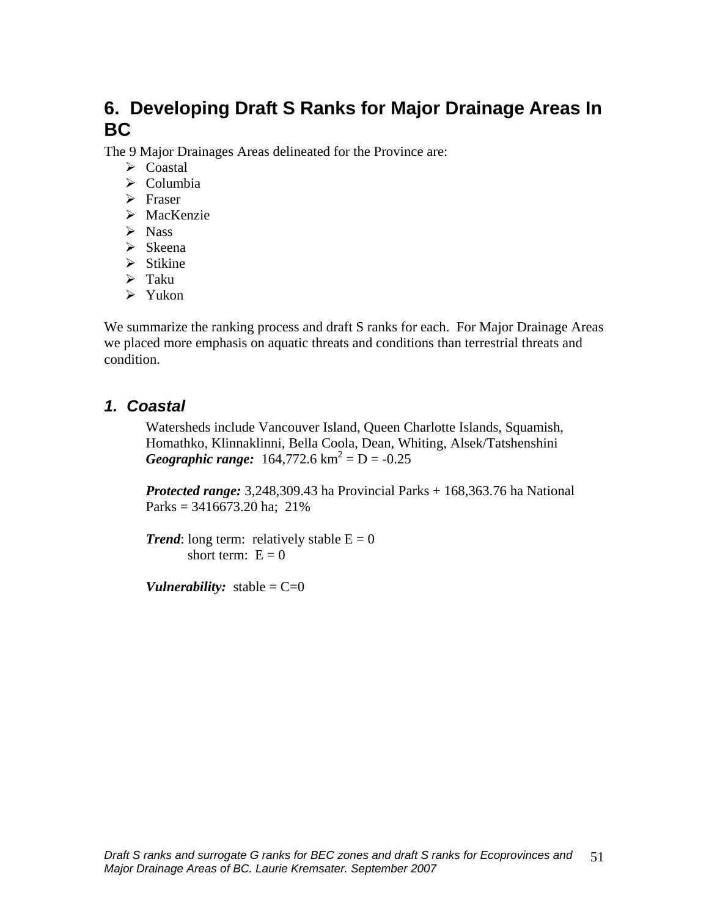# 6. Developing Draft S Ranks for Major Drainage Areas In BC

The 9 Major Drainages Areas delineated for the Province are:

- Coastal
- Columbia
- Fraser
- MacKenzie
- Nass
- Skeena
- Stikine
- Taku
- Yukon

We summarize the ranking process and draft S ranks for each. For Major Drainage Areas we placed more emphasis on aquatic threats and conditions than terrestrial threats and condition.

## 1. Coastal

Watersheds include Vancouver Island, Queen Charlotte Islands, Squamish, Homathko, Klinnaklinni, Bella Coola, Dean, Whiting, Alsek/Tatshenshini
***Geographic range:*** 164,772.6 $km^2$ = D = -0.25

***Protected range:*** 3,248,309.43 ha Provincial Parks + 168,363.76 ha National Parks = 3416673.20 ha; 21%

***Trend***: long term: relatively stable E = 0
short term: E = 0

***Vulnerability:*** stable = C=0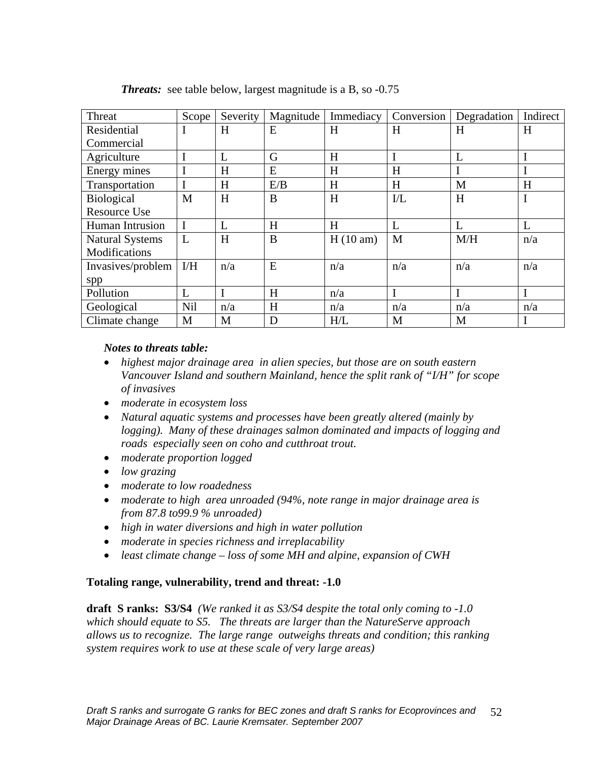***Threats:*** see table below, largest magnitude is a B, so -0.75

| Threat | Scope | Severity | Magnitude | Immediacy | Conversion | Degradation | Indirect |
|---|---|---|---|---|---|---|---|
| Residential Commercial | I | H | E | H | H | H | H |
| Agriculture | I | L | G | H | I | L | I |
| Energy mines | I | H | E | H | H | I | I |
| Transportation | I | H | E/B | H | H | M | H |
| Biological Resource Use | M | H | B | H | I/L | H | I |
| Human Intrusion | I | L | H | H | L | L | L |
| Natural Systems Modifications | L | H | B | H (10 am) | M | M/H | n/a |
| Invasives/problem spp | I/H | n/a | E | n/a | n/a | n/a | n/a |
| Pollution | L | I | H | n/a | I | I | I |
| Geological | Nil | n/a | H | n/a | n/a | n/a | n/a |
| Climate change | M | M | D | H/L | M | M | I |

***Notes to threats table:***

- *highest major drainage area in alien species, but those are on south eastern Vancouver Island and southern Mainland, hence the split rank of "I/H" for scope of invasives*
- *moderate in ecosystem loss*
- *Natural aquatic systems and processes have been greatly altered (mainly by logging). Many of these drainages salmon dominated and impacts of logging and roads especially seen on coho and cutthroat trout.*
- *moderate proportion logged*
- *low grazing*
- *moderate to low roadedness*
- *moderate to high area unroaded (94%, note range in major drainage area is from 87.8 to99.9 % unroaded)*
- *high in water diversions and high in water pollution*
- *moderate in species richness and irreplacability*
- *least climate change – loss of some MH and alpine, expansion of CWH*

**Totaling range, vulnerability, trend and threat: -1.0**

**draft S ranks: S3/S4** *(We ranked it as S3/S4 despite the total only coming to -1.0 which should equate to S5. The threats are larger than the NatureServe approach allows us to recognize. The large range outweighs threats and condition; this ranking system requires work to use at these scale of very large areas)*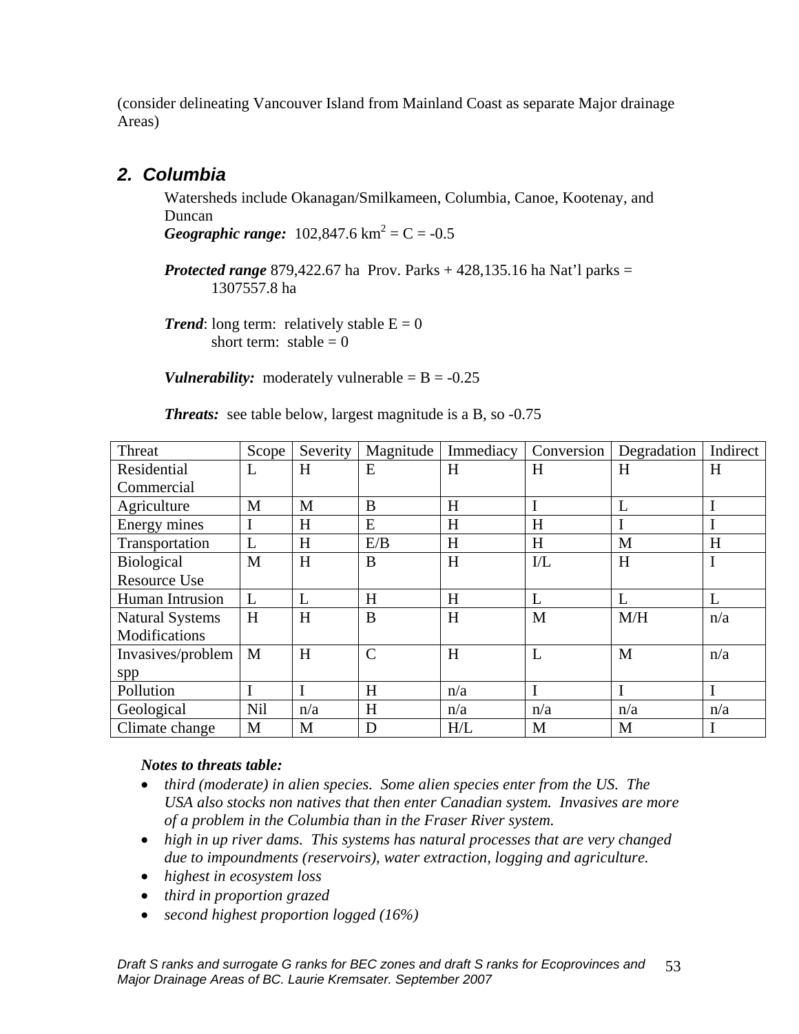(consider delineating Vancouver Island from Mainland Coast as separate Major drainage Areas)

## 2. Columbia

Watersheds include Okanagan/Smilkameen, Columbia, Canoe, Kootenay, and Duncan

***Geographic range:*** 102,847.6 km$^2$ = C = -0.5

***Protected range*** 879,422.67 ha Prov. Parks + 428,135.16 ha Nat'l parks = 1307557.8 ha

***Trend***: long term: relatively stable E = 0
short term: stable = 0

***Vulnerability:*** moderately vulnerable = B = -0.25

***Threats:*** see table below, largest magnitude is a B, so -0.75

| Threat | Scope | Severity | Magnitude | Immediacy | Conversion | Degradation | Indirect |
|---|---|---|---|---|---|---|---|
| Residential Commercial | L | H | E | H | H | H | H |
| Agriculture | M | M | B | H | I | L | I |
| Energy mines | I | H | E | H | H | I | I |
| Transportation | L | H | E/B | H | H | M | H |
| Biological Resource Use | M | H | B | H | I/L | H | I |
| Human Intrusion | L | L | H | H | L | L | L |
| Natural Systems Modifications | H | H | B | H | M | M/H | n/a |
| Invasives/problem spp | M | H | C | H | L | M | n/a |
| Pollution | I | I | H | n/a | I | I | I |
| Geological | Nil | n/a | H | n/a | n/a | n/a | n/a |
| Climate change | M | M | D | H/L | M | M | I |

***Notes to threats table:***

- *third (moderate) in alien species. Some alien species enter from the US. The USA also stocks non natives that then enter Canadian system. Invasives are more of a problem in the Columbia than in the Fraser River system.*
- *high in up river dams. This systems has natural processes that are very changed due to impoundments (reservoirs), water extraction, logging and agriculture.*
- *highest in ecosystem loss*
- *third in proportion grazed*
- *second highest proportion logged (16%)*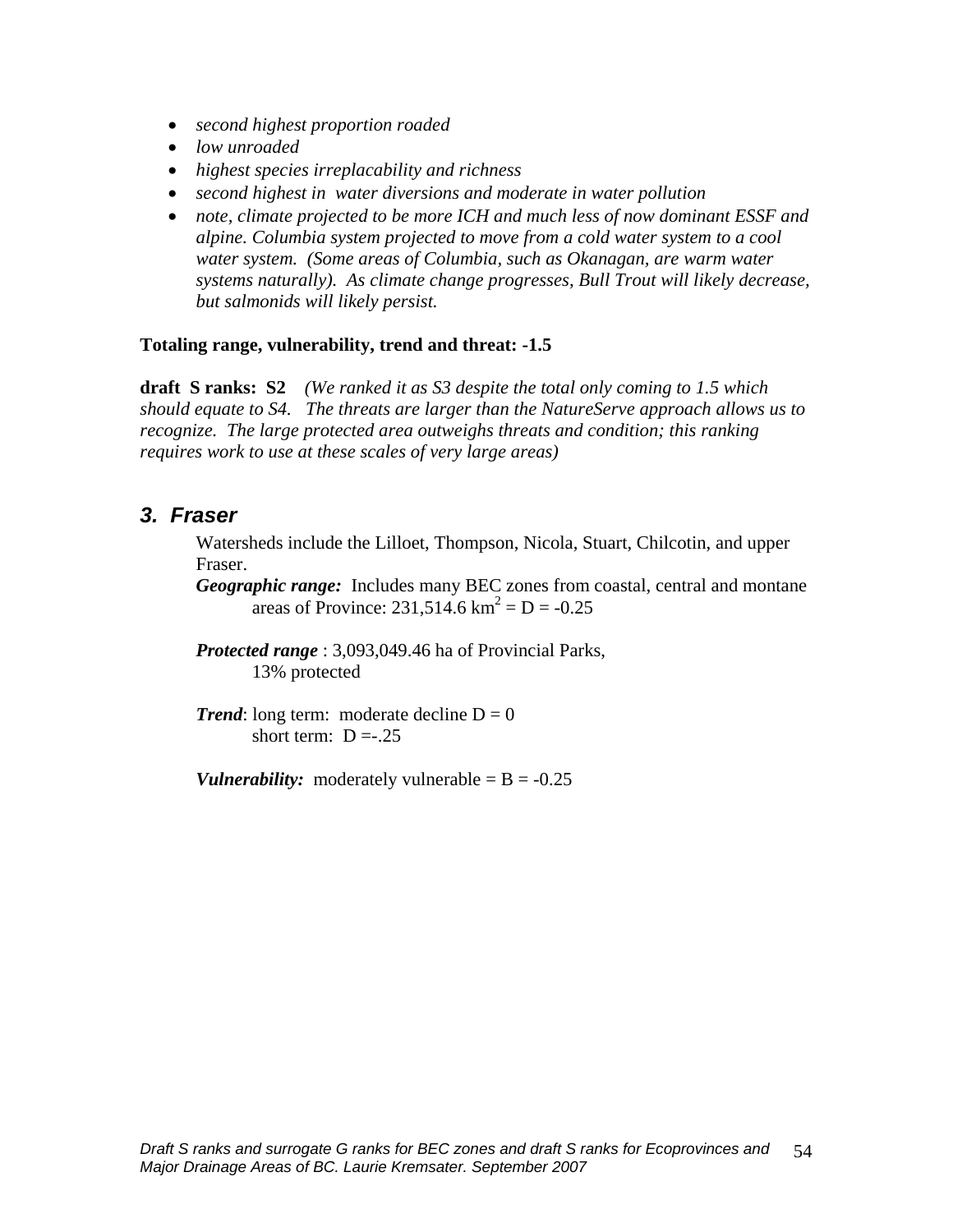- *second highest proportion roaded*
- *low unroaded*
- *highest species irreplacability and richness*
- *second highest in water diversions and moderate in water pollution*
- *note, climate projected to be more ICH and much less of now dominant ESSF and alpine. Columbia system projected to move from a cold water system to a cool water system. (Some areas of Columbia, such as Okanagan, are warm water systems naturally). As climate change progresses, Bull Trout will likely decrease, but salmonids will likely persist.*

**Totaling range, vulnerability, trend and threat: -1.5**

**draft S ranks: S2** *(We ranked it as S3 despite the total only coming to 1.5 which should equate to S4. The threats are larger than the NatureServe approach allows us to recognize. The large protected area outweighs threats and condition; this ranking requires work to use at these scales of very large areas)*

## *3. Fraser*

Watersheds include the Lilloet, Thompson, Nicola, Stuart, Chilcotin, and upper Fraser.

***Geographic range:*** Includes many BEC zones from coastal, central and montane areas of Province: 231,514.6 $km^2$ = D = -0.25

***Protected range*** : 3,093,049.46 ha of Provincial Parks,
13% protected

***Trend***: long term: moderate decline D = 0
short term: D =-.25

***Vulnerability:*** moderately vulnerable = B = -0.25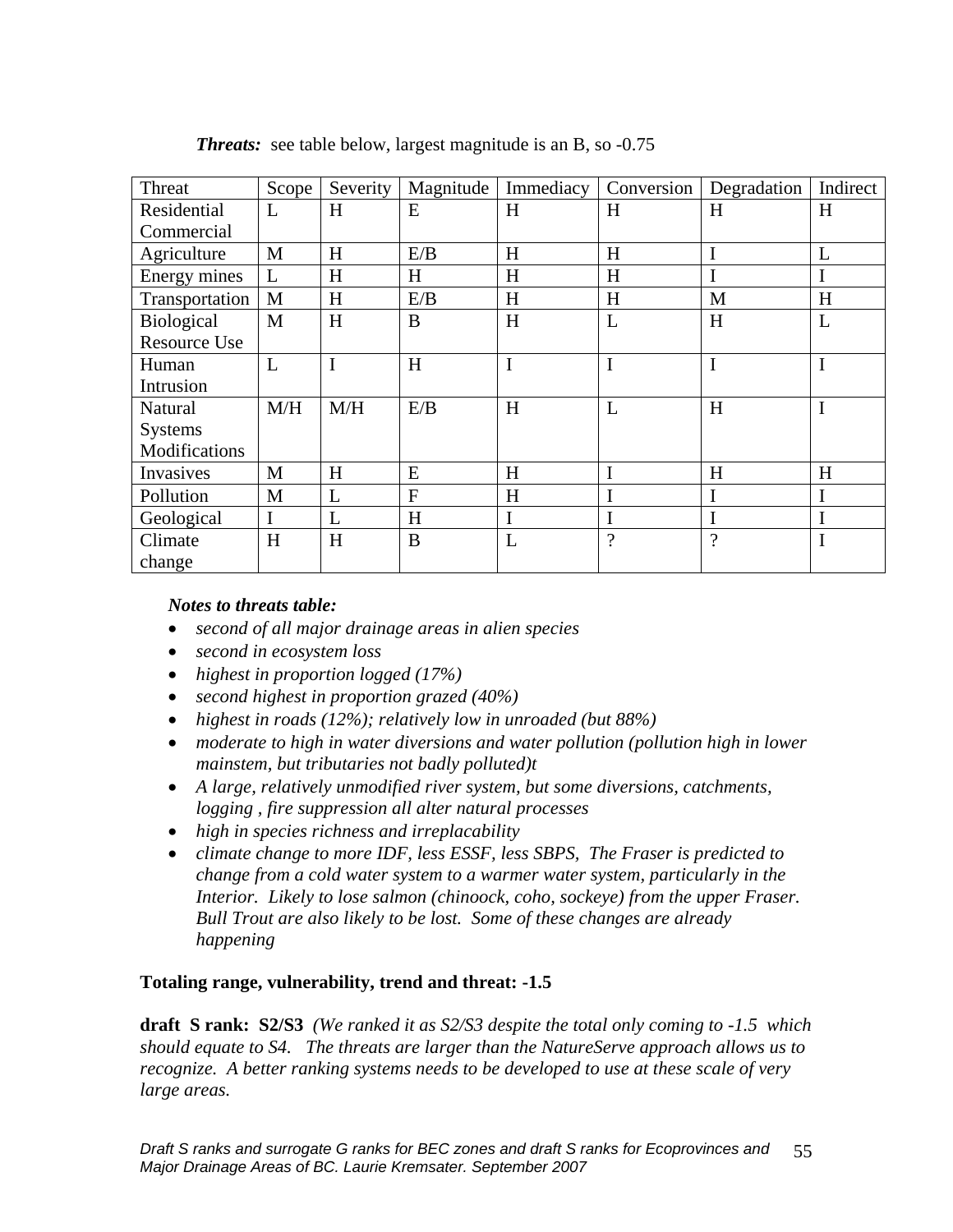***Threats:*** see table below, largest magnitude is an B, so -0.75

| Threat | Scope | Severity | Magnitude | Immediacy | Conversion | Degradation | Indirect |
|---|---|---|---|---|---|---|---|
| Residential Commercial | L | H | E | H | H | H | H |
| Agriculture | M | H | E/B | H | H | I | L |
| Energy mines | L | H | H | H | H | I | I |
| Transportation | M | H | E/B | H | H | M | H |
| Biological Resource Use | M | H | B | H | L | H | L |
| Human Intrusion | L | I | H | I | I | I | I |
| Natural Systems Modifications | M/H | M/H | E/B | H | L | H | I |
| Invasives | M | H | E | H | I | H | H |
| Pollution | M | L | F | H | I | I | I |
| Geological | I | L | H | I | I | I | I |
| Climate change | H | H | B | L | ? | ? | I |

***Notes to threats table:***

- *second of all major drainage areas in alien species*
- *second in ecosystem loss*
- *highest in proportion logged (17%)*
- *second highest in proportion grazed (40%)*
- *highest in roads (12%); relatively low in unroaded (but 88%)*
- *moderate to high in water diversions and water pollution (pollution high in lower mainstem, but tributaries not badly polluted)t*
- *A large, relatively unmodified river system, but some diversions, catchments, logging , fire suppression all alter natural processes*
- *high in species richness and irreplacability*
- *climate change to more IDF, less ESSF, less SBPS, The Fraser is predicted to change from a cold water system to a warmer water system, particularly in the Interior. Likely to lose salmon (chinoock, coho, sockeye) from the upper Fraser. Bull Trout are also likely to be lost. Some of these changes are already happening*

**Totaling range, vulnerability, trend and threat: -1.5**

**draft S rank: S2/S3** *(We ranked it as S2/S3 despite the total only coming to -1.5 which should equate to S4. The threats are larger than the NatureServe approach allows us to recognize. A better ranking systems needs to be developed to use at these scale of very large areas.*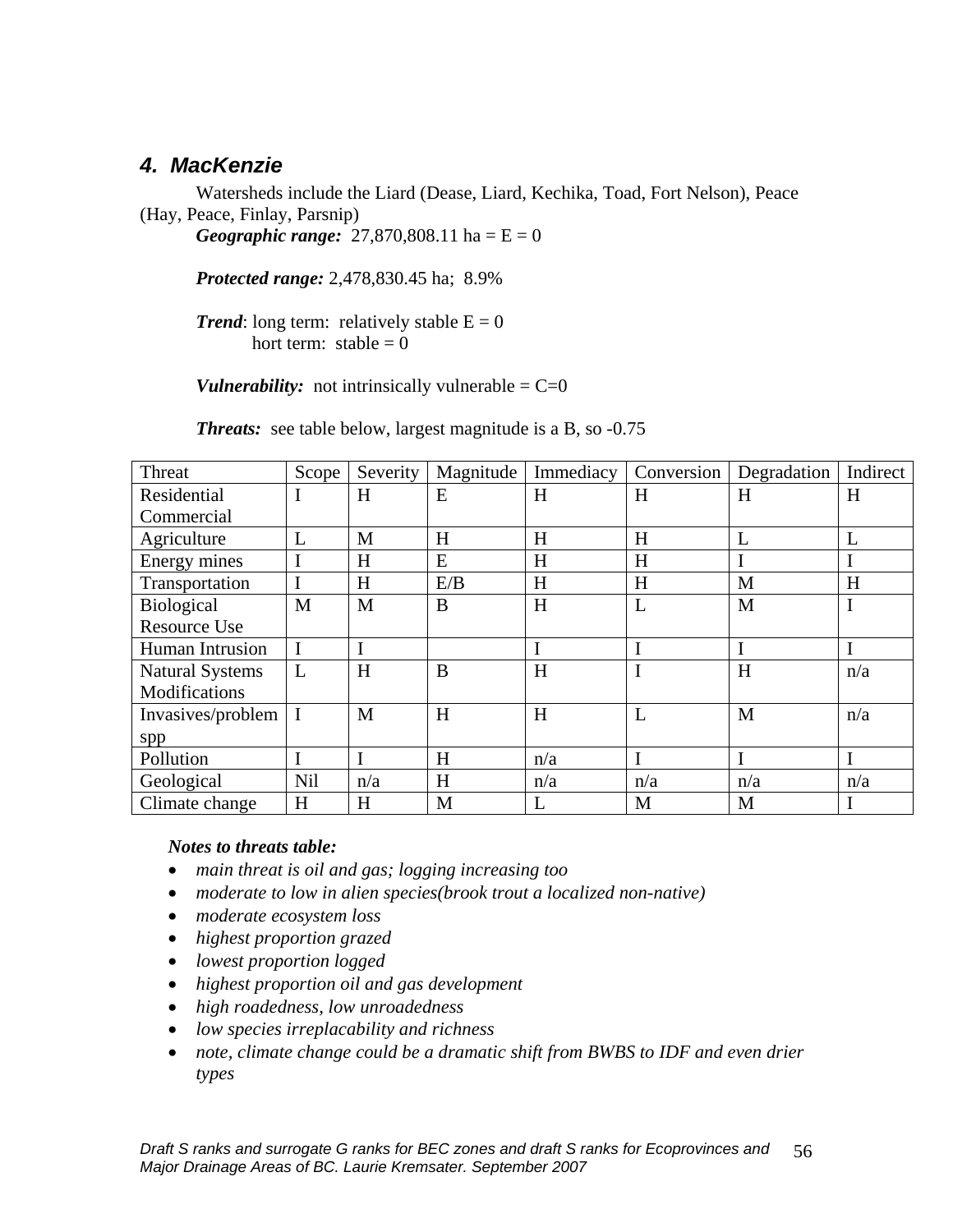## *4. MacKenzie*

Watersheds include the Liard (Dease, Liard, Kechika, Toad, Fort Nelson), Peace (Hay, Peace, Finlay, Parsnip)

***Geographic range:*** 27,870,808.11 ha = E = 0

***Protected range:*** 2,478,830.45 ha; 8.9%

***Trend***: long term: relatively stable E = 0
hort term: stable = 0

***Vulnerability:*** not intrinsically vulnerable = C=0

***Threats:*** see table below, largest magnitude is a B, so -0.75

| Threat | Scope | Severity | Magnitude | Immediacy | Conversion | Degradation | Indirect |
|---|---|---|---|---|---|---|---|
| Residential Commercial | I | H | E | H | H | H | H |
| Agriculture | L | M | H | H | H | L | L |
| Energy mines | I | H | E | H | H | I | I |
| Transportation | I | H | E/B | H | H | M | H |
| Biological Resource Use | M | M | B | H | L | M | I |
| Human Intrusion | I | I | | I | I | I | I |
| Natural Systems Modifications | L | H | B | H | I | H | n/a |
| Invasives/problem spp | I | M | H | H | L | M | n/a |
| Pollution | I | I | H | n/a | I | I | I |
| Geological | Nil | n/a | H | n/a | n/a | n/a | n/a |
| Climate change | H | H | M | L | M | M | I |

***Notes to threats table:***

- *main threat is oil and gas; logging increasing too*
- *moderate to low in alien species(brook trout a localized non-native)*
- *moderate ecosystem loss*
- *highest proportion grazed*
- *lowest proportion logged*
- *highest proportion oil and gas development*
- *high roadedness, low unroadedness*
- *low species irreplacability and richness*
- *note, climate change could be a dramatic shift from BWBS to IDF and even drier types*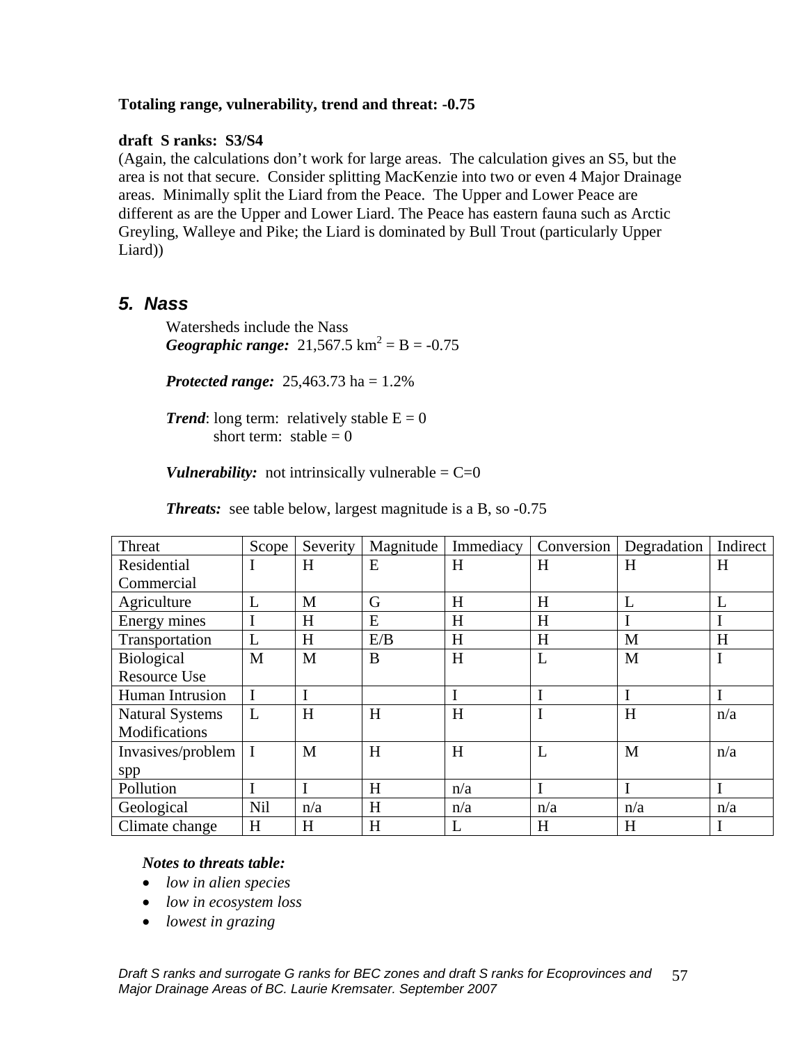**Totaling range, vulnerability, trend and threat: -0.75**

**draft S ranks: S3/S4**
(Again, the calculations don't work for large areas. The calculation gives an S5, but the area is not that secure. Consider splitting MacKenzie into two or even 4 Major Drainage areas. Minimally split the Liard from the Peace. The Upper and Lower Peace are different as are the Upper and Lower Liard. The Peace has eastern fauna such as Arctic Greyling, Walleye and Pike; the Liard is dominated by Bull Trout (particularly Upper Liard))

## 5. Nass

Watersheds include the Nass
***Geographic range:*** 21,567.5 $km^2$ = B = -0.75

***Protected range:*** 25,463.73 ha = 1.2%

***Trend***: long term: relatively stable E = 0
short term: stable = 0

***Vulnerability:*** not intrinsically vulnerable = C=0

***Threats:*** see table below, largest magnitude is a B, so -0.75

| Threat | Scope | Severity | Magnitude | Immediacy | Conversion | Degradation | Indirect |
|---|---|---|---|---|---|---|---|
| Residential Commercial | I | H | E | H | H | H | H |
| Agriculture | L | M | G | H | H | L | L |
| Energy mines | I | H | E | H | H | I | I |
| Transportation | L | H | E/B | H | H | M | H |
| Biological Resource Use | M | M | B | H | L | M | I |
| Human Intrusion | I | I | | I | I | I | I |
| Natural Systems Modifications | L | H | H | H | I | H | n/a |
| Invasives/problem spp | I | M | H | H | L | M | n/a |
| Pollution | I | I | H | n/a | I | I | I |
| Geological | Nil | n/a | H | n/a | n/a | n/a | n/a |
| Climate change | H | H | H | L | H | H | I |

***Notes to threats table:***

- *low in alien species*
- *low in ecosystem loss*
- *lowest in grazing*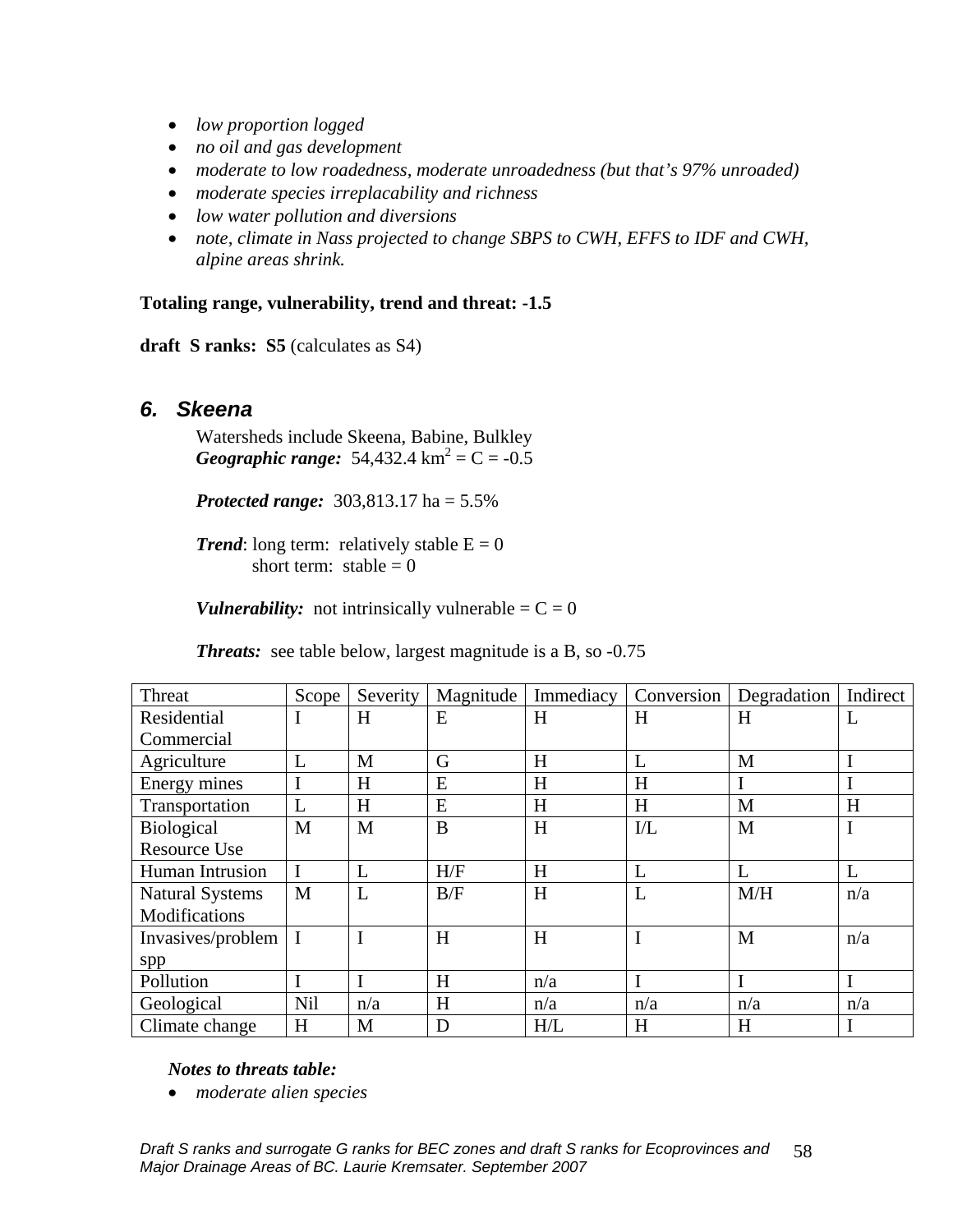- *low proportion logged*
- *no oil and gas development*
- *moderate to low roadedness, moderate unroadedness (but that's 97% unroaded)*
- *moderate species irreplacability and richness*
- *low water pollution and diversions*
- *note, climate in Nass projected to change SBPS to CWH, EFFS to IDF and CWH, alpine areas shrink.*

**Totaling range, vulnerability, trend and threat: -1.5**

**draft S ranks: S5** (calculates as S4)

## 6. Skeena

Watersheds include Skeena, Babine, Bulkley
***Geographic range:*** 54,432.4 km$^2$ = C = -0.5

***Protected range:*** 303,813.17 ha = 5.5%

***Trend***: long term: relatively stable E = 0
short term: stable = 0

***Vulnerability:*** not intrinsically vulnerable = C = 0

***Threats:*** see table below, largest magnitude is a B, so -0.75

| Threat | Scope | Severity | Magnitude | Immediacy | Conversion | Degradation | Indirect |
|---|---|---|---|---|---|---|---|
| Residential Commercial | I | H | E | H | H | H | L |
| Agriculture | L | M | G | H | L | M | I |
| Energy mines | I | H | E | H | H | I | I |
| Transportation | L | H | E | H | H | M | H |
| Biological Resource Use | M | M | B | H | I/L | M | I |
| Human Intrusion | I | L | H/F | H | L | L | L |
| Natural Systems Modifications | M | L | B/F | H | L | M/H | n/a |
| Invasives/problem spp | I | I | H | H | I | M | n/a |
| Pollution | I | I | H | n/a | I | I | I |
| Geological | Nil | n/a | H | n/a | n/a | n/a | n/a |
| Climate change | H | M | D | H/L | H | H | I |

***Notes to threats table:***

- *moderate alien species*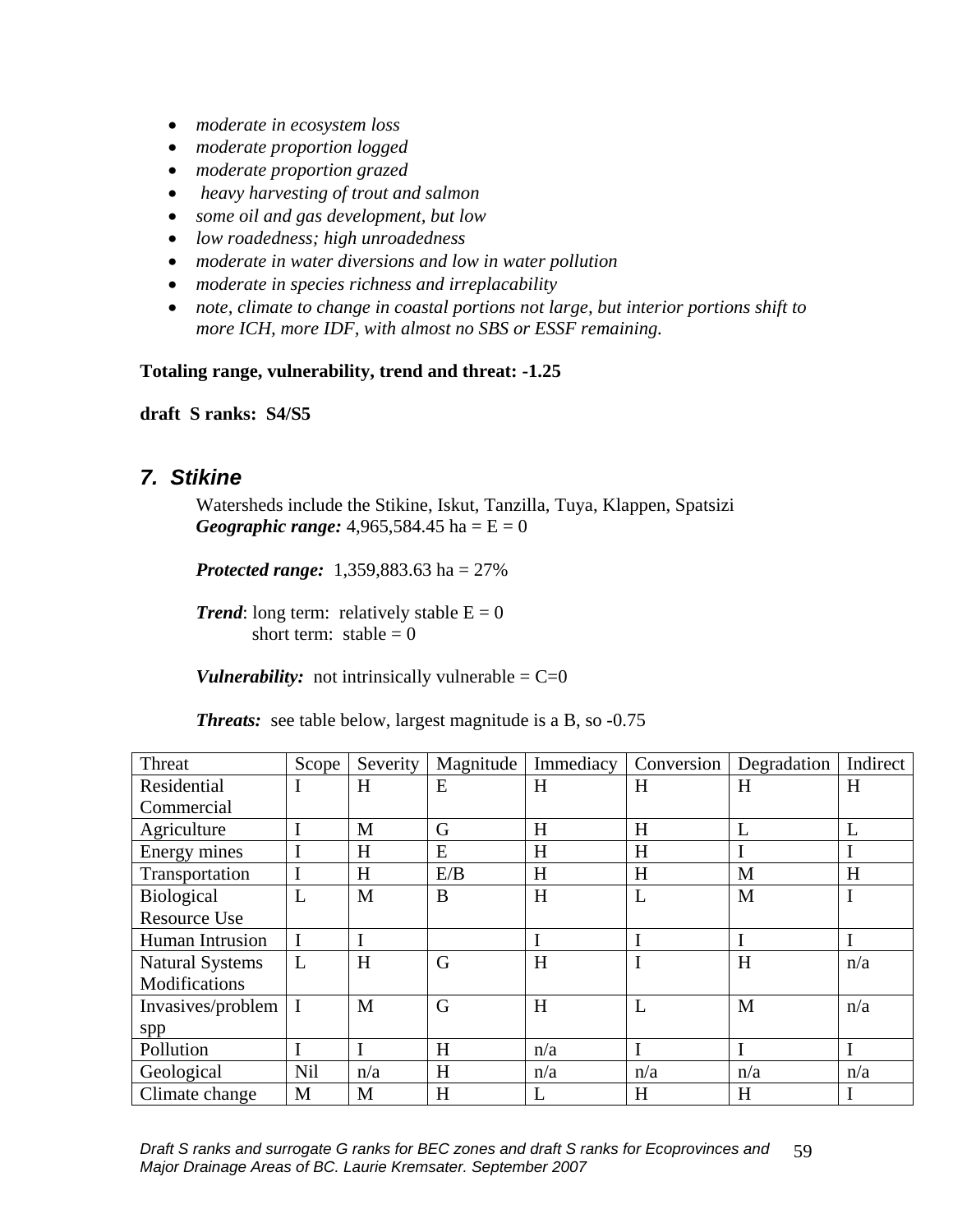- *moderate in ecosystem loss*
- *moderate proportion logged*
- *moderate proportion grazed*
- *heavy harvesting of trout and salmon*
- *some oil and gas development, but low*
- *low roadedness; high unroadedness*
- *moderate in water diversions and low in water pollution*
- *moderate in species richness and irreplacability*
- *note, climate to change in coastal portions not large, but interior portions shift to more ICH, more IDF, with almost no SBS or ESSF remaining.*

**Totaling range, vulnerability, trend and threat: -1.25**

**draft S ranks: S4/S5**

### *7. Stikine*

Watersheds include the Stikine, Iskut, Tanzilla, Tuya, Klappen, Spatsizi

***Geographic range:*** 4,965,584.45 ha = E = 0

***Protected range:*** 1,359,883.63 ha = 27%

***Trend***: long term: relatively stable E = 0
short term: stable = 0

***Vulnerability:*** not intrinsically vulnerable = C=0

***Threats:*** see table below, largest magnitude is a B, so -0.75

| Threat | Scope | Severity | Magnitude | Immediacy | Conversion | Degradation | Indirect |
|---|---|---|---|---|---|---|---|
| Residential Commercial | I | H | E | H | H | H | H |
| Agriculture | I | M | G | H | H | L | L |
| Energy mines | I | H | E | H | H | I | I |
| Transportation | I | H | E/B | H | H | M | H |
| Biological Resource Use | L | M | B | H | L | M | I |
| Human Intrusion | I | I | | I | I | I | I |
| Natural Systems Modifications | L | H | G | H | I | H | n/a |
| Invasives/problem spp | I | M | G | H | L | M | n/a |
| Pollution | I | I | H | n/a | I | I | I |
| Geological | Nil | n/a | H | n/a | n/a | n/a | n/a |
| Climate change | M | M | H | L | H | H | I |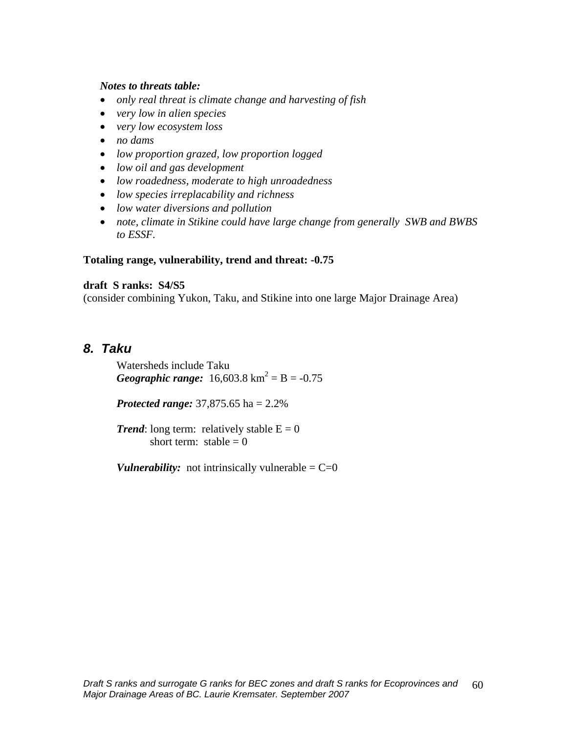***Notes to threats table:***

- *only real threat is climate change and harvesting of fish*
- *very low in alien species*
- *very low ecosystem loss*
- *no dams*
- *low proportion grazed, low proportion logged*
- *low oil and gas development*
- *low roadedness, moderate to high unroadedness*
- *low species irreplacability and richness*
- *low water diversions and pollution*
- *note, climate in Stikine could have large change from generally SWB and BWBS to ESSF.*

**Totaling range, vulnerability, trend and threat: -0.75**

**draft S ranks: S4/S5**
(consider combining Yukon, Taku, and Stikine into one large Major Drainage Area)

## *8. Taku*

Watersheds include Taku
***Geographic range:*** 16,603.8 km$^2$ = B = -0.75

***Protected range:*** 37,875.65 ha = 2.2%

***Trend***: long term: relatively stable E = 0
short term: stable = 0

***Vulnerability:*** not intrinsically vulnerable = C=0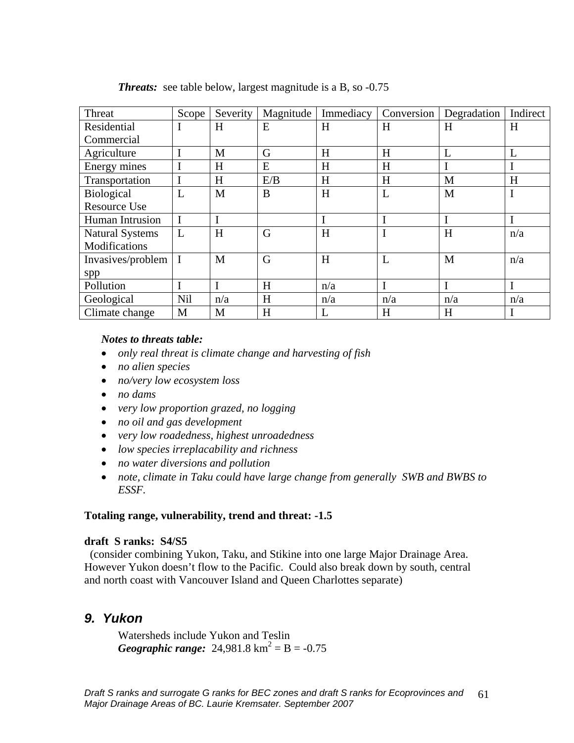***Threats:*** see table below, largest magnitude is a B, so -0.75

| Threat | Scope | Severity | Magnitude | Immediacy | Conversion | Degradation | Indirect |
|---|---|---|---|---|---|---|---|
| Residential Commercial | I | H | E | H | H | H | H |
| Agriculture | I | M | G | H | H | L | L |
| Energy mines | I | H | E | H | H | I | I |
| Transportation | I | H | E/B | H | H | M | H |
| Biological Resource Use | L | M | B | H | L | M | I |
| Human Intrusion | I | I | | I | I | I | I |
| Natural Systems Modifications | L | H | G | H | I | H | n/a |
| Invasives/problem spp | I | M | G | H | L | M | n/a |
| Pollution | I | I | H | n/a | I | I | I |
| Geological | Nil | n/a | H | n/a | n/a | n/a | n/a |
| Climate change | M | M | H | L | H | H | I |

***Notes to threats table:***

- *only real threat is climate change and harvesting of fish*
- *no alien species*
- *no/very low ecosystem loss*
- *no dams*
- *very low proportion grazed, no logging*
- *no oil and gas development*
- *very low roadedness, highest unroadedness*
- *low species irreplacability and richness*
- *no water diversions and pollution*
- *note, climate in Taku could have large change from generally SWB and BWBS to ESSF.*

**Totaling range, vulnerability, trend and threat: -1.5**

**draft S ranks: S4/S5**
(consider combining Yukon, Taku, and Stikine into one large Major Drainage Area. However Yukon doesn't flow to the Pacific. Could also break down by south, central and north coast with Vancouver Island and Queen Charlottes separate)

## *9. Yukon*

Watersheds include Yukon and Teslin
***Geographic range:*** 24,981.8 km$^2$ = B = -0.75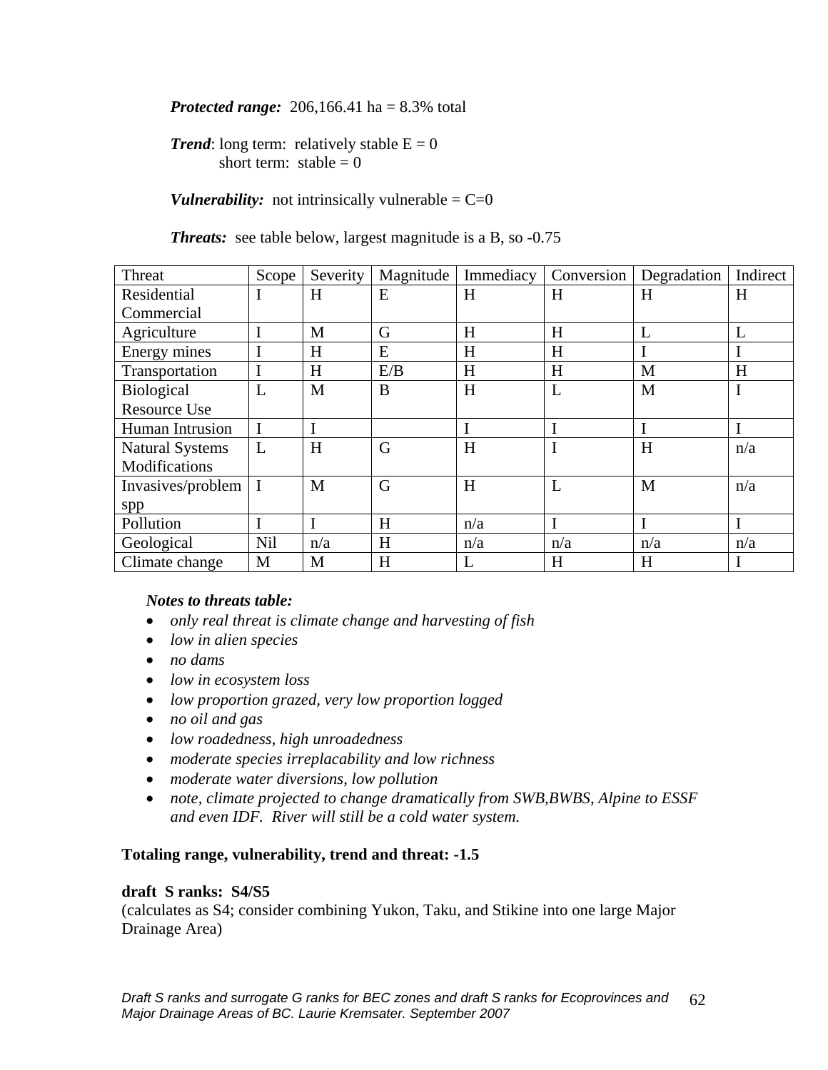***Protected range:*** 206,166.41 ha = 8.3% total

***Trend***: long term: relatively stable E = 0
short term: stable = 0

***Vulnerability:*** not intrinsically vulnerable = C=0

***Threats:*** see table below, largest magnitude is a B, so -0.75

| Threat | Scope | Severity | Magnitude | Immediacy | Conversion | Degradation | Indirect |
|---|---|---|---|---|---|---|---|
| Residential Commercial | I | H | E | H | H | H | H |
| Agriculture | I | M | G | H | H | L | L |
| Energy mines | I | H | E | H | H | I | I |
| Transportation | I | H | E/B | H | H | M | H |
| Biological Resource Use | L | M | B | H | L | M | I |
| Human Intrusion | I | I | | I | I | I | I |
| Natural Systems Modifications | L | H | G | H | I | H | n/a |
| Invasives/problem spp | I | M | G | H | L | M | n/a |
| Pollution | I | I | H | n/a | I | I | I |
| Geological | Nil | n/a | H | n/a | n/a | n/a | n/a |
| Climate change | M | M | H | L | H | H | I |

***Notes to threats table:***

- *only real threat is climate change and harvesting of fish*
- *low in alien species*
- *no dams*
- *low in ecosystem loss*
- *low proportion grazed, very low proportion logged*
- *no oil and gas*
- *low roadedness, high unroadedness*
- *moderate species irreplacability and low richness*
- *moderate water diversions, low pollution*
- *note, climate projected to change dramatically from SWB,BWBS, Alpine to ESSF and even IDF. River will still be a cold water system.*

**Totaling range, vulnerability, trend and threat: -1.5**

**draft S ranks: S4/S5**
(calculates as S4; consider combining Yukon, Taku, and Stikine into one large Major Drainage Area)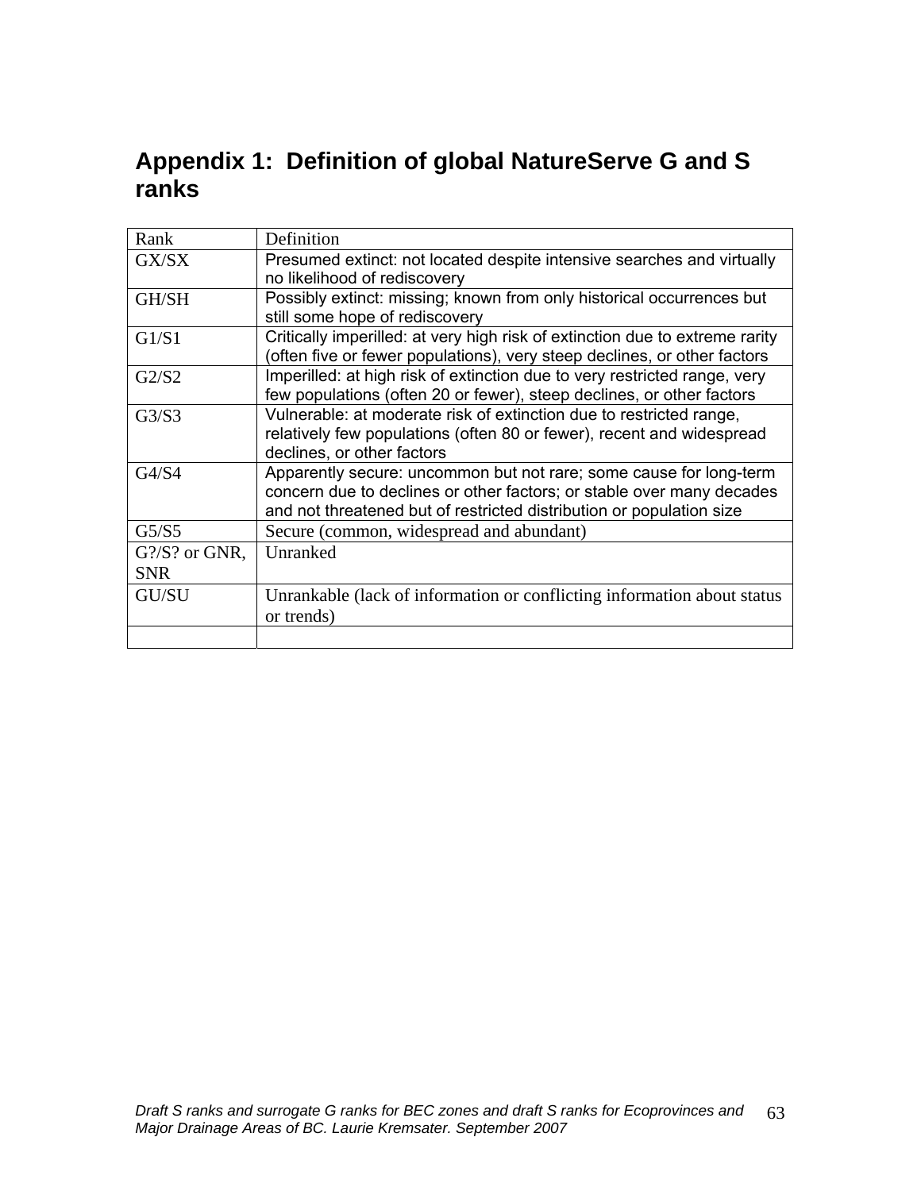# Appendix 1: Definition of global NatureServe G and S ranks

| Rank | Definition |
|---|---|
| GX/SX | Presumed extinct: not located despite intensive searches and virtually no likelihood of rediscovery |
| GH/SH | Possibly extinct: missing; known from only historical occurrences but still some hope of rediscovery |
| G1/S1 | Critically imperilled: at very high risk of extinction due to extreme rarity (often five or fewer populations), very steep declines, or other factors |
| G2/S2 | Imperilled: at high risk of extinction due to very restricted range, very few populations (often 20 or fewer), steep declines, or other factors |
| G3/S3 | Vulnerable: at moderate risk of extinction due to restricted range, relatively few populations (often 80 or fewer), recent and widespread declines, or other factors |
| G4/S4 | Apparently secure: uncommon but not rare; some cause for long-term concern due to declines or other factors; or stable over many decades and not threatened but of restricted distribution or population size |
| G5/S5 | Secure (common, widespread and abundant) |
| G?/S? or GNR, SNR | Unranked |
| GU/SU | Unrankable (lack of information or conflicting information about status or trends) |
| | |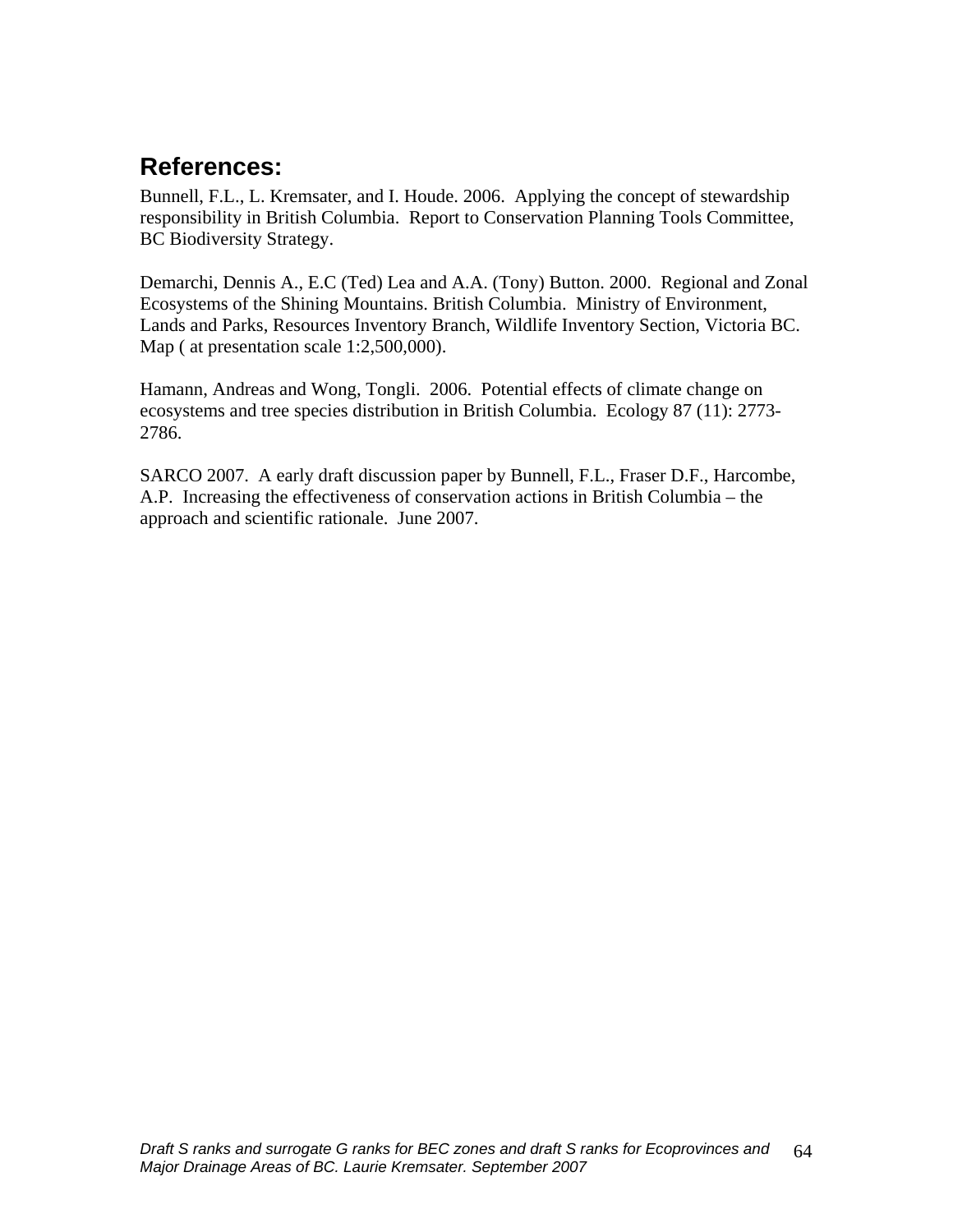## References:

Bunnell, F.L., L. Kremsater, and I. Houde. 2006. Applying the concept of stewardship responsibility in British Columbia. Report to Conservation Planning Tools Committee, BC Biodiversity Strategy.

Demarchi, Dennis A., E.C (Ted) Lea and A.A. (Tony) Button. 2000. Regional and Zonal Ecosystems of the Shining Mountains. British Columbia. Ministry of Environment, Lands and Parks, Resources Inventory Branch, Wildlife Inventory Section, Victoria BC. Map ( at presentation scale 1:2,500,000).

Hamann, Andreas and Wong, Tongli. 2006. Potential effects of climate change on ecosystems and tree species distribution in British Columbia. Ecology 87 (11): 2773-2786.

SARCO 2007. A early draft discussion paper by Bunnell, F.L., Fraser D.F., Harcombe, A.P. Increasing the effectiveness of conservation actions in British Columbia – the approach and scientific rationale. June 2007.